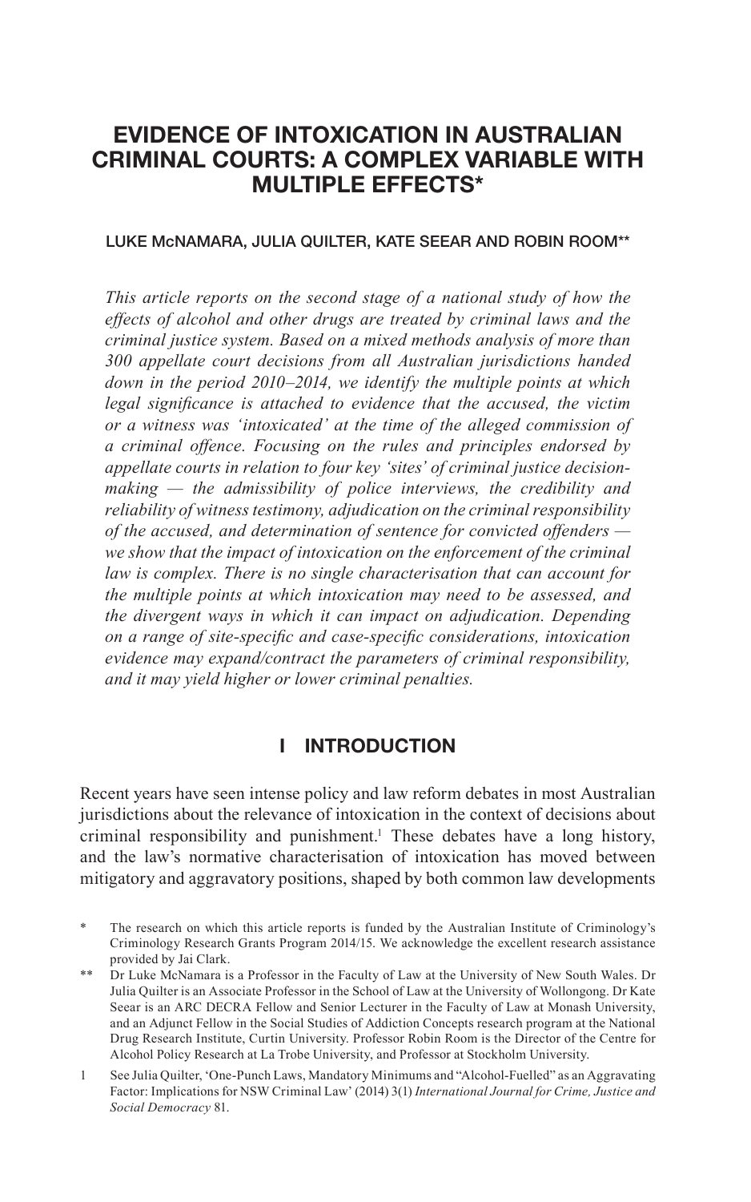# EVIDENCE OF INTOXICATION IN AUSTRALIAN CRIMINAL COURTS: A COMPLEX VARIABLE WITH MULTIPLE EFFECTS*

LUKE McNAMARA, JULIA QUILTER, KATE SEEAR AND ROBIN ROOM**

*This article reports on the second stage of a national study of how the effects of alcohol and other drugs are treated by criminal laws and the criminal justice system. Based on a mixed methods analysis of more than 300 appellate court decisions from all Australian jurisdictions handed down in the period 2010–2014, we identify the multiple points at which legal significance is attached to evidence that the accused, the victim or a witness was 'intoxicated' at the time of the alleged commission of a criminal offence. Focusing on the rules and principles endorsed by appellate courts in relation to four key 'sites' of criminal justice decision-making — the admissibility of police interviews, the credibility and reliability of witness testimony, adjudication on the criminal responsibility of the accused, and determination of sentence for convicted offenders — we show that the impact of intoxication on the enforcement of the criminal law is complex. There is no single characterisation that can account for the multiple points at which intoxication may need to be assessed, and the divergent ways in which it can impact on adjudication. Depending on a range of site-specific and case-specific considerations, intoxication evidence may expand/contract the parameters of criminal responsibility, and it may yield higher or lower criminal penalties.*

## I INTRODUCTION

Recent years have seen intense policy and law reform debates in most Australian jurisdictions about the relevance of intoxication in the context of decisions about criminal responsibility and punishment.[1] These debates have a long history, and the law's normative characterisation of intoxication has moved between mitigatory and aggravatory positions, shaped by both common law developments

---

\* The research on which this article reports is funded by the Australian Institute of Criminology's Criminology Research Grants Program 2014/15. We acknowledge the excellent research assistance provided by Jai Clark.

\*\* Dr Luke McNamara is a Professor in the Faculty of Law at the University of New South Wales. Dr Julia Quilter is an Associate Professor in the School of Law at the University of Wollongong. Dr Kate Seear is an ARC DECRA Fellow and Senior Lecturer in the Faculty of Law at Monash University, and an Adjunct Fellow in the Social Studies of Addiction Concepts research program at the National Drug Research Institute, Curtin University. Professor Robin Room is the Director of the Centre for Alcohol Policy Research at La Trobe University, and Professor at Stockholm University.

1 See Julia Quilter, 'One-Punch Laws, Mandatory Minimums and "Alcohol-Fuelled" as an Aggravating Factor: Implications for NSW Criminal Law' (2014) 3(1) *International Journal for Crime, Justice and Social Democracy* 81.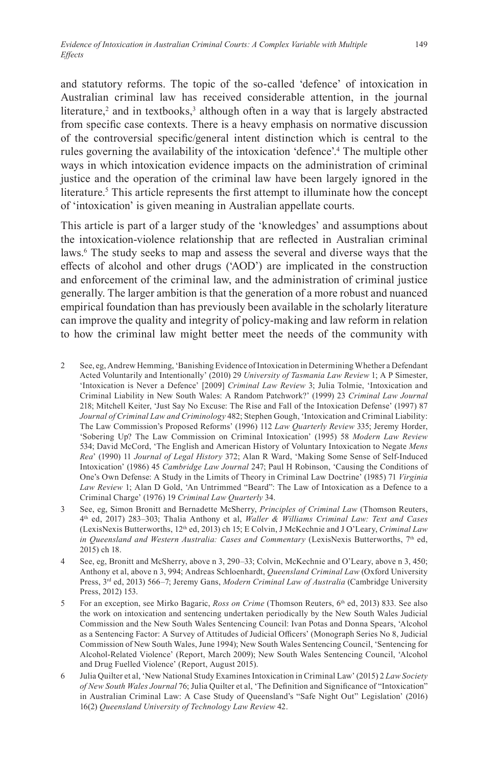and statutory reforms. The topic of the so-called 'defence' of intoxication in Australian criminal law has received considerable attention, in the journal literature,[2] and in textbooks,[3] although often in a way that is largely abstracted from specific case contexts. There is a heavy emphasis on normative discussion of the controversial specific/general intent distinction which is central to the rules governing the availability of the intoxication 'defence'.[4] The multiple other ways in which intoxication evidence impacts on the administration of criminal justice and the operation of the criminal law have been largely ignored in the literature.[5] This article represents the first attempt to illuminate how the concept of 'intoxication' is given meaning in Australian appellate courts.

This article is part of a larger study of the 'knowledges' and assumptions about the intoxication-violence relationship that are reflected in Australian criminal laws.[6] The study seeks to map and assess the several and diverse ways that the effects of alcohol and other drugs ('AOD') are implicated in the construction and enforcement of the criminal law, and the administration of criminal justice generally. The larger ambition is that the generation of a more robust and nuanced empirical foundation than has previously been available in the scholarly literature can improve the quality and integrity of policy-making and law reform in relation to how the criminal law might better meet the needs of the community with

2 See, eg, Andrew Hemming, 'Banishing Evidence of Intoxication in Determining Whether a Defendant Acted Voluntarily and Intentionally' (2010) 29 *University of Tasmania Law Review* 1; A P Simester, 'Intoxication is Never a Defence' [2009] *Criminal Law Review* 3; Julia Tolmie, 'Intoxication and Criminal Liability in New South Wales: A Random Patchwork?' (1999) 23 *Criminal Law Journal* 218; Mitchell Keiter, 'Just Say No Excuse: The Rise and Fall of the Intoxication Defense' (1997) 87 *Journal of Criminal Law and Criminology* 482; Stephen Gough, 'Intoxication and Criminal Liability: The Law Commission's Proposed Reforms' (1996) 112 *Law Quarterly Review* 335; Jeremy Horder, 'Sobering Up? The Law Commission on Criminal Intoxication' (1995) 58 *Modern Law Review* 534; David McCord, 'The English and American History of Voluntary Intoxication to Negate *Mens Rea*' (1990) 11 *Journal of Legal History* 372; Alan R Ward, 'Making Some Sense of Self-Induced Intoxication' (1986) 45 *Cambridge Law Journal* 247; Paul H Robinson, 'Causing the Conditions of One's Own Defense: A Study in the Limits of Theory in Criminal Law Doctrine' (1985) 71 *Virginia Law Review* 1; Alan D Gold, 'An Untrimmed "Beard": The Law of Intoxication as a Defence to a Criminal Charge' (1976) 19 *Criminal Law Quarterly* 34.

3 See, eg, Simon Bronitt and Bernadette McSherry, *Principles of Criminal Law* (Thomson Reuters, 4th ed, 2017) 283–303; Thalia Anthony et al, *Waller & Williams Criminal Law: Text and Cases* (LexisNexis Butterworths, 12th ed, 2013) ch 15; E Colvin, J McKechnie and J O'Leary, *Criminal Law in Queensland and Western Australia: Cases and Commentary* (LexisNexis Butterworths, 7th ed, 2015) ch 18.

4 See, eg, Bronitt and McSherry, above n 3, 290–33; Colvin, McKechnie and O'Leary, above n 3, 450; Anthony et al, above n 3, 994; Andreas Schloenhardt, *Queensland Criminal Law* (Oxford University Press, 3rd ed, 2013) 566–7; Jeremy Gans, *Modern Criminal Law of Australia* (Cambridge University Press, 2012) 153.

5 For an exception, see Mirko Bagaric, *Ross on Crime* (Thomson Reuters, 6th ed, 2013) 833. See also the work on intoxication and sentencing undertaken periodically by the New South Wales Judicial Commission and the New South Wales Sentencing Council: Ivan Potas and Donna Spears, 'Alcohol as a Sentencing Factor: A Survey of Attitudes of Judicial Officers' (Monograph Series No 8, Judicial Commission of New South Wales, June 1994); New South Wales Sentencing Council, 'Sentencing for Alcohol-Related Violence' (Report, March 2009); New South Wales Sentencing Council, 'Alcohol and Drug Fuelled Violence' (Report, August 2015).

6 Julia Quilter et al, 'New National Study Examines Intoxication in Criminal Law' (2015) 2 *Law Society of New South Wales Journal* 76; Julia Quilter et al, 'The Definition and Significance of "Intoxication" in Australian Criminal Law: A Case Study of Queensland's "Safe Night Out" Legislation' (2016) 16(2) *Queensland University of Technology Law Review* 42.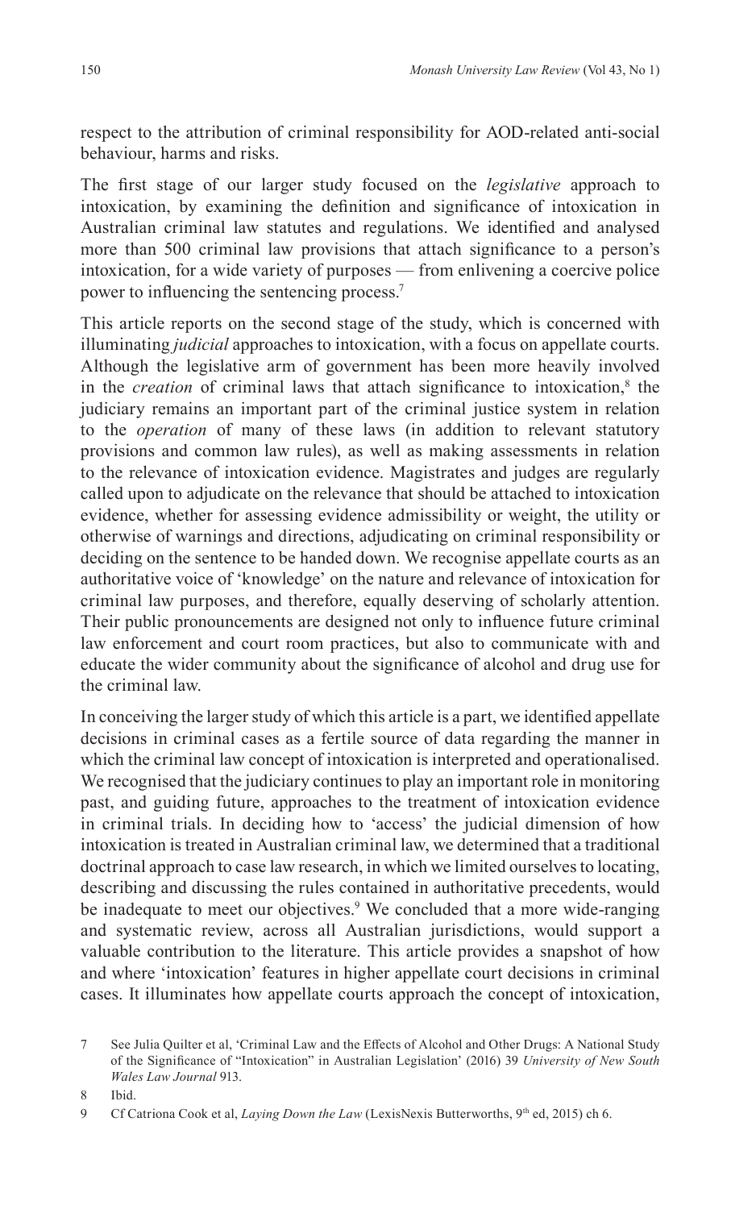respect to the attribution of criminal responsibility for AOD-related anti-social behaviour, harms and risks.

The first stage of our larger study focused on the *legislative* approach to intoxication, by examining the definition and significance of intoxication in Australian criminal law statutes and regulations. We identified and analysed more than 500 criminal law provisions that attach significance to a person's intoxication, for a wide variety of purposes — from enlivening a coercive police power to influencing the sentencing process.[7]

This article reports on the second stage of the study, which is concerned with illuminating *judicial* approaches to intoxication, with a focus on appellate courts. Although the legislative arm of government has been more heavily involved in the *creation* of criminal laws that attach significance to intoxication,[8] the judiciary remains an important part of the criminal justice system in relation to the *operation* of many of these laws (in addition to relevant statutory provisions and common law rules), as well as making assessments in relation to the relevance of intoxication evidence. Magistrates and judges are regularly called upon to adjudicate on the relevance that should be attached to intoxication evidence, whether for assessing evidence admissibility or weight, the utility or otherwise of warnings and directions, adjudicating on criminal responsibility or deciding on the sentence to be handed down. We recognise appellate courts as an authoritative voice of 'knowledge' on the nature and relevance of intoxication for criminal law purposes, and therefore, equally deserving of scholarly attention. Their public pronouncements are designed not only to influence future criminal law enforcement and court room practices, but also to communicate with and educate the wider community about the significance of alcohol and drug use for the criminal law.

In conceiving the larger study of which this article is a part, we identified appellate decisions in criminal cases as a fertile source of data regarding the manner in which the criminal law concept of intoxication is interpreted and operationalised. We recognised that the judiciary continues to play an important role in monitoring past, and guiding future, approaches to the treatment of intoxication evidence in criminal trials. In deciding how to 'access' the judicial dimension of how intoxication is treated in Australian criminal law, we determined that a traditional doctrinal approach to case law research, in which we limited ourselves to locating, describing and discussing the rules contained in authoritative precedents, would be inadequate to meet our objectives.[9] We concluded that a more wide-ranging and systematic review, across all Australian jurisdictions, would support a valuable contribution to the literature. This article provides a snapshot of how and where 'intoxication' features in higher appellate court decisions in criminal cases. It illuminates how appellate courts approach the concept of intoxication,

7 See Julia Quilter et al, 'Criminal Law and the Effects of Alcohol and Other Drugs: A National Study of the Significance of "Intoxication" in Australian Legislation' (2016) 39 *University of New South Wales Law Journal* 913.

8 Ibid.

9 Cf Catriona Cook et al, *Laying Down the Law* (LexisNexis Butterworths, 9th ed, 2015) ch 6.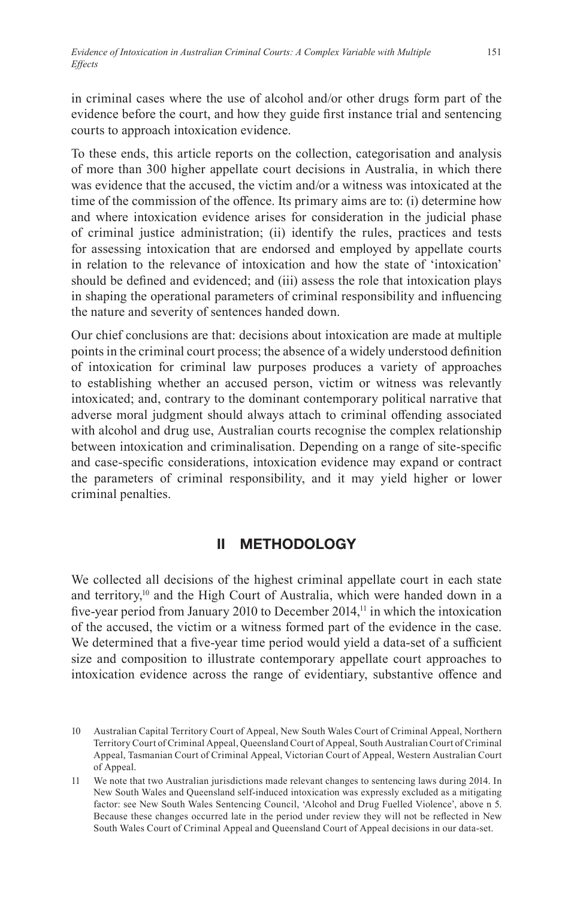in criminal cases where the use of alcohol and/or other drugs form part of the evidence before the court, and how they guide first instance trial and sentencing courts to approach intoxication evidence.

To these ends, this article reports on the collection, categorisation and analysis of more than 300 higher appellate court decisions in Australia, in which there was evidence that the accused, the victim and/or a witness was intoxicated at the time of the commission of the offence. Its primary aims are to: (i) determine how and where intoxication evidence arises for consideration in the judicial phase of criminal justice administration; (ii) identify the rules, practices and tests for assessing intoxication that are endorsed and employed by appellate courts in relation to the relevance of intoxication and how the state of 'intoxication' should be defined and evidenced; and (iii) assess the role that intoxication plays in shaping the operational parameters of criminal responsibility and influencing the nature and severity of sentences handed down.

Our chief conclusions are that: decisions about intoxication are made at multiple points in the criminal court process; the absence of a widely understood definition of intoxication for criminal law purposes produces a variety of approaches to establishing whether an accused person, victim or witness was relevantly intoxicated; and, contrary to the dominant contemporary political narrative that adverse moral judgment should always attach to criminal offending associated with alcohol and drug use, Australian courts recognise the complex relationship between intoxication and criminalisation. Depending on a range of site-specific and case-specific considerations, intoxication evidence may expand or contract the parameters of criminal responsibility, and it may yield higher or lower criminal penalties.

## II METHODOLOGY

We collected all decisions of the highest criminal appellate court in each state and territory,[10] and the High Court of Australia, which were handed down in a five-year period from January 2010 to December 2014,[11] in which the intoxication of the accused, the victim or a witness formed part of the evidence in the case. We determined that a five-year time period would yield a data-set of a sufficient size and composition to illustrate contemporary appellate court approaches to intoxication evidence across the range of evidentiary, substantive offence and

10 Australian Capital Territory Court of Appeal, New South Wales Court of Criminal Appeal, Northern Territory Court of Criminal Appeal, Queensland Court of Appeal, South Australian Court of Criminal Appeal, Tasmanian Court of Criminal Appeal, Victorian Court of Appeal, Western Australian Court of Appeal.

11 We note that two Australian jurisdictions made relevant changes to sentencing laws during 2014. In New South Wales and Queensland self-induced intoxication was expressly excluded as a mitigating factor: see New South Wales Sentencing Council, 'Alcohol and Drug Fuelled Violence', above n 5. Because these changes occurred late in the period under review they will not be reflected in New South Wales Court of Criminal Appeal and Queensland Court of Appeal decisions in our data-set.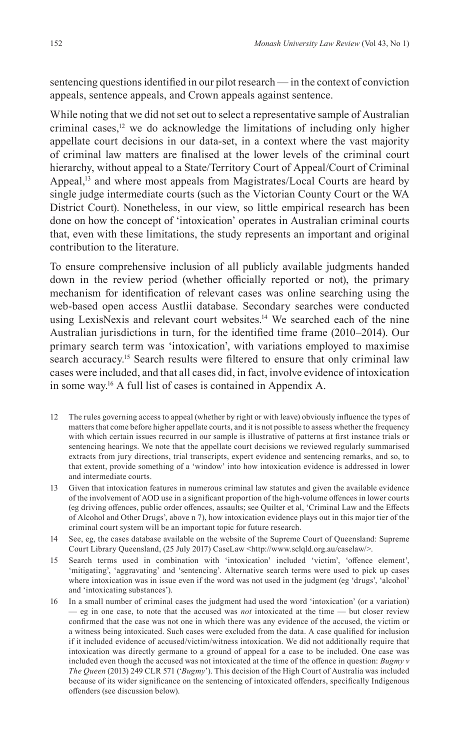sentencing questions identified in our pilot research — in the context of conviction appeals, sentence appeals, and Crown appeals against sentence.

While noting that we did not set out to select a representative sample of Australian criminal cases,[12] we do acknowledge the limitations of including only higher appellate court decisions in our data-set, in a context where the vast majority of criminal law matters are finalised at the lower levels of the criminal court hierarchy, without appeal to a State/Territory Court of Appeal/Court of Criminal Appeal,[13] and where most appeals from Magistrates/Local Courts are heard by single judge intermediate courts (such as the Victorian County Court or the WA District Court). Nonetheless, in our view, so little empirical research has been done on how the concept of 'intoxication' operates in Australian criminal courts that, even with these limitations, the study represents an important and original contribution to the literature.

To ensure comprehensive inclusion of all publicly available judgments handed down in the review period (whether officially reported or not), the primary mechanism for identification of relevant cases was online searching using the web-based open access Austlii database. Secondary searches were conducted using LexisNexis and relevant court websites.[14] We searched each of the nine Australian jurisdictions in turn, for the identified time frame (2010–2014). Our primary search term was 'intoxication', with variations employed to maximise search accuracy.[15] Search results were filtered to ensure that only criminal law cases were included, and that all cases did, in fact, involve evidence of intoxication in some way.[16] A full list of cases is contained in Appendix A.

12 The rules governing access to appeal (whether by right or with leave) obviously influence the types of matters that come before higher appellate courts, and it is not possible to assess whether the frequency with which certain issues recurred in our sample is illustrative of patterns at first instance trials or sentencing hearings. We note that the appellate court decisions we reviewed regularly summarised extracts from jury directions, trial transcripts, expert evidence and sentencing remarks, and so, to that extent, provide something of a 'window' into how intoxication evidence is addressed in lower and intermediate courts.

13 Given that intoxication features in numerous criminal law statutes and given the available evidence of the involvement of AOD use in a significant proportion of the high-volume offences in lower courts (eg driving offences, public order offences, assaults; see Quilter et al, 'Criminal Law and the Effects of Alcohol and Other Drugs', above n 7), how intoxication evidence plays out in this major tier of the criminal court system will be an important topic for future research.

14 See, eg, the cases database available on the website of the Supreme Court of Queensland: Supreme Court Library Queensland, (25 July 2017) CaseLaw <http://www.sclqld.org.au/caselaw/>.

15 Search terms used in combination with 'intoxication' included 'victim', 'offence element', 'mitigating', 'aggravating' and 'sentencing'. Alternative search terms were used to pick up cases where intoxication was in issue even if the word was not used in the judgment (eg 'drugs', 'alcohol' and 'intoxicating substances').

16 In a small number of criminal cases the judgment had used the word 'intoxication' (or a variation) — eg in one case, to note that the accused was *not* intoxicated at the time — but closer review confirmed that the case was not one in which there was any evidence of the accused, the victim or a witness being intoxicated. Such cases were excluded from the data. A case qualified for inclusion if it included evidence of accused/victim/witness intoxication. We did not additionally require that intoxication was directly germane to a ground of appeal for a case to be included. One case was included even though the accused was not intoxicated at the time of the offence in question: *Bugmy v The Queen* (2013) 249 CLR 571 ('*Bugmy*'). This decision of the High Court of Australia was included because of its wider significance on the sentencing of intoxicated offenders, specifically Indigenous offenders (see discussion below).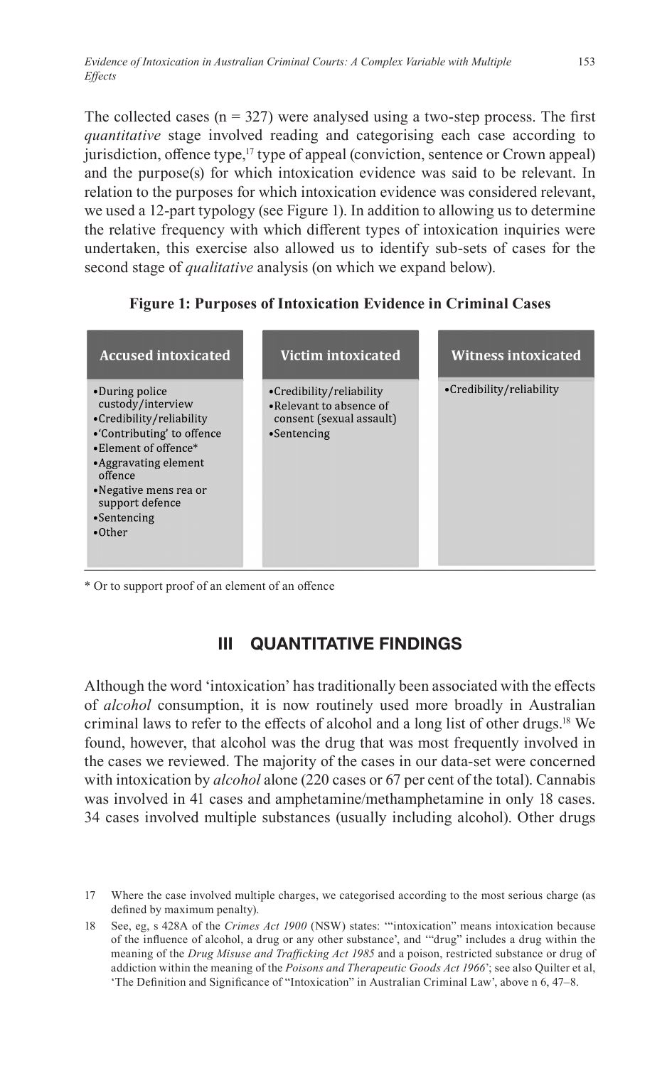The collected cases (n = 327) were analysed using a two-step process. The first *quantitative* stage involved reading and categorising each case according to jurisdiction, offence type,[17] type of appeal (conviction, sentence or Crown appeal) and the purpose(s) for which intoxication evidence was said to be relevant. In relation to the purposes for which intoxication evidence was considered relevant, we used a 12-part typology (see Figure 1). In addition to allowing us to determine the relative frequency with which different types of intoxication inquiries were undertaken, this exercise also allowed us to identify sub-sets of cases for the second stage of *qualitative* analysis (on which we expand below).

**Figure 1: Purposes of Intoxication Evidence in Criminal Cases**

| Accused intoxicated | Victim intoxicated | Witness intoxicated |
| --- | --- | --- |
| • During police custody/interview<br>• Credibility/reliability<br>• 'Contributing' to offence<br>• Element of offence*<br>• Aggravating element offence<br>• Negative mens rea or support defence<br>• Sentencing<br>• Other | • Credibility/reliability<br>• Relevant to absence of consent (sexual assault)<br>• Sentencing | • Credibility/reliability |

\* Or to support proof of an element of an offence

## III QUANTITATIVE FINDINGS

Although the word 'intoxication' has traditionally been associated with the effects of *alcohol* consumption, it is now routinely used more broadly in Australian criminal laws to refer to the effects of alcohol and a long list of other drugs.[18] We found, however, that alcohol was the drug that was most frequently involved in the cases we reviewed. The majority of the cases in our data-set were concerned with intoxication by *alcohol* alone (220 cases or 67 per cent of the total). Cannabis was involved in 41 cases and amphetamine/methamphetamine in only 18 cases. 34 cases involved multiple substances (usually including alcohol). Other drugs

---

17 Where the case involved multiple charges, we categorised according to the most serious charge (as defined by maximum penalty).

18 See, eg, s 428A of the *Crimes Act 1900* (NSW) states: '"intoxication" means intoxication because of the influence of alcohol, a drug or any other substance', and '"drug" includes a drug within the meaning of the *Drug Misuse and Trafficking Act 1985* and a poison, restricted substance or drug of addiction within the meaning of the *Poisons and Therapeutic Goods Act 1966*'; see also Quilter et al, 'The Definition and Significance of "Intoxication" in Australian Criminal Law', above n 6, 47–8.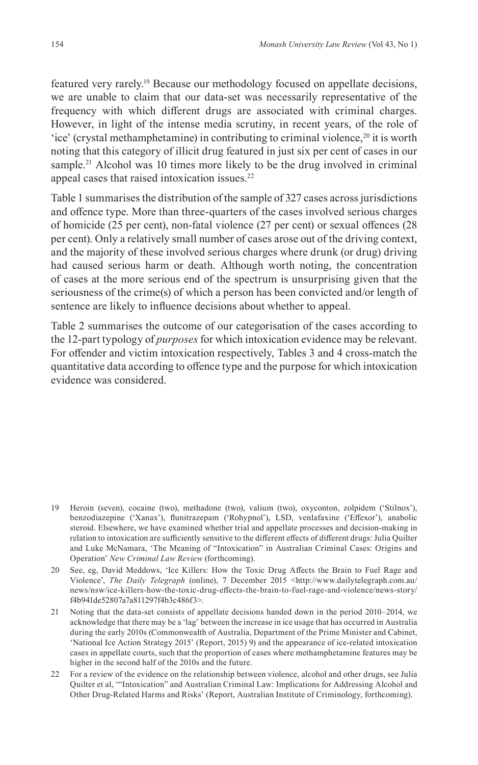featured very rarely.[19] Because our methodology focused on appellate decisions, we are unable to claim that our data-set was necessarily representative of the frequency with which different drugs are associated with criminal charges. However, in light of the intense media scrutiny, in recent years, of the role of 'ice' (crystal methamphetamine) in contributing to criminal violence,[20] it is worth noting that this category of illicit drug featured in just six per cent of cases in our sample.[21] Alcohol was 10 times more likely to be the drug involved in criminal appeal cases that raised intoxication issues.[22]

Table 1 summarises the distribution of the sample of 327 cases across jurisdictions and offence type. More than three-quarters of the cases involved serious charges of homicide (25 per cent), non-fatal violence (27 per cent) or sexual offences (28 per cent). Only a relatively small number of cases arose out of the driving context, and the majority of these involved serious charges where drunk (or drug) driving had caused serious harm or death. Although worth noting, the concentration of cases at the more serious end of the spectrum is unsurprising given that the seriousness of the crime(s) of which a person has been convicted and/or length of sentence are likely to influence decisions about whether to appeal.

Table 2 summarises the outcome of our categorisation of the cases according to the 12-part typology of *purposes* for which intoxication evidence may be relevant. For offender and victim intoxication respectively, Tables 3 and 4 cross-match the quantitative data according to offence type and the purpose for which intoxication evidence was considered.

---

19 Heroin (seven), cocaine (two), methadone (two), valium (two), oxyconton, zolpidem ('Stilnox'), benzodiazepine ('Xanax'), flunitrazepam ('Rohypnol'), LSD, venlafaxine ('Effexor'), anabolic steroid. Elsewhere, we have examined whether trial and appellate processes and decision-making in relation to intoxication are sufficiently sensitive to the different effects of different drugs: Julia Quilter and Luke McNamara, 'The Meaning of "Intoxication" in Australian Criminal Cases: Origins and Operation' *New Criminal Law Review* (forthcoming).

20 See, eg, David Meddows, 'Ice Killers: How the Toxic Drug Affects the Brain to Fuel Rage and Violence', *The Daily Telegraph* (online), 7 December 2015 <http://www.dailytelegraph.com.au/news/nsw/ice-killers-how-the-toxic-drug-effects-the-brain-to-fuel-rage-and-violence/news-story/f4b941de52807a7a811297f4b3c486f3>.

21 Noting that the data-set consists of appellate decisions handed down in the period 2010–2014, we acknowledge that there may be a 'lag' between the increase in ice usage that has occurred in Australia during the early 2010s (Commonwealth of Australia, Department of the Prime Minister and Cabinet, 'National Ice Action Strategy 2015' (Report, 2015) 9) and the appearance of ice-related intoxication cases in appellate courts, such that the proportion of cases where methamphetamine features may be higher in the second half of the 2010s and the future.

22 For a review of the evidence on the relationship between violence, alcohol and other drugs, see Julia Quilter et al, '"Intoxication" and Australian Criminal Law: Implications for Addressing Alcohol and Other Drug-Related Harms and Risks' (Report, Australian Institute of Criminology, forthcoming).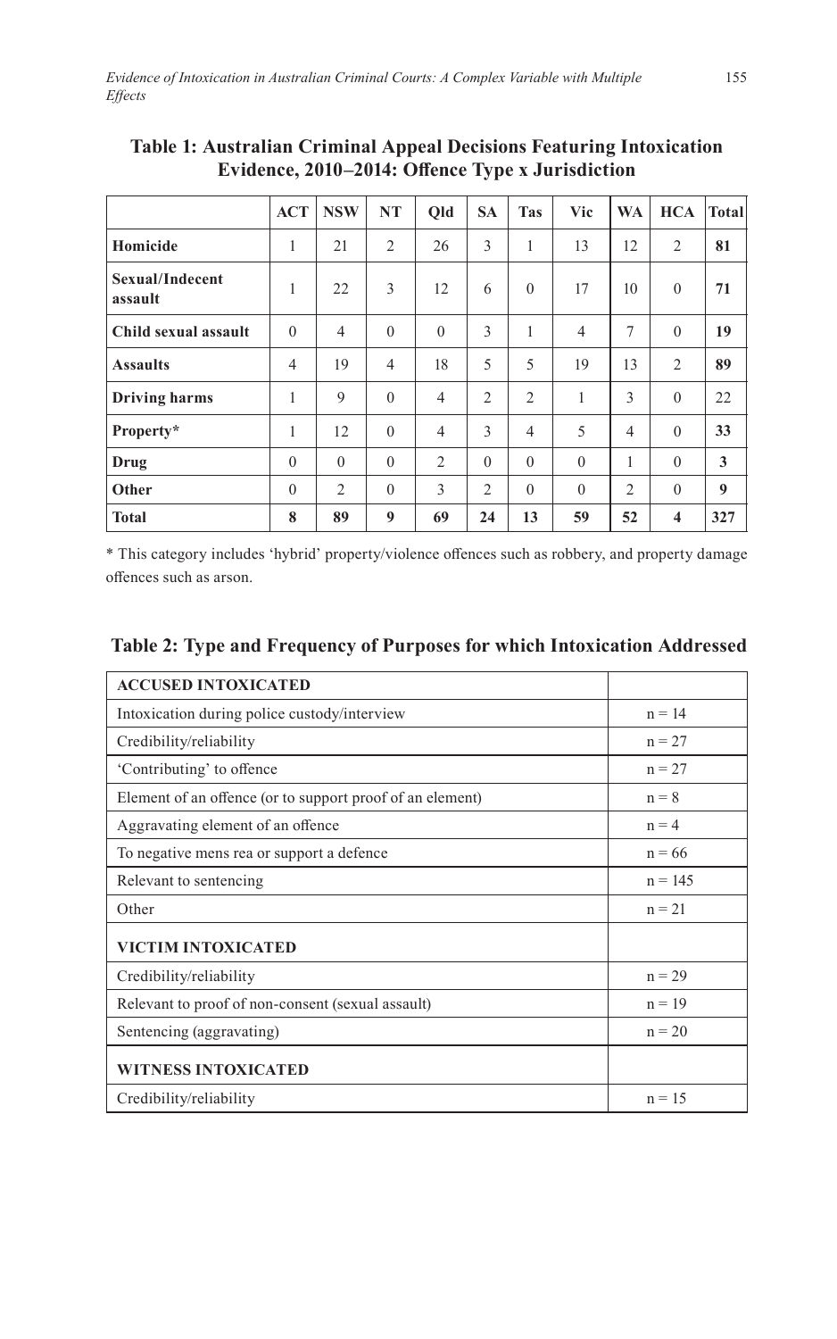**Table 1: Australian Criminal Appeal Decisions Featuring Intoxication Evidence, 2010–2014: Offence Type x Jurisdiction**

| | ACT | NSW | NT | Qld | SA | Tas | Vic | WA | HCA | Total |
|---|---|---|---|---|---|---|---|---|---|---|
| **Homicide** | 1 | 21 | 2 | 26 | 3 | 1 | 13 | 12 | 2 | **81** |
| **Sexual/Indecent assault** | 1 | 22 | 3 | 12 | 6 | 0 | 17 | 10 | 0 | **71** |
| **Child sexual assault** | 0 | 4 | 0 | 0 | 3 | 1 | 4 | 7 | 0 | **19** |
| **Assaults** | 4 | 19 | 4 | 18 | 5 | 5 | 19 | 13 | 2 | **89** |
| **Driving harms** | 1 | 9 | 0 | 4 | 2 | 2 | 1 | 3 | 0 | 22 |
| **Property*** | 1 | 12 | 0 | 4 | 3 | 4 | 5 | 4 | 0 | **33** |
| **Drug** | 0 | 0 | 0 | 2 | 0 | 0 | 0 | 1 | 0 | **3** |
| **Other** | 0 | 2 | 0 | 3 | 2 | 0 | 0 | 2 | 0 | **9** |
| **Total** | **8** | **89** | **9** | **69** | **24** | **13** | **59** | **52** | **4** | **327** |

\* This category includes 'hybrid' property/violence offences such as robbery, and property damage offences such as arson.

**Table 2: Type and Frequency of Purposes for which Intoxication Addressed**

| **ACCUSED INTOXICATED** | |
|---|---|
| Intoxication during police custody/interview | n = 14 |
| Credibility/reliability | n = 27 |
| 'Contributing' to offence | n = 27 |
| Element of an offence (or to support proof of an element) | n = 8 |
| Aggravating element of an offence | n = 4 |
| To negative mens rea or support a defence | n = 66 |
| Relevant to sentencing | n = 145 |
| Other | n = 21 |
| **VICTIM INTOXICATED** | |
| Credibility/reliability | n = 29 |
| Relevant to proof of non-consent (sexual assault) | n = 19 |
| Sentencing (aggravating) | n = 20 |
| **WITNESS INTOXICATED** | |
| Credibility/reliability | n = 15 |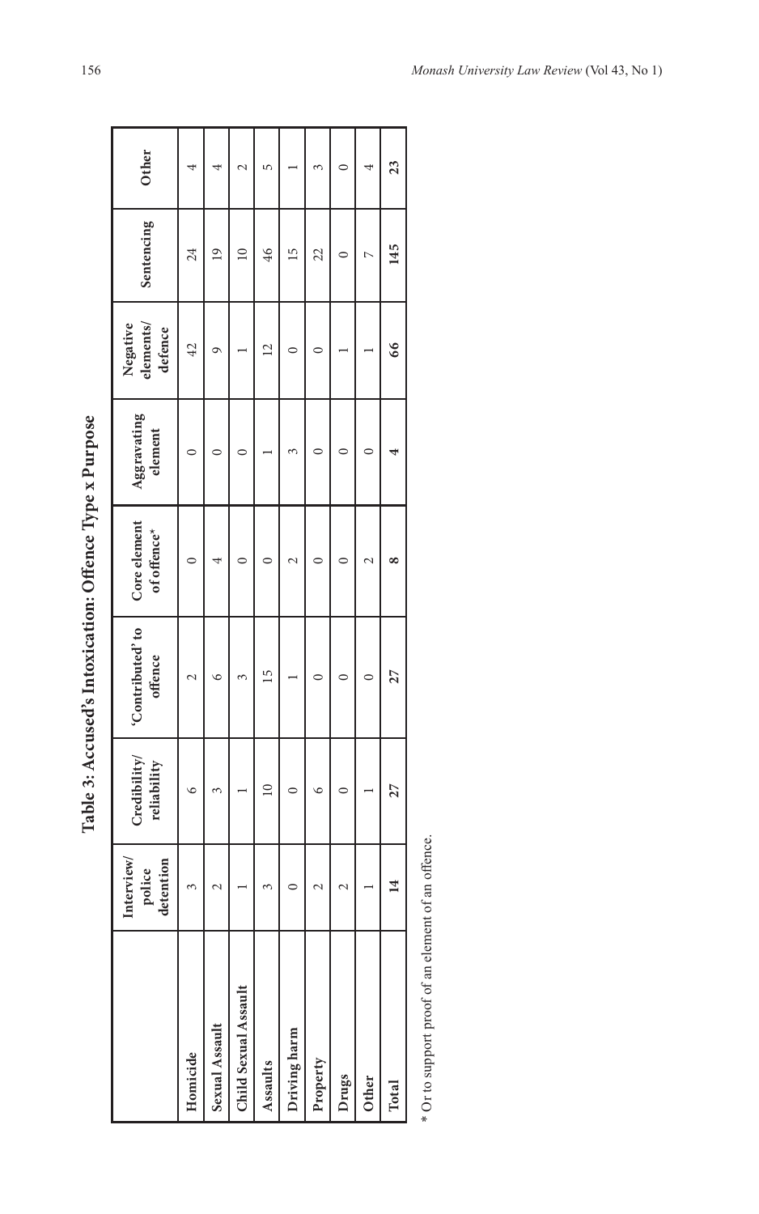**Table 3: Accused's Intoxication: Offence Type x Purpose**

| | Interview/ police detention | Credibility/ reliability | 'Contributed' to offence | Core element of offence* | Aggravating element | Negative elements/ defence | Sentencing | Other |
|---|---|---|---|---|---|---|---|---|
| **Homicide** | 3 | 6 | 2 | 0 | 0 | 42 | 24 | 4 |
| **Sexual Assault** | 2 | 3 | 6 | 4 | 0 | 9 | 19 | 4 |
| **Child Sexual Assault** | 1 | 1 | 3 | 0 | 0 | 1 | 10 | 2 |
| **Assaults** | 3 | 10 | 15 | 0 | 1 | 12 | 46 | 5 |
| **Driving harm** | 0 | 0 | 1 | 2 | 3 | 0 | 15 | 1 |
| **Property** | 2 | 6 | 0 | 0 | 0 | 0 | 22 | 3 |
| **Drugs** | 2 | 0 | 0 | 0 | 0 | 1 | 0 | 0 |
| **Other** | 1 | 1 | 0 | 2 | 0 | 1 | 7 | 4 |
| **Total** | **14** | **27** | **27** | **8** | **4** | **66** | **145** | **23** |

\* Or to support proof of an element of an offence.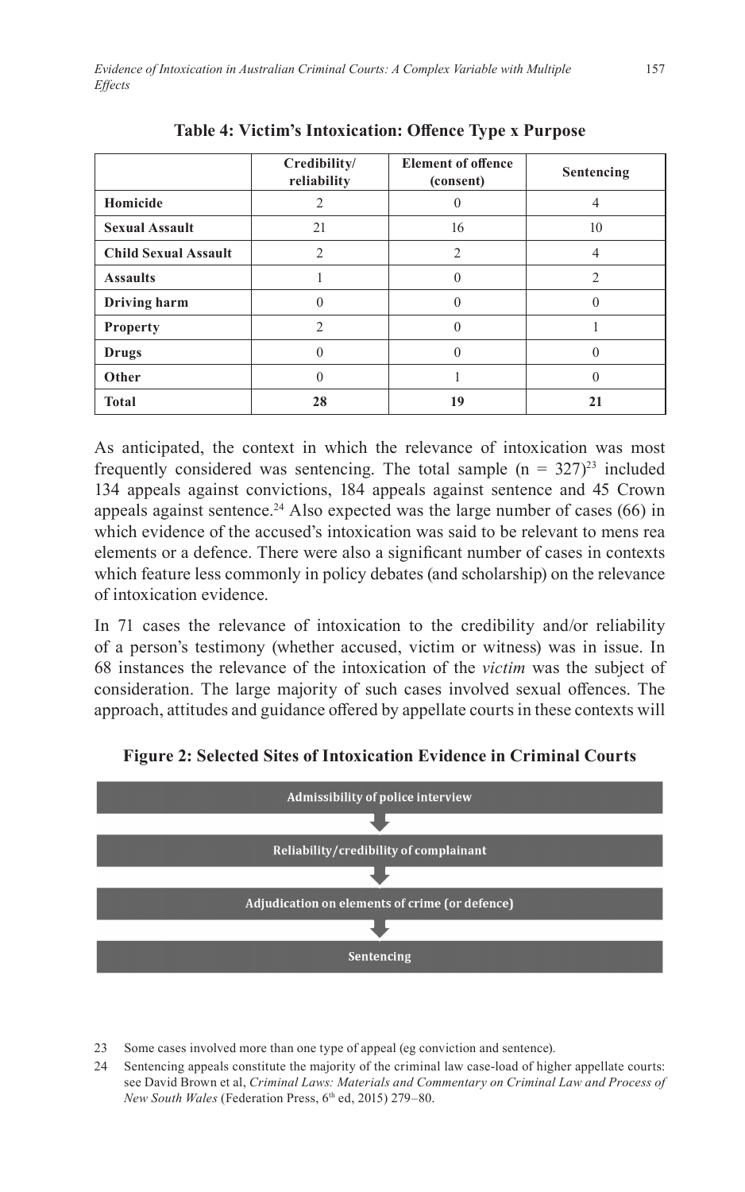**Table 4: Victim's Intoxication: Offence Type x Purpose**

| | Credibility/ reliability | Element of offence (consent) | Sentencing |
|---|---|---|---|
| **Homicide** | 2 | 0 | 4 |
| **Sexual Assault** | 21 | 16 | 10 |
| **Child Sexual Assault** | 2 | 2 | 4 |
| **Assaults** | 1 | 0 | 2 |
| **Driving harm** | 0 | 0 | 0 |
| **Property** | 2 | 0 | 1 |
| **Drugs** | 0 | 0 | 0 |
| **Other** | 0 | 1 | 0 |
| **Total** | **28** | **19** | **21** |

As anticipated, the context in which the relevance of intoxication was most frequently considered was sentencing. The total sample ($n = 327$)[23] included 134 appeals against convictions, 184 appeals against sentence and 45 Crown appeals against sentence.[24] Also expected was the large number of cases (66) in which evidence of the accused's intoxication was said to be relevant to mens rea elements or a defence. There were also a significant number of cases in contexts which feature less commonly in policy debates (and scholarship) on the relevance of intoxication evidence.

In 71 cases the relevance of intoxication to the credibility and/or reliability of a person's testimony (whether accused, victim or witness) was in issue. In 68 instances the relevance of the intoxication of the *victim* was the subject of consideration. The large majority of such cases involved sexual offences. The approach, attitudes and guidance offered by appellate courts in these contexts will

**Figure 2: Selected Sites of Intoxication Evidence in Criminal Courts**

Admissibility of police interview

↓

Reliability/credibility of complainant

↓

Adjudication on elements of crime (or defence)

↓

Sentencing

23 Some cases involved more than one type of appeal (eg conviction and sentence).

24 Sentencing appeals constitute the majority of the criminal law case-load of higher appellate courts: see David Brown et al, *Criminal Laws: Materials and Commentary on Criminal Law and Process of New South Wales* (Federation Press, 6th ed, 2015) 279–80.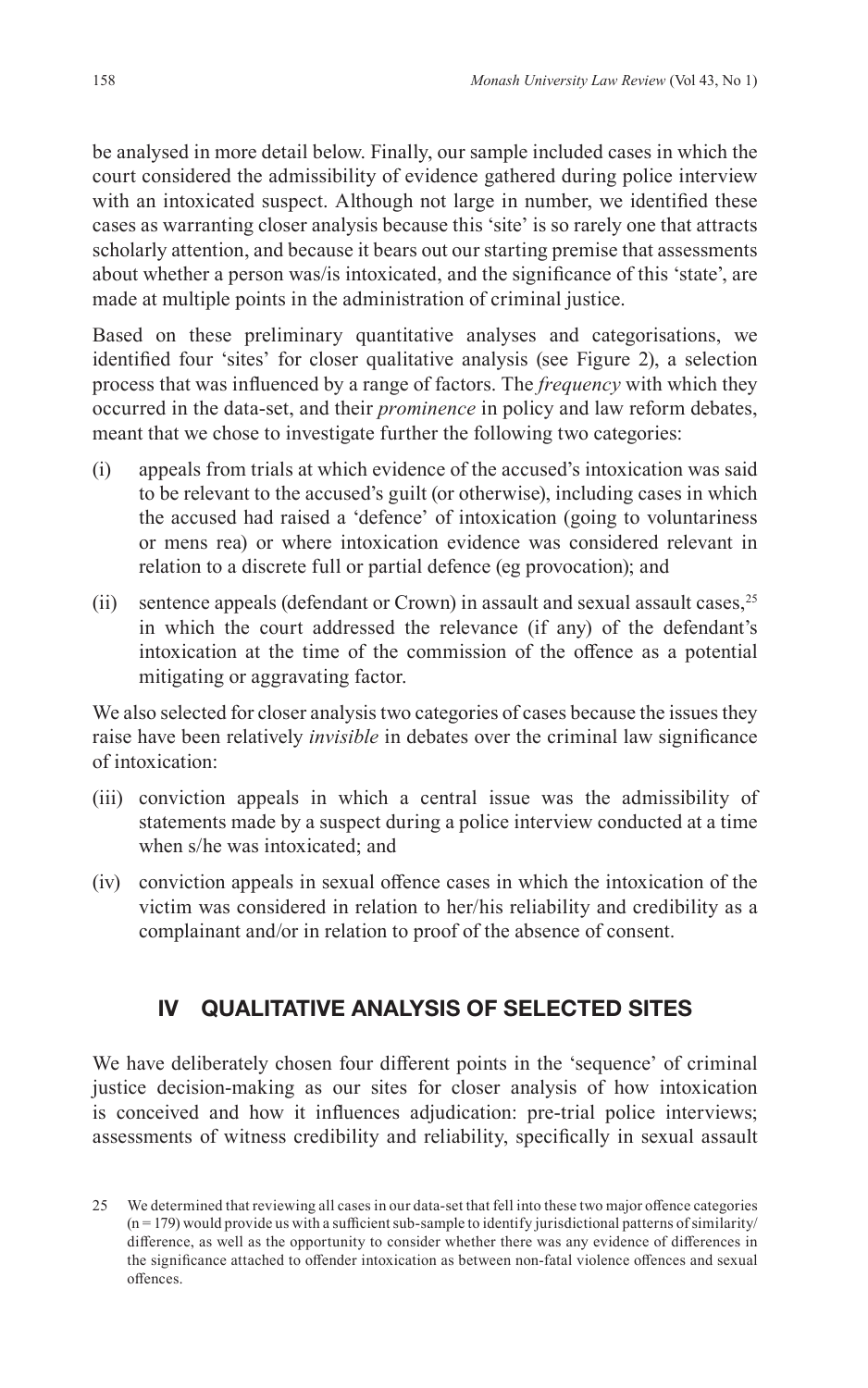be analysed in more detail below. Finally, our sample included cases in which the court considered the admissibility of evidence gathered during police interview with an intoxicated suspect. Although not large in number, we identified these cases as warranting closer analysis because this 'site' is so rarely one that attracts scholarly attention, and because it bears out our starting premise that assessments about whether a person was/is intoxicated, and the significance of this 'state', are made at multiple points in the administration of criminal justice.

Based on these preliminary quantitative analyses and categorisations, we identified four 'sites' for closer qualitative analysis (see Figure 2), a selection process that was influenced by a range of factors. The *frequency* with which they occurred in the data-set, and their *prominence* in policy and law reform debates, meant that we chose to investigate further the following two categories:

(i) appeals from trials at which evidence of the accused's intoxication was said to be relevant to the accused's guilt (or otherwise), including cases in which the accused had raised a 'defence' of intoxication (going to voluntariness or mens rea) or where intoxication evidence was considered relevant in relation to a discrete full or partial defence (eg provocation); and

(ii) sentence appeals (defendant or Crown) in assault and sexual assault cases,[25] in which the court addressed the relevance (if any) of the defendant's intoxication at the time of the commission of the offence as a potential mitigating or aggravating factor.

We also selected for closer analysis two categories of cases because the issues they raise have been relatively *invisible* in debates over the criminal law significance of intoxication:

(iii) conviction appeals in which a central issue was the admissibility of statements made by a suspect during a police interview conducted at a time when s/he was intoxicated; and

(iv) conviction appeals in sexual offence cases in which the intoxication of the victim was considered in relation to her/his reliability and credibility as a complainant and/or in relation to proof of the absence of consent.

## IV QUALITATIVE ANALYSIS OF SELECTED SITES

We have deliberately chosen four different points in the 'sequence' of criminal justice decision-making as our sites for closer analysis of how intoxication is conceived and how it influences adjudication: pre-trial police interviews; assessments of witness credibility and reliability, specifically in sexual assault

25 We determined that reviewing all cases in our data-set that fell into these two major offence categories (n = 179) would provide us with a sufficient sub-sample to identify jurisdictional patterns of similarity/difference, as well as the opportunity to consider whether there was any evidence of differences in the significance attached to offender intoxication as between non-fatal violence offences and sexual offences.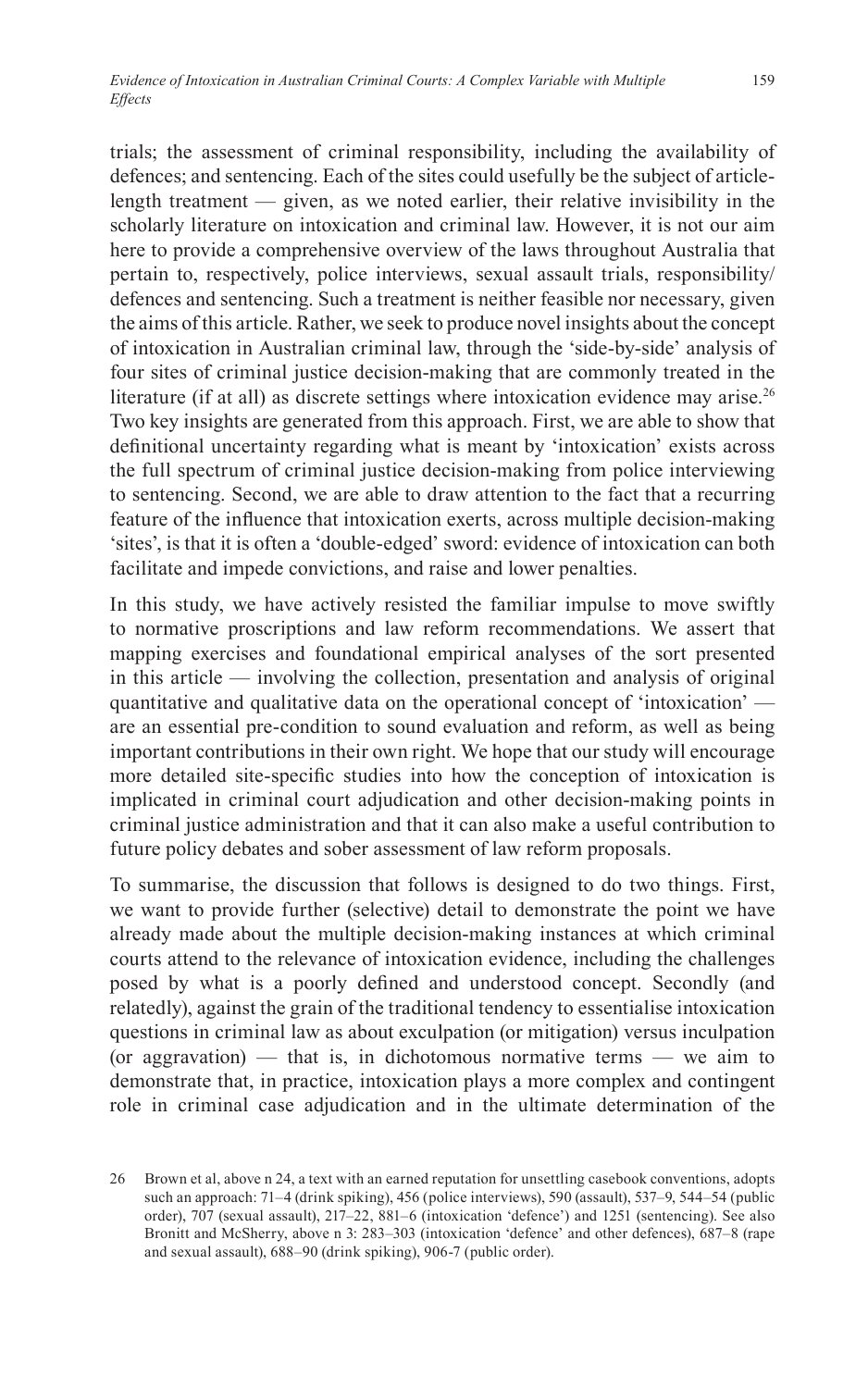trials; the assessment of criminal responsibility, including the availability of defences; and sentencing. Each of the sites could usefully be the subject of article-length treatment — given, as we noted earlier, their relative invisibility in the scholarly literature on intoxication and criminal law. However, it is not our aim here to provide a comprehensive overview of the laws throughout Australia that pertain to, respectively, police interviews, sexual assault trials, responsibility/defences and sentencing. Such a treatment is neither feasible nor necessary, given the aims of this article. Rather, we seek to produce novel insights about the concept of intoxication in Australian criminal law, through the 'side-by-side' analysis of four sites of criminal justice decision-making that are commonly treated in the literature (if at all) as discrete settings where intoxication evidence may arise.[26] Two key insights are generated from this approach. First, we are able to show that definitional uncertainty regarding what is meant by 'intoxication' exists across the full spectrum of criminal justice decision-making from police interviewing to sentencing. Second, we are able to draw attention to the fact that a recurring feature of the influence that intoxication exerts, across multiple decision-making 'sites', is that it is often a 'double-edged' sword: evidence of intoxication can both facilitate and impede convictions, and raise and lower penalties.

In this study, we have actively resisted the familiar impulse to move swiftly to normative proscriptions and law reform recommendations. We assert that mapping exercises and foundational empirical analyses of the sort presented in this article — involving the collection, presentation and analysis of original quantitative and qualitative data on the operational concept of 'intoxication' — are an essential pre-condition to sound evaluation and reform, as well as being important contributions in their own right. We hope that our study will encourage more detailed site-specific studies into how the conception of intoxication is implicated in criminal court adjudication and other decision-making points in criminal justice administration and that it can also make a useful contribution to future policy debates and sober assessment of law reform proposals.

To summarise, the discussion that follows is designed to do two things. First, we want to provide further (selective) detail to demonstrate the point we have already made about the multiple decision-making instances at which criminal courts attend to the relevance of intoxication evidence, including the challenges posed by what is a poorly defined and understood concept. Secondly (and relatedly), against the grain of the traditional tendency to essentialise intoxication questions in criminal law as about exculpation (or mitigation) versus inculpation (or aggravation) — that is, in dichotomous normative terms — we aim to demonstrate that, in practice, intoxication plays a more complex and contingent role in criminal case adjudication and in the ultimate determination of the

26 Brown et al, above n 24, a text with an earned reputation for unsettling casebook conventions, adopts such an approach: 71–4 (drink spiking), 456 (police interviews), 590 (assault), 537–9, 544–54 (public order), 707 (sexual assault), 217–22, 881–6 (intoxication 'defence') and 1251 (sentencing). See also Bronitt and McSherry, above n 3: 283–303 (intoxication 'defence' and other defences), 687–8 (rape and sexual assault), 688–90 (drink spiking), 906-7 (public order).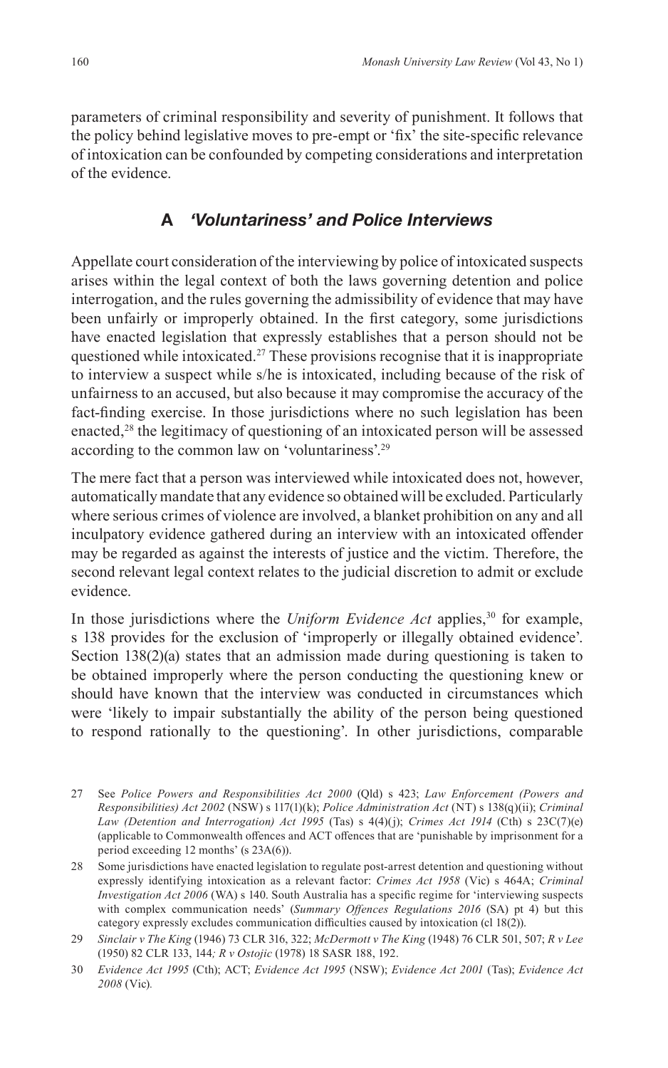parameters of criminal responsibility and severity of punishment. It follows that the policy behind legislative moves to pre-empt or 'fix' the site-specific relevance of intoxication can be confounded by competing considerations and interpretation of the evidence.

### A *'Voluntariness' and Police Interviews*

Appellate court consideration of the interviewing by police of intoxicated suspects arises within the legal context of both the laws governing detention and police interrogation, and the rules governing the admissibility of evidence that may have been unfairly or improperly obtained. In the first category, some jurisdictions have enacted legislation that expressly establishes that a person should not be questioned while intoxicated.[27] These provisions recognise that it is inappropriate to interview a suspect while s/he is intoxicated, including because of the risk of unfairness to an accused, but also because it may compromise the accuracy of the fact-finding exercise. In those jurisdictions where no such legislation has been enacted,[28] the legitimacy of questioning of an intoxicated person will be assessed according to the common law on 'voluntariness'.[29]

The mere fact that a person was interviewed while intoxicated does not, however, automatically mandate that any evidence so obtained will be excluded. Particularly where serious crimes of violence are involved, a blanket prohibition on any and all inculpatory evidence gathered during an interview with an intoxicated offender may be regarded as against the interests of justice and the victim. Therefore, the second relevant legal context relates to the judicial discretion to admit or exclude evidence.

In those jurisdictions where the *Uniform Evidence Act* applies,[30] for example, s 138 provides for the exclusion of 'improperly or illegally obtained evidence'. Section 138(2)(a) states that an admission made during questioning is taken to be obtained improperly where the person conducting the questioning knew or should have known that the interview was conducted in circumstances which were 'likely to impair substantially the ability of the person being questioned to respond rationally to the questioning'. In other jurisdictions, comparable

---

27 See *Police Powers and Responsibilities Act 2000* (Qld) s 423; *Law Enforcement (Powers and Responsibilities) Act 2002* (NSW) s 117(1)(k); *Police Administration Act* (NT) s 138(q)(ii); *Criminal Law (Detention and Interrogation) Act 1995* (Tas) s 4(4)(j); *Crimes Act 1914* (Cth) s 23C(7)(e) (applicable to Commonwealth offences and ACT offences that are 'punishable by imprisonment for a period exceeding 12 months' (s 23A(6)).

28 Some jurisdictions have enacted legislation to regulate post-arrest detention and questioning without expressly identifying intoxication as a relevant factor: *Crimes Act 1958* (Vic) s 464A; *Criminal Investigation Act 2006* (WA) s 140. South Australia has a specific regime for 'interviewing suspects with complex communication needs' (*Summary Offences Regulations 2016* (SA) pt 4) but this category expressly excludes communication difficulties caused by intoxication (cl 18(2)).

29 *Sinclair v The King* (1946) 73 CLR 316, 322; *McDermott v The King* (1948) 76 CLR 501, 507; *R v Lee* (1950) 82 CLR 133, 144*; R v Ostojic* (1978) 18 SASR 188, 192.

30 *Evidence Act 1995* (Cth); ACT; *Evidence Act 1995* (NSW); *Evidence Act 2001* (Tas); *Evidence Act 2008* (Vic)*.*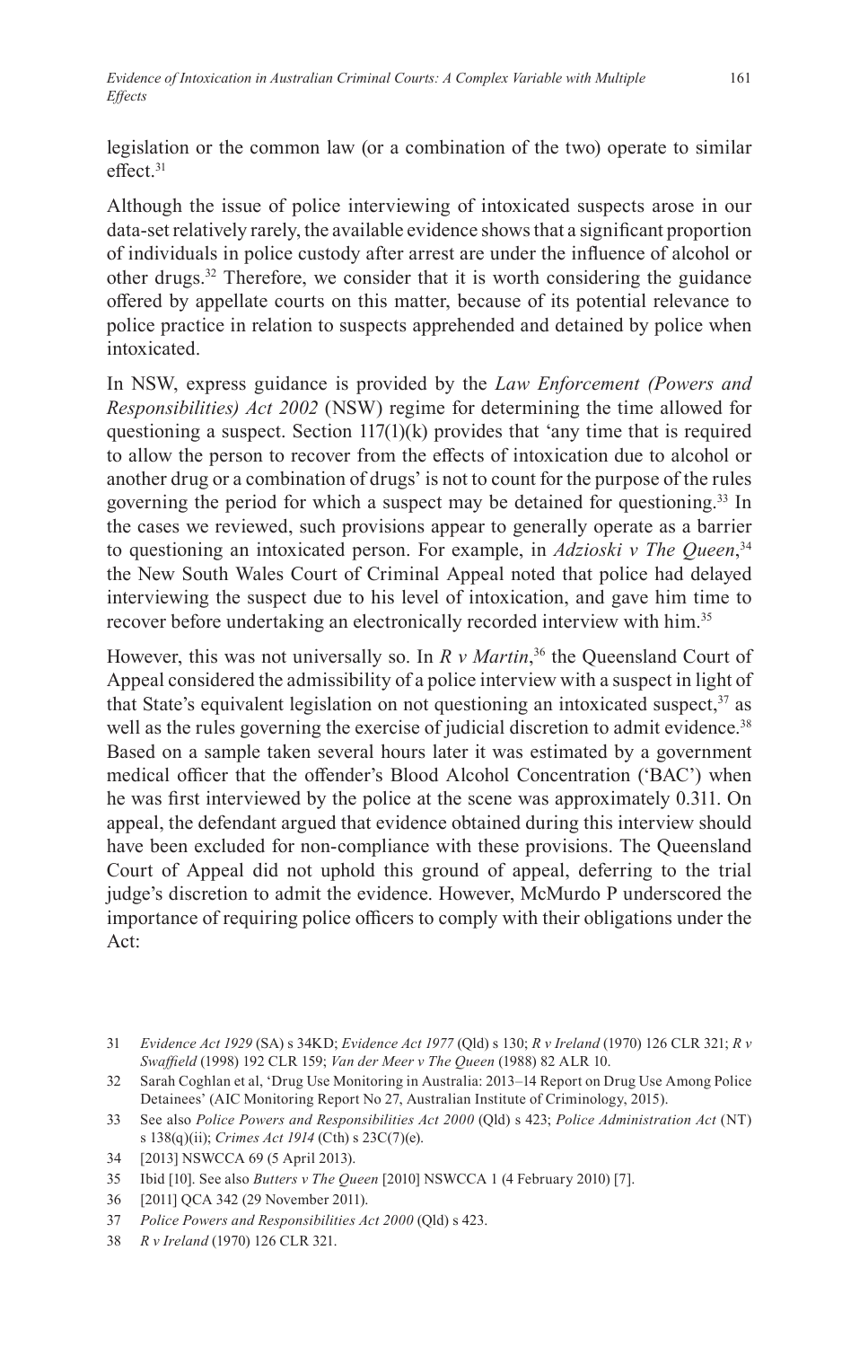legislation or the common law (or a combination of the two) operate to similar effect.[31]

Although the issue of police interviewing of intoxicated suspects arose in our data-set relatively rarely, the available evidence shows that a significant proportion of individuals in police custody after arrest are under the influence of alcohol or other drugs.[32] Therefore, we consider that it is worth considering the guidance offered by appellate courts on this matter, because of its potential relevance to police practice in relation to suspects apprehended and detained by police when intoxicated.

In NSW, express guidance is provided by the *Law Enforcement (Powers and Responsibilities) Act 2002* (NSW) regime for determining the time allowed for questioning a suspect. Section 117(1)(k) provides that 'any time that is required to allow the person to recover from the effects of intoxication due to alcohol or another drug or a combination of drugs' is not to count for the purpose of the rules governing the period for which a suspect may be detained for questioning.[33] In the cases we reviewed, such provisions appear to generally operate as a barrier to questioning an intoxicated person. For example, in *Adzioski v The Queen*,[34] the New South Wales Court of Criminal Appeal noted that police had delayed interviewing the suspect due to his level of intoxication, and gave him time to recover before undertaking an electronically recorded interview with him.[35]

However, this was not universally so. In *R v Martin*,[36] the Queensland Court of Appeal considered the admissibility of a police interview with a suspect in light of that State's equivalent legislation on not questioning an intoxicated suspect,[37] as well as the rules governing the exercise of judicial discretion to admit evidence.[38] Based on a sample taken several hours later it was estimated by a government medical officer that the offender's Blood Alcohol Concentration ('BAC') when he was first interviewed by the police at the scene was approximately 0.311. On appeal, the defendant argued that evidence obtained during this interview should have been excluded for non-compliance with these provisions. The Queensland Court of Appeal did not uphold this ground of appeal, deferring to the trial judge's discretion to admit the evidence. However, McMurdo P underscored the importance of requiring police officers to comply with their obligations under the Act:

31 *Evidence Act 1929* (SA) s 34KD; *Evidence Act 1977* (Qld) s 130; *R v Ireland* (1970) 126 CLR 321; *R v Swaffield* (1998) 192 CLR 159; *Van der Meer v The Queen* (1988) 82 ALR 10.

32 Sarah Coghlan et al, 'Drug Use Monitoring in Australia: 2013–14 Report on Drug Use Among Police Detainees' (AIC Monitoring Report No 27, Australian Institute of Criminology, 2015).

33 See also *Police Powers and Responsibilities Act 2000* (Qld) s 423; *Police Administration Act* (NT) s 138(q)(ii); *Crimes Act 1914* (Cth) s 23C(7)(e).

34 [2013] NSWCCA 69 (5 April 2013).

35 Ibid [10]. See also *Butters v The Queen* [2010] NSWCCA 1 (4 February 2010) [7].

36 [2011] QCA 342 (29 November 2011).

37 *Police Powers and Responsibilities Act 2000* (Qld) s 423.

38 *R v Ireland* (1970) 126 CLR 321.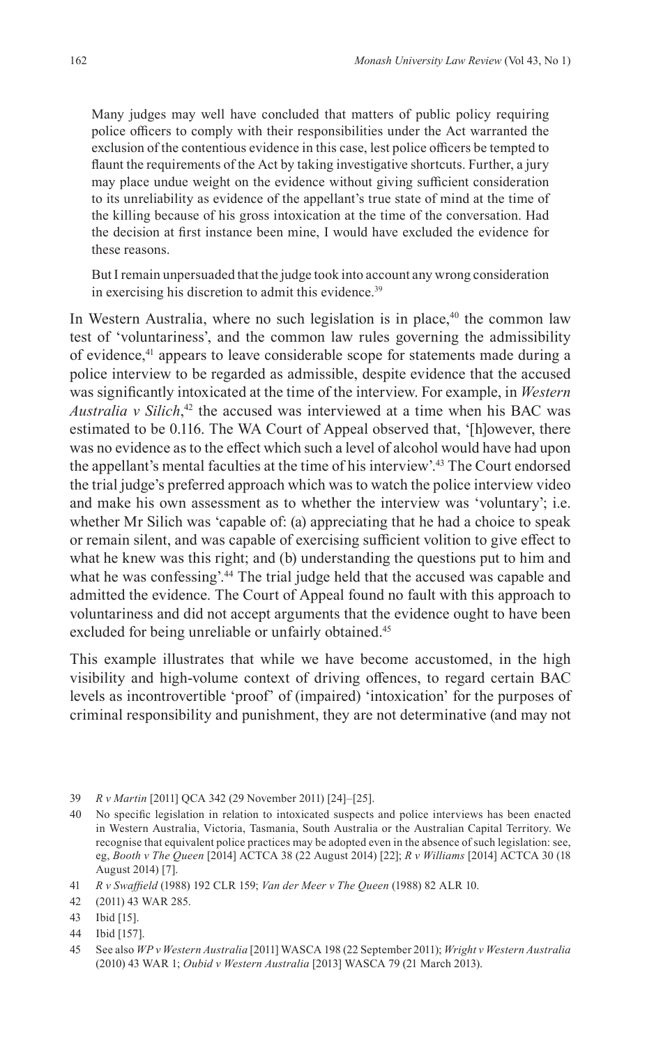> Many judges may well have concluded that matters of public policy requiring police officers to comply with their responsibilities under the Act warranted the exclusion of the contentious evidence in this case, lest police officers be tempted to flaunt the requirements of the Act by taking investigative shortcuts. Further, a jury may place undue weight on the evidence without giving sufficient consideration to its unreliability as evidence of the appellant's true state of mind at the time of the killing because of his gross intoxication at the time of the conversation. Had the decision at first instance been mine, I would have excluded the evidence for these reasons.
>
> But I remain unpersuaded that the judge took into account any wrong consideration in exercising his discretion to admit this evidence.[39]

In Western Australia, where no such legislation is in place,[40] the common law test of 'voluntariness', and the common law rules governing the admissibility of evidence,[41] appears to leave considerable scope for statements made during a police interview to be regarded as admissible, despite evidence that the accused was significantly intoxicated at the time of the interview. For example, in *Western Australia v Silich*,[42] the accused was interviewed at a time when his BAC was estimated to be 0.116. The WA Court of Appeal observed that, '[h]owever, there was no evidence as to the effect which such a level of alcohol would have had upon the appellant's mental faculties at the time of his interview'.[43] The Court endorsed the trial judge's preferred approach which was to watch the police interview video and make his own assessment as to whether the interview was 'voluntary'; i.e. whether Mr Silich was 'capable of: (a) appreciating that he had a choice to speak or remain silent, and was capable of exercising sufficient volition to give effect to what he knew was this right; and (b) understanding the questions put to him and what he was confessing'.[44] The trial judge held that the accused was capable and admitted the evidence. The Court of Appeal found no fault with this approach to voluntariness and did not accept arguments that the evidence ought to have been excluded for being unreliable or unfairly obtained.[45]

This example illustrates that while we have become accustomed, in the high visibility and high-volume context of driving offences, to regard certain BAC levels as incontrovertible 'proof' of (impaired) 'intoxication' for the purposes of criminal responsibility and punishment, they are not determinative (and may not

---

39 *R v Martin* [2011] QCA 342 (29 November 2011) [24]–[25].

40 No specific legislation in relation to intoxicated suspects and police interviews has been enacted in Western Australia, Victoria, Tasmania, South Australia or the Australian Capital Territory. We recognise that equivalent police practices may be adopted even in the absence of such legislation: see, eg, *Booth v The Queen* [2014] ACTCA 38 (22 August 2014) [22]; *R v Williams* [2014] ACTCA 30 (18 August 2014) [7].

41 *R v Swaffield* (1988) 192 CLR 159; *Van der Meer v The Queen* (1988) 82 ALR 10.

42 (2011) 43 WAR 285.

43 Ibid [15].

44 Ibid [157].

45 See also *WP v Western Australia* [2011] WASCA 198 (22 September 2011); *Wright v Western Australia* (2010) 43 WAR 1; *Oubid v Western Australia* [2013] WASCA 79 (21 March 2013).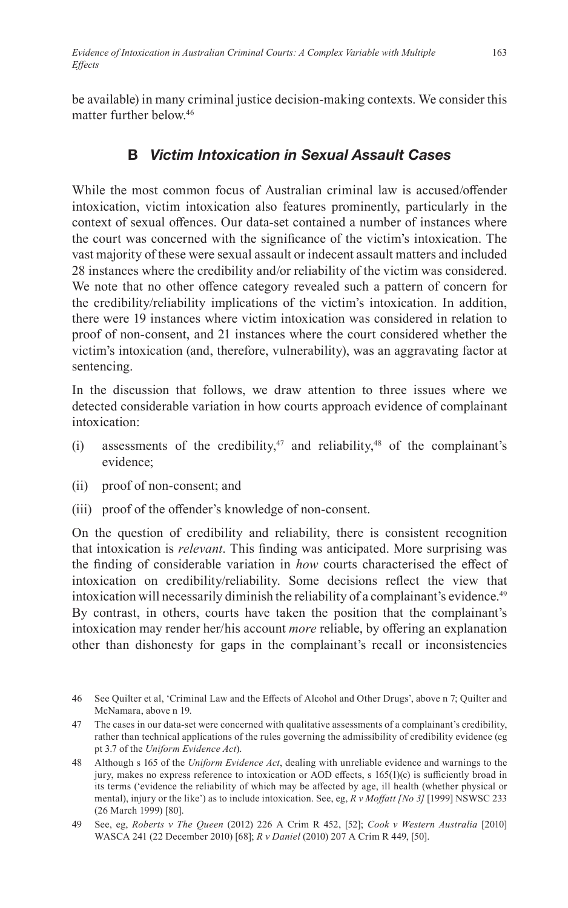be available) in many criminal justice decision-making contexts. We consider this matter further below.[46]

## B *Victim Intoxication in Sexual Assault Cases*

While the most common focus of Australian criminal law is accused/offender intoxication, victim intoxication also features prominently, particularly in the context of sexual offences. Our data-set contained a number of instances where the court was concerned with the significance of the victim's intoxication. The vast majority of these were sexual assault or indecent assault matters and included 28 instances where the credibility and/or reliability of the victim was considered. We note that no other offence category revealed such a pattern of concern for the credibility/reliability implications of the victim's intoxication. In addition, there were 19 instances where victim intoxication was considered in relation to proof of non-consent, and 21 instances where the court considered whether the victim's intoxication (and, therefore, vulnerability), was an aggravating factor at sentencing.

In the discussion that follows, we draw attention to three issues where we detected considerable variation in how courts approach evidence of complainant intoxication:

(i) assessments of the credibility,[47] and reliability,[48] of the complainant's evidence;

(ii) proof of non-consent; and

(iii) proof of the offender's knowledge of non-consent.

On the question of credibility and reliability, there is consistent recognition that intoxication is *relevant*. This finding was anticipated. More surprising was the finding of considerable variation in *how* courts characterised the effect of intoxication on credibility/reliability. Some decisions reflect the view that intoxication will necessarily diminish the reliability of a complainant's evidence.[49] By contrast, in others, courts have taken the position that the complainant's intoxication may render her/his account *more* reliable, by offering an explanation other than dishonesty for gaps in the complainant's recall or inconsistencies

---

46 See Quilter et al, 'Criminal Law and the Effects of Alcohol and Other Drugs', above n 7; Quilter and McNamara, above n 19.

47 The cases in our data-set were concerned with qualitative assessments of a complainant's credibility, rather than technical applications of the rules governing the admissibility of credibility evidence (eg pt 3.7 of the *Uniform Evidence Act*).

48 Although s 165 of the *Uniform Evidence Act*, dealing with unreliable evidence and warnings to the jury, makes no express reference to intoxication or AOD effects, s 165(1)(c) is sufficiently broad in its terms ('evidence the reliability of which may be affected by age, ill health (whether physical or mental), injury or the like') as to include intoxication. See, eg, *R v Moffatt [No 3]* [1999] NSWSC 233 (26 March 1999) [80].

49 See, eg, *Roberts v The Queen* (2012) 226 A Crim R 452, [52]; *Cook v Western Australia* [2010] WASCA 241 (22 December 2010) [68]; *R v Daniel* (2010) 207 A Crim R 449, [50].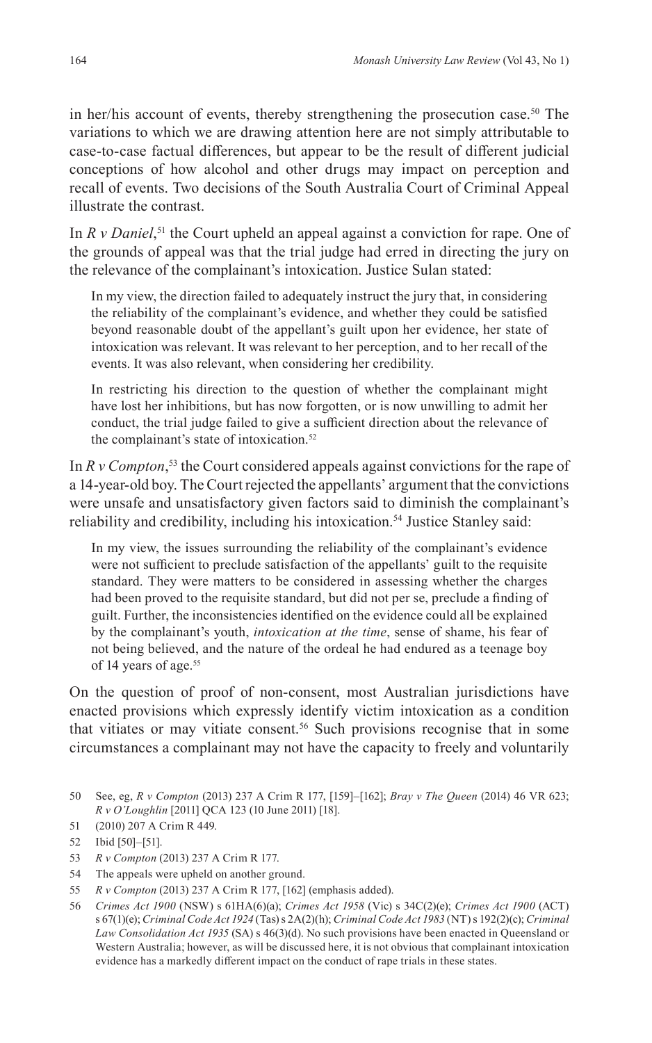in her/his account of events, thereby strengthening the prosecution case.[50] The variations to which we are drawing attention here are not simply attributable to case-to-case factual differences, but appear to be the result of different judicial conceptions of how alcohol and other drugs may impact on perception and recall of events. Two decisions of the South Australia Court of Criminal Appeal illustrate the contrast.

In *R v Daniel*,[51] the Court upheld an appeal against a conviction for rape. One of the grounds of appeal was that the trial judge had erred in directing the jury on the relevance of the complainant's intoxication. Justice Sulan stated:

> In my view, the direction failed to adequately instruct the jury that, in considering the reliability of the complainant's evidence, and whether they could be satisfied beyond reasonable doubt of the appellant's guilt upon her evidence, her state of intoxication was relevant. It was relevant to her perception, and to her recall of the events. It was also relevant, when considering her credibility.
>
> In restricting his direction to the question of whether the complainant might have lost her inhibitions, but has now forgotten, or is now unwilling to admit her conduct, the trial judge failed to give a sufficient direction about the relevance of the complainant's state of intoxication.[52]

In *R v Compton*,[53] the Court considered appeals against convictions for the rape of a 14-year-old boy. The Court rejected the appellants' argument that the convictions were unsafe and unsatisfactory given factors said to diminish the complainant's reliability and credibility, including his intoxication.[54] Justice Stanley said:

> In my view, the issues surrounding the reliability of the complainant's evidence were not sufficient to preclude satisfaction of the appellants' guilt to the requisite standard. They were matters to be considered in assessing whether the charges had been proved to the requisite standard, but did not per se, preclude a finding of guilt. Further, the inconsistencies identified on the evidence could all be explained by the complainant's youth, *intoxication at the time*, sense of shame, his fear of not being believed, and the nature of the ordeal he had endured as a teenage boy of 14 years of age.[55]

On the question of proof of non-consent, most Australian jurisdictions have enacted provisions which expressly identify victim intoxication as a condition that vitiates or may vitiate consent.[56] Such provisions recognise that in some circumstances a complainant may not have the capacity to freely and voluntarily

---

50 See, eg, *R v Compton* (2013) 237 A Crim R 177, [159]–[162]; *Bray v The Queen* (2014) 46 VR 623; *R v O'Loughlin* [2011] QCA 123 (10 June 2011) [18].

51 (2010) 207 A Crim R 449.

52 Ibid [50]–[51].

53 *R v Compton* (2013) 237 A Crim R 177.

54 The appeals were upheld on another ground.

55 *R v Compton* (2013) 237 A Crim R 177, [162] (emphasis added).

56 *Crimes Act 1900* (NSW) s 61HA(6)(a); *Crimes Act 1958* (Vic) s 34C(2)(e); *Crimes Act 1900* (ACT) s 67(1)(e); *Criminal Code Act 1924* (Tas) s 2A(2)(h); *Criminal Code Act 1983* (NT) s 192(2)(c); *Criminal Law Consolidation Act 1935* (SA) s 46(3)(d). No such provisions have been enacted in Queensland or Western Australia; however, as will be discussed here, it is not obvious that complainant intoxication evidence has a markedly different impact on the conduct of rape trials in these states.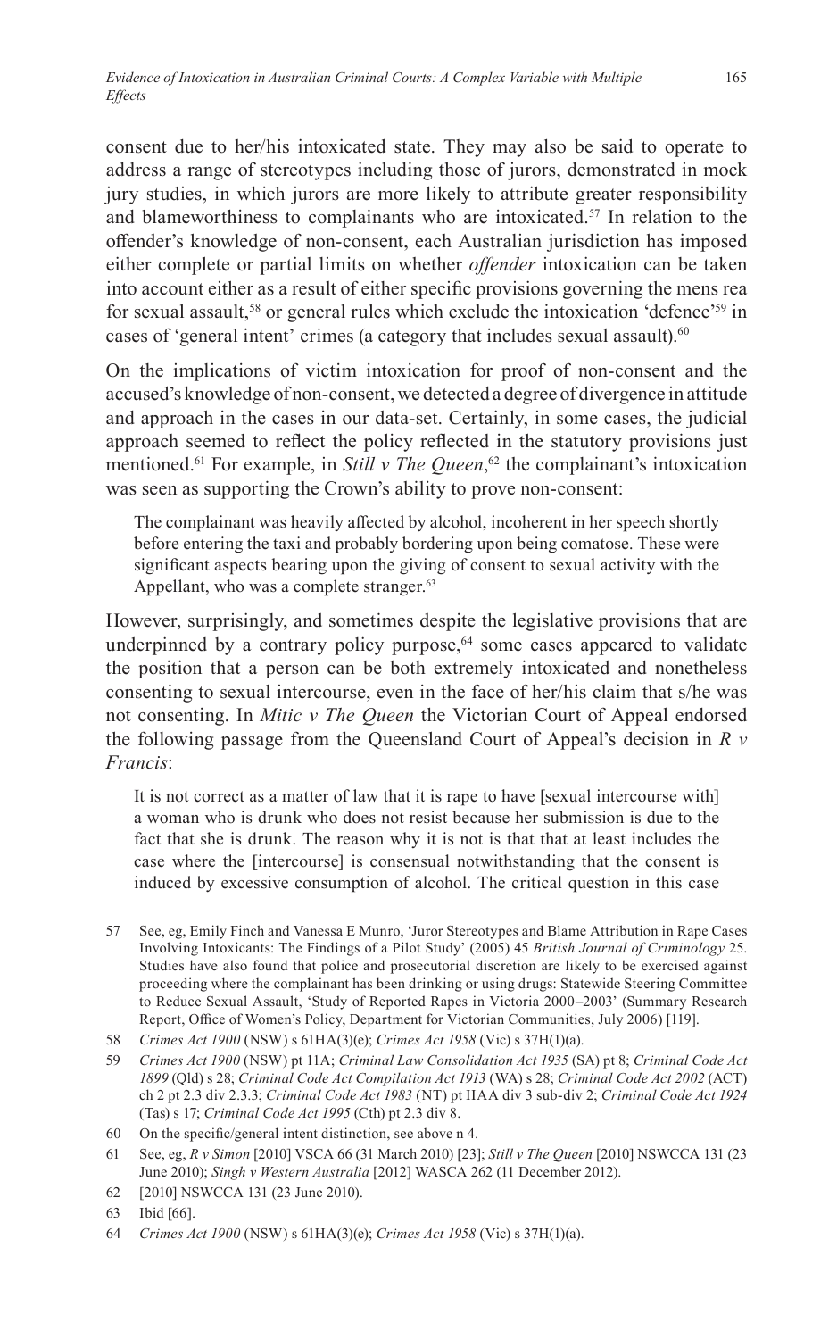consent due to her/his intoxicated state. They may also be said to operate to address a range of stereotypes including those of jurors, demonstrated in mock jury studies, in which jurors are more likely to attribute greater responsibility and blameworthiness to complainants who are intoxicated.[57] In relation to the offender's knowledge of non-consent, each Australian jurisdiction has imposed either complete or partial limits on whether *offender* intoxication can be taken into account either as a result of either specific provisions governing the mens rea for sexual assault,[58] or general rules which exclude the intoxication 'defence'[59] in cases of 'general intent' crimes (a category that includes sexual assault).[60]

On the implications of victim intoxication for proof of non-consent and the accused's knowledge of non-consent, we detected a degree of divergence in attitude and approach in the cases in our data-set. Certainly, in some cases, the judicial approach seemed to reflect the policy reflected in the statutory provisions just mentioned.[61] For example, in *Still v The Queen*,[62] the complainant's intoxication was seen as supporting the Crown's ability to prove non-consent:

> The complainant was heavily affected by alcohol, incoherent in her speech shortly before entering the taxi and probably bordering upon being comatose. These were significant aspects bearing upon the giving of consent to sexual activity with the Appellant, who was a complete stranger.[63]

However, surprisingly, and sometimes despite the legislative provisions that are underpinned by a contrary policy purpose,[64] some cases appeared to validate the position that a person can be both extremely intoxicated and nonetheless consenting to sexual intercourse, even in the face of her/his claim that s/he was not consenting. In *Mitic v The Queen* the Victorian Court of Appeal endorsed the following passage from the Queensland Court of Appeal's decision in *R v Francis*:

> It is not correct as a matter of law that it is rape to have [sexual intercourse with] a woman who is drunk who does not resist because her submission is due to the fact that she is drunk. The reason why it is not is that that at least includes the case where the [intercourse] is consensual notwithstanding that the consent is induced by excessive consumption of alcohol. The critical question in this case

57 See, eg, Emily Finch and Vanessa E Munro, 'Juror Stereotypes and Blame Attribution in Rape Cases Involving Intoxicants: The Findings of a Pilot Study' (2005) 45 *British Journal of Criminology* 25. Studies have also found that police and prosecutorial discretion are likely to be exercised against proceeding where the complainant has been drinking or using drugs: Statewide Steering Committee to Reduce Sexual Assault, 'Study of Reported Rapes in Victoria 2000–2003' (Summary Research Report, Office of Women's Policy, Department for Victorian Communities, July 2006) [119].

58 *Crimes Act 1900* (NSW) s 61HA(3)(e); *Crimes Act 1958* (Vic) s 37H(1)(a).

59 *Crimes Act 1900* (NSW) pt 11A; *Criminal Law Consolidation Act 1935* (SA) pt 8; *Criminal Code Act 1899* (Qld) s 28; *Criminal Code Act Compilation Act 1913* (WA) s 28; *Criminal Code Act 2002* (ACT) ch 2 pt 2.3 div 2.3.3; *Criminal Code Act 1983* (NT) pt IIAA div 3 sub-div 2; *Criminal Code Act 1924* (Tas) s 17; *Criminal Code Act 1995* (Cth) pt 2.3 div 8.

60 On the specific/general intent distinction, see above n 4.

61 See, eg, *R v Simon* [2010] VSCA 66 (31 March 2010) [23]; *Still v The Queen* [2010] NSWCCA 131 (23 June 2010); *Singh v Western Australia* [2012] WASCA 262 (11 December 2012).

62 [2010] NSWCCA 131 (23 June 2010).

63 Ibid [66].

64 *Crimes Act 1900* (NSW) s 61HA(3)(e); *Crimes Act 1958* (Vic) s 37H(1)(a).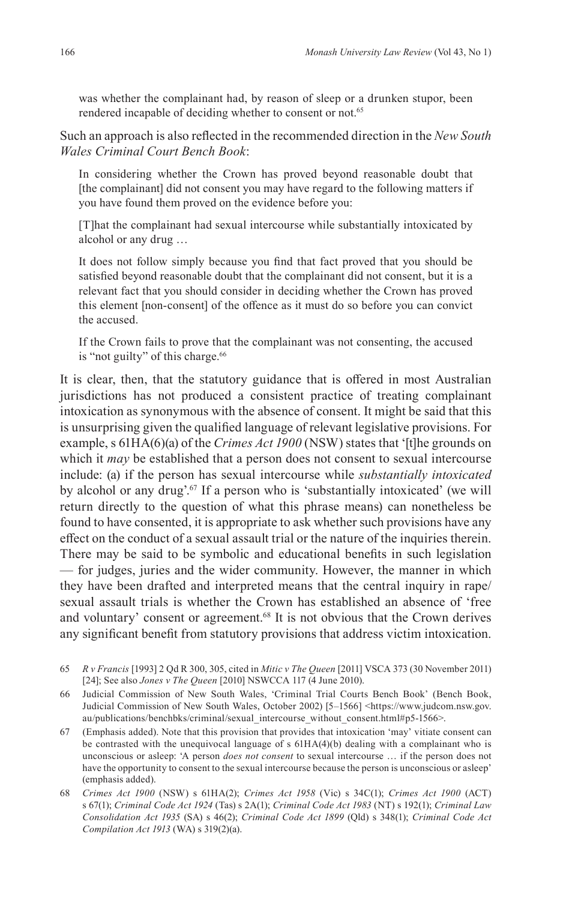> was whether the complainant had, by reason of sleep or a drunken stupor, been rendered incapable of deciding whether to consent or not.[65]

Such an approach is also reflected in the recommended direction in the *New South Wales Criminal Court Bench Book*:

> In considering whether the Crown has proved beyond reasonable doubt that [the complainant] did not consent you may have regard to the following matters if you have found them proved on the evidence before you:
>
> [T]hat the complainant had sexual intercourse while substantially intoxicated by alcohol or any drug …
>
> It does not follow simply because you find that fact proved that you should be satisfied beyond reasonable doubt that the complainant did not consent, but it is a relevant fact that you should consider in deciding whether the Crown has proved this element [non-consent] of the offence as it must do so before you can convict the accused.
>
> If the Crown fails to prove that the complainant was not consenting, the accused is "not guilty" of this charge.[66]

It is clear, then, that the statutory guidance that is offered in most Australian jurisdictions has not produced a consistent practice of treating complainant intoxication as synonymous with the absence of consent. It might be said that this is unsurprising given the qualified language of relevant legislative provisions. For example, s 61HA(6)(a) of the *Crimes Act 1900* (NSW) states that '[t]he grounds on which it *may* be established that a person does not consent to sexual intercourse include: (a) if the person has sexual intercourse while *substantially intoxicated* by alcohol or any drug'.[67] If a person who is 'substantially intoxicated' (we will return directly to the question of what this phrase means) can nonetheless be found to have consented, it is appropriate to ask whether such provisions have any effect on the conduct of a sexual assault trial or the nature of the inquiries therein. There may be said to be symbolic and educational benefits in such legislation — for judges, juries and the wider community. However, the manner in which they have been drafted and interpreted means that the central inquiry in rape/sexual assault trials is whether the Crown has established an absence of 'free and voluntary' consent or agreement.[68] It is not obvious that the Crown derives any significant benefit from statutory provisions that address victim intoxication.

---

65 *R v Francis* [1993] 2 Qd R 300, 305, cited in *Mitic v The Queen* [2011] VSCA 373 (30 November 2011) [24]; See also *Jones v The Queen* [2010] NSWCCA 117 (4 June 2010).

66 Judicial Commission of New South Wales, 'Criminal Trial Courts Bench Book' (Bench Book, Judicial Commission of New South Wales, October 2002) [5–1566] <https://www.judcom.nsw.gov.au/publications/benchbks/criminal/sexual_intercourse_without_consent.html#p5-1566>.

67 (Emphasis added). Note that this provision that provides that intoxication 'may' vitiate consent can be contrasted with the unequivocal language of s 61HA(4)(b) dealing with a complainant who is unconscious or asleep: 'A person *does not consent* to sexual intercourse … if the person does not have the opportunity to consent to the sexual intercourse because the person is unconscious or asleep' (emphasis added).

68 *Crimes Act 1900* (NSW) s 61HA(2); *Crimes Act 1958* (Vic) s 34C(1); *Crimes Act 1900* (ACT) s 67(1); *Criminal Code Act 1924* (Tas) s 2A(1); *Criminal Code Act 1983* (NT) s 192(1); *Criminal Law Consolidation Act 1935* (SA) s 46(2); *Criminal Code Act 1899* (Qld) s 348(1); *Criminal Code Act Compilation Act 1913* (WA) s 319(2)(a).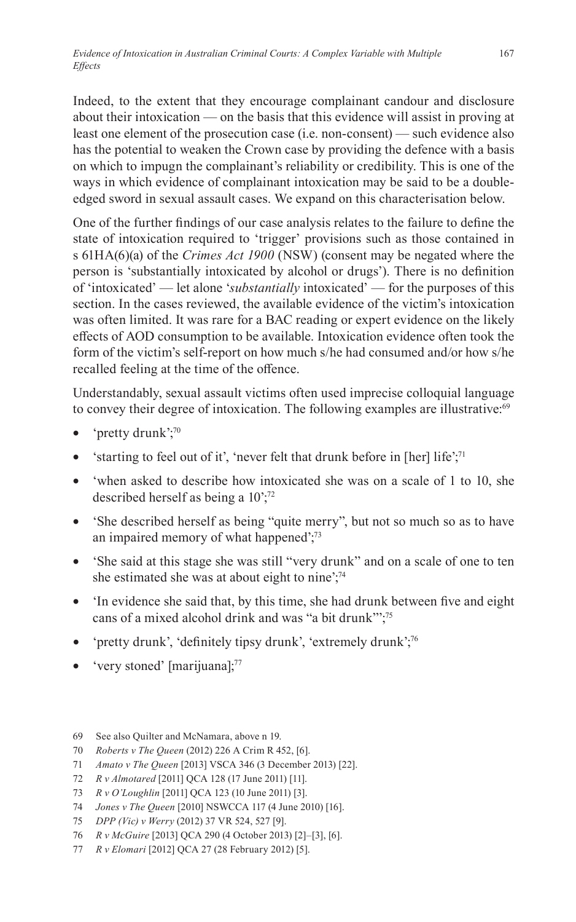Indeed, to the extent that they encourage complainant candour and disclosure about their intoxication — on the basis that this evidence will assist in proving at least one element of the prosecution case (i.e. non-consent) — such evidence also has the potential to weaken the Crown case by providing the defence with a basis on which to impugn the complainant's reliability or credibility. This is one of the ways in which evidence of complainant intoxication may be said to be a double-edged sword in sexual assault cases. We expand on this characterisation below.

One of the further findings of our case analysis relates to the failure to define the state of intoxication required to 'trigger' provisions such as those contained in s 61HA(6)(a) of the *Crimes Act 1900* (NSW) (consent may be negated where the person is 'substantially intoxicated by alcohol or drugs'). There is no definition of 'intoxicated' — let alone '*substantially* intoxicated' — for the purposes of this section. In the cases reviewed, the available evidence of the victim's intoxication was often limited. It was rare for a BAC reading or expert evidence on the likely effects of AOD consumption to be available. Intoxication evidence often took the form of the victim's self-report on how much s/he had consumed and/or how s/he recalled feeling at the time of the offence.

Understandably, sexual assault victims often used imprecise colloquial language to convey their degree of intoxication. The following examples are illustrative:[69]

- 'pretty drunk';[70]
- 'starting to feel out of it', 'never felt that drunk before in [her] life';[71]
- 'when asked to describe how intoxicated she was on a scale of 1 to 10, she described herself as being a 10';[72]
- 'She described herself as being "quite merry", but not so much so as to have an impaired memory of what happened';[73]
- 'She said at this stage she was still "very drunk" and on a scale of one to ten she estimated she was at about eight to nine';[74]
- 'In evidence she said that, by this time, she had drunk between five and eight cans of a mixed alcohol drink and was "a bit drunk"';[75]
- 'pretty drunk', 'definitely tipsy drunk', 'extremely drunk';[76]
- 'very stoned' [marijuana];[77]

69 See also Quilter and McNamara, above n 19.

70 *Roberts v The Queen* (2012) 226 A Crim R 452, [6].

71 *Amato v The Queen* [2013] VSCA 346 (3 December 2013) [22].

72 *R v Almotared* [2011] QCA 128 (17 June 2011) [11].

73 *R v O'Loughlin* [2011] QCA 123 (10 June 2011) [3].

74 *Jones v The Queen* [2010] NSWCCA 117 (4 June 2010) [16].

75 *DPP (Vic) v Werry* (2012) 37 VR 524, 527 [9].

76 *R v McGuire* [2013] QCA 290 (4 October 2013) [2]–[3], [6].

77 *R v Elomari* [2012] QCA 27 (28 February 2012) [5].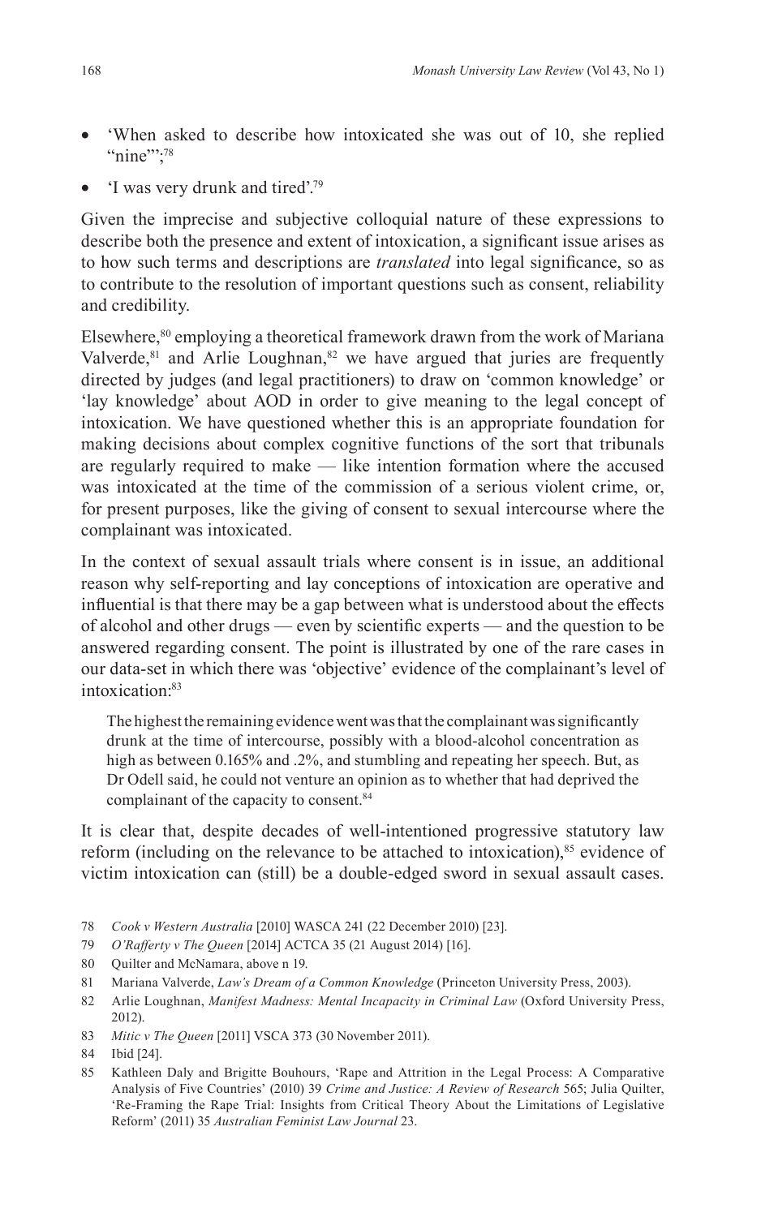- 'When asked to describe how intoxicated she was out of 10, she replied "nine"';[78]
- 'I was very drunk and tired'.[79]

Given the imprecise and subjective colloquial nature of these expressions to describe both the presence and extent of intoxication, a significant issue arises as to how such terms and descriptions are *translated* into legal significance, so as to contribute to the resolution of important questions such as consent, reliability and credibility.

Elsewhere,[80] employing a theoretical framework drawn from the work of Mariana Valverde,[81] and Arlie Loughnan,[82] we have argued that juries are frequently directed by judges (and legal practitioners) to draw on 'common knowledge' or 'lay knowledge' about AOD in order to give meaning to the legal concept of intoxication. We have questioned whether this is an appropriate foundation for making decisions about complex cognitive functions of the sort that tribunals are regularly required to make — like intention formation where the accused was intoxicated at the time of the commission of a serious violent crime, or, for present purposes, like the giving of consent to sexual intercourse where the complainant was intoxicated.

In the context of sexual assault trials where consent is in issue, an additional reason why self-reporting and lay conceptions of intoxication are operative and influential is that there may be a gap between what is understood about the effects of alcohol and other drugs — even by scientific experts — and the question to be answered regarding consent. The point is illustrated by one of the rare cases in our data-set in which there was 'objective' evidence of the complainant's level of intoxication:[83]

> The highest the remaining evidence went was that the complainant was significantly drunk at the time of intercourse, possibly with a blood-alcohol concentration as high as between 0.165% and .2%, and stumbling and repeating her speech. But, as Dr Odell said, he could not venture an opinion as to whether that had deprived the complainant of the capacity to consent.[84]

It is clear that, despite decades of well-intentioned progressive statutory law reform (including on the relevance to be attached to intoxication),[85] evidence of victim intoxication can (still) be a double-edged sword in sexual assault cases.

78 *Cook v Western Australia* [2010] WASCA 241 (22 December 2010) [23].

79 *O'Rafferty v The Queen* [2014] ACTCA 35 (21 August 2014) [16].

80 Quilter and McNamara, above n 19.

81 Mariana Valverde, *Law's Dream of a Common Knowledge* (Princeton University Press, 2003).

82 Arlie Loughnan, *Manifest Madness: Mental Incapacity in Criminal Law* (Oxford University Press, 2012).

83 *Mitic v The Queen* [2011] VSCA 373 (30 November 2011).

84 Ibid [24].

85 Kathleen Daly and Brigitte Bouhours, 'Rape and Attrition in the Legal Process: A Comparative Analysis of Five Countries' (2010) 39 *Crime and Justice: A Review of Research* 565; Julia Quilter, 'Re-Framing the Rape Trial: Insights from Critical Theory About the Limitations of Legislative Reform' (2011) 35 *Australian Feminist Law Journal* 23.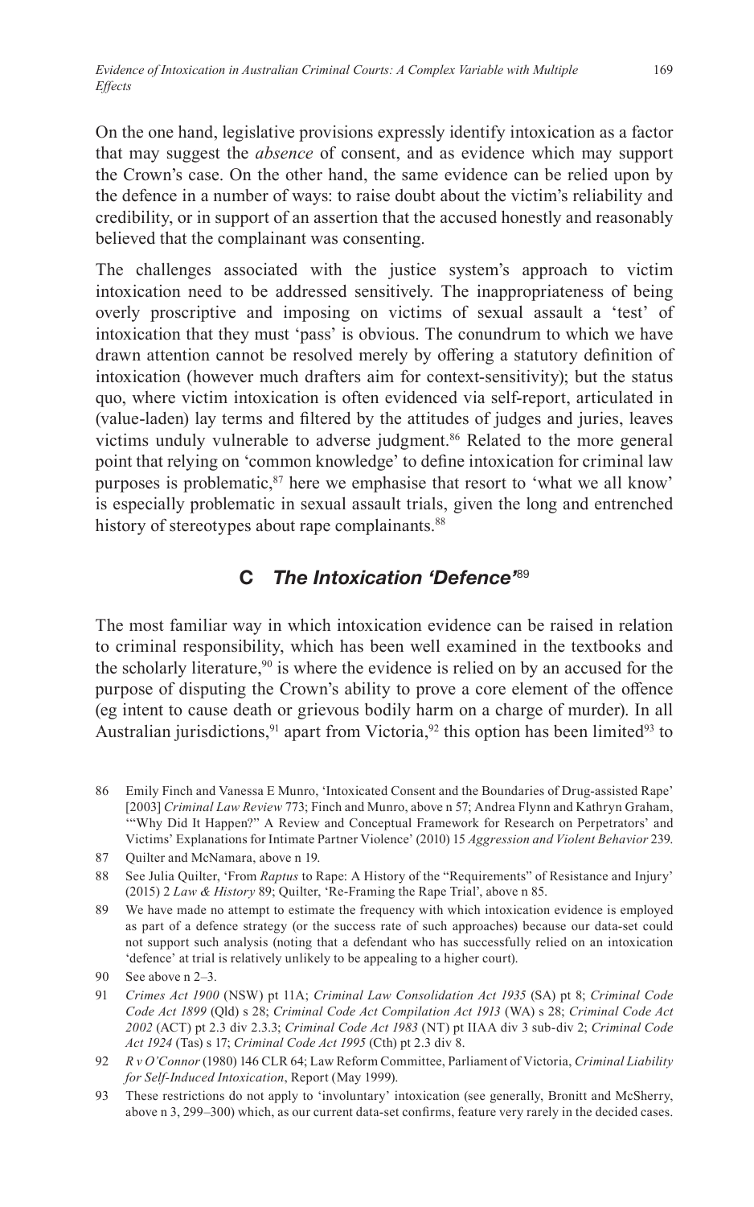On the one hand, legislative provisions expressly identify intoxication as a factor that may suggest the *absence* of consent, and as evidence which may support the Crown's case. On the other hand, the same evidence can be relied upon by the defence in a number of ways: to raise doubt about the victim's reliability and credibility, or in support of an assertion that the accused honestly and reasonably believed that the complainant was consenting.

The challenges associated with the justice system's approach to victim intoxication need to be addressed sensitively. The inappropriateness of being overly proscriptive and imposing on victims of sexual assault a 'test' of intoxication that they must 'pass' is obvious. The conundrum to which we have drawn attention cannot be resolved merely by offering a statutory definition of intoxication (however much drafters aim for context-sensitivity); but the status quo, where victim intoxication is often evidenced via self-report, articulated in (value-laden) lay terms and filtered by the attitudes of judges and juries, leaves victims unduly vulnerable to adverse judgment.[86] Related to the more general point that relying on 'common knowledge' to define intoxication for criminal law purposes is problematic,[87] here we emphasise that resort to 'what we all know' is especially problematic in sexual assault trials, given the long and entrenched history of stereotypes about rape complainants.[88]

## C *The Intoxication 'Defence'*[89]

The most familiar way in which intoxication evidence can be raised in relation to criminal responsibility, which has been well examined in the textbooks and the scholarly literature,[90] is where the evidence is relied on by an accused for the purpose of disputing the Crown's ability to prove a core element of the offence (eg intent to cause death or grievous bodily harm on a charge of murder). In all Australian jurisdictions,[91] apart from Victoria,[92] this option has been limited[93] to

86 Emily Finch and Vanessa E Munro, 'Intoxicated Consent and the Boundaries of Drug-assisted Rape' [2003] *Criminal Law Review* 773; Finch and Munro, above n 57; Andrea Flynn and Kathryn Graham, '"Why Did It Happen?" A Review and Conceptual Framework for Research on Perpetrators' and Victims' Explanations for Intimate Partner Violence' (2010) 15 *Aggression and Violent Behavior* 239.

87 Quilter and McNamara, above n 19.

88 See Julia Quilter, 'From *Raptus* to Rape: A History of the "Requirements" of Resistance and Injury' (2015) 2 *Law & History* 89; Quilter, 'Re-Framing the Rape Trial', above n 85.

89 We have made no attempt to estimate the frequency with which intoxication evidence is employed as part of a defence strategy (or the success rate of such approaches) because our data-set could not support such analysis (noting that a defendant who has successfully relied on an intoxication 'defence' at trial is relatively unlikely to be appealing to a higher court).

90 See above n 2–3.

91 *Crimes Act 1900* (NSW) pt 11A; *Criminal Law Consolidation Act 1935* (SA) pt 8; *Criminal Code Code Act 1899* (Qld) s 28; *Criminal Code Act Compilation Act 1913* (WA) s 28; *Criminal Code Act 2002* (ACT) pt 2.3 div 2.3.3; *Criminal Code Act 1983* (NT) pt IIAA div 3 sub-div 2; *Criminal Code Act 1924* (Tas) s 17; *Criminal Code Act 1995* (Cth) pt 2.3 div 8.

92 *R v O'Connor* (1980) 146 CLR 64; Law Reform Committee, Parliament of Victoria, *Criminal Liability for Self-Induced Intoxication*, Report (May 1999).

93 These restrictions do not apply to 'involuntary' intoxication (see generally, Bronitt and McSherry, above n 3, 299–300) which, as our current data-set confirms, feature very rarely in the decided cases.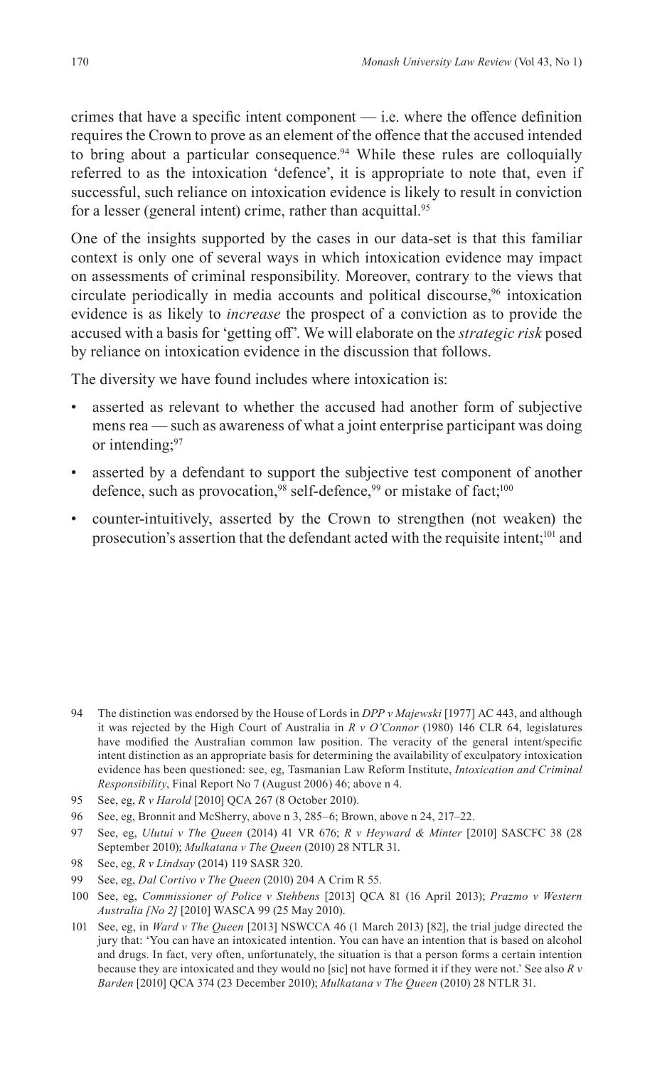crimes that have a specific intent component — i.e. where the offence definition requires the Crown to prove as an element of the offence that the accused intended to bring about a particular consequence.[94] While these rules are colloquially referred to as the intoxication 'defence', it is appropriate to note that, even if successful, such reliance on intoxication evidence is likely to result in conviction for a lesser (general intent) crime, rather than acquittal.[95]

One of the insights supported by the cases in our data-set is that this familiar context is only one of several ways in which intoxication evidence may impact on assessments of criminal responsibility. Moreover, contrary to the views that circulate periodically in media accounts and political discourse,[96] intoxication evidence is as likely to *increase* the prospect of a conviction as to provide the accused with a basis for 'getting off'. We will elaborate on the *strategic risk* posed by reliance on intoxication evidence in the discussion that follows.

The diversity we have found includes where intoxication is:

- asserted as relevant to whether the accused had another form of subjective mens rea — such as awareness of what a joint enterprise participant was doing or intending;[97]
- asserted by a defendant to support the subjective test component of another defence, such as provocation,[98] self-defence,[99] or mistake of fact;[100]
- counter-intuitively, asserted by the Crown to strengthen (not weaken) the prosecution's assertion that the defendant acted with the requisite intent;[101] and

---

94 The distinction was endorsed by the House of Lords in *DPP v Majewski* [1977] AC 443, and although it was rejected by the High Court of Australia in *R v O'Connor* (1980) 146 CLR 64, legislatures have modified the Australian common law position. The veracity of the general intent/specific intent distinction as an appropriate basis for determining the availability of exculpatory intoxication evidence has been questioned: see, eg, Tasmanian Law Reform Institute, *Intoxication and Criminal Responsibility*, Final Report No 7 (August 2006) 46; above n 4.

95 See, eg, *R v Harold* [2010] QCA 267 (8 October 2010).

96 See, eg, Bronnit and McSherry, above n 3, 285–6; Brown, above n 24, 217–22.

97 See, eg, *Ulutui v The Queen* (2014) 41 VR 676; *R v Heyward & Minter* [2010] SASCFC 38 (28 September 2010); *Mulkatana v The Queen* (2010) 28 NTLR 31.

98 See, eg, *R v Lindsay* (2014) 119 SASR 320.

99 See, eg, *Dal Cortivo v The Queen* (2010) 204 A Crim R 55.

100 See, eg, *Commissioner of Police v Stehbens* [2013] QCA 81 (16 April 2013); *Prazmo v Western Australia [No 2]* [2010] WASCA 99 (25 May 2010).

101 See, eg, in *Ward v The Queen* [2013] NSWCCA 46 (1 March 2013) [82], the trial judge directed the jury that: 'You can have an intoxicated intention. You can have an intention that is based on alcohol and drugs. In fact, very often, unfortunately, the situation is that a person forms a certain intention because they are intoxicated and they would no [sic] not have formed it if they were not.' See also *R v Barden* [2010] QCA 374 (23 December 2010); *Mulkatana v The Queen* (2010) 28 NTLR 31.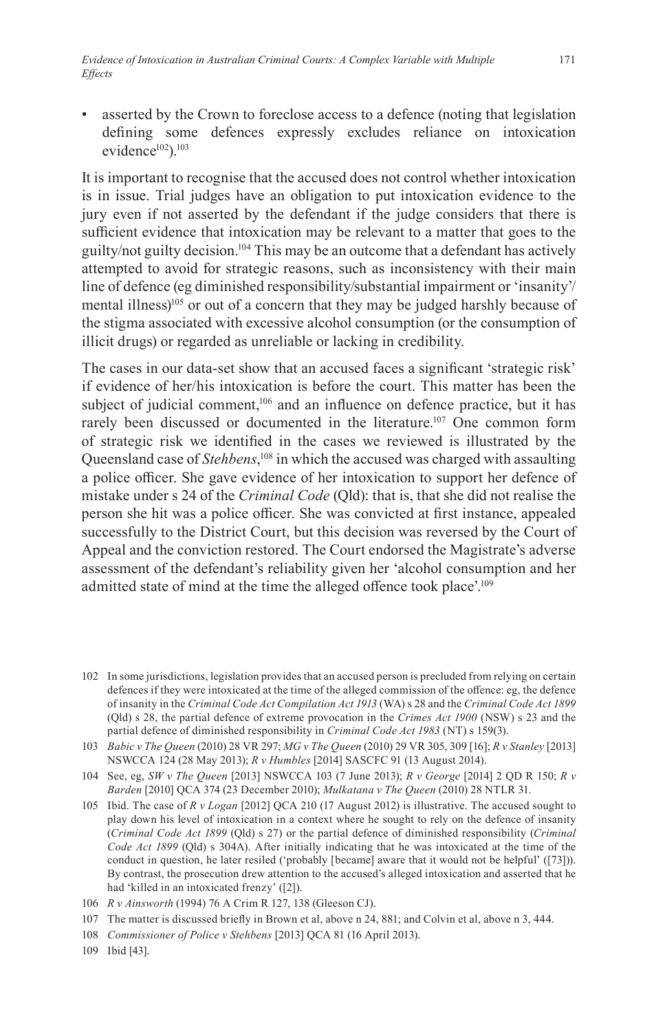- asserted by the Crown to foreclose access to a defence (noting that legislation defining some defences expressly excludes reliance on intoxication evidence[102]).[103]

It is important to recognise that the accused does not control whether intoxication is in issue. Trial judges have an obligation to put intoxication evidence to the jury even if not asserted by the defendant if the judge considers that there is sufficient evidence that intoxication may be relevant to a matter that goes to the guilty/not guilty decision.[104] This may be an outcome that a defendant has actively attempted to avoid for strategic reasons, such as inconsistency with their main line of defence (eg diminished responsibility/substantial impairment or 'insanity'/mental illness)[105] or out of a concern that they may be judged harshly because of the stigma associated with excessive alcohol consumption (or the consumption of illicit drugs) or regarded as unreliable or lacking in credibility.

The cases in our data-set show that an accused faces a significant 'strategic risk' if evidence of her/his intoxication is before the court. This matter has been the subject of judicial comment,[106] and an influence on defence practice, but it has rarely been discussed or documented in the literature.[107] One common form of strategic risk we identified in the cases we reviewed is illustrated by the Queensland case of *Stehbens*,[108] in which the accused was charged with assaulting a police officer. She gave evidence of her intoxication to support her defence of mistake under s 24 of the *Criminal Code* (Qld): that is, that she did not realise the person she hit was a police officer. She was convicted at first instance, appealed successfully to the District Court, but this decision was reversed by the Court of Appeal and the conviction restored. The Court endorsed the Magistrate's adverse assessment of the defendant's reliability given her 'alcohol consumption and her admitted state of mind at the time the alleged offence took place'.[109]

---

102 In some jurisdictions, legislation provides that an accused person is precluded from relying on certain defences if they were intoxicated at the time of the alleged commission of the offence: eg, the defence of insanity in the *Criminal Code Act Compilation Act 1913* (WA) s 28 and the *Criminal Code Act 1899* (Qld) s 28, the partial defence of extreme provocation in the *Crimes Act 1900* (NSW) s 23 and the partial defence of diminished responsibility in *Criminal Code Act 1983* (NT) s 159(3).

103 *Babic v The Queen* (2010) 28 VR 297; *MG v The Queen* (2010) 29 VR 305, 309 [16]; *R v Stanley* [2013] NSWCCA 124 (28 May 2013); *R v Humbles* [2014] SASCFC 91 (13 August 2014).

104 See, eg, *SW v The Queen* [2013] NSWCCA 103 (7 June 2013); *R v George* [2014] 2 QD R 150; *R v Barden* [2010] QCA 374 (23 December 2010); *Mulkatana v The Queen* (2010) 28 NTLR 31.

105 Ibid. The case of *R v Logan* [2012] QCA 210 (17 August 2012) is illustrative. The accused sought to play down his level of intoxication in a context where he sought to rely on the defence of insanity (*Criminal Code Act 1899* (Qld) s 27) or the partial defence of diminished responsibility (*Criminal Code Act 1899* (Qld) s 304A). After initially indicating that he was intoxicated at the time of the conduct in question, he later resiled ('probably [became] aware that it would not be helpful' ([73])). By contrast, the prosecution drew attention to the accused's alleged intoxication and asserted that he had 'killed in an intoxicated frenzy' ([2]).

106 *R v Ainsworth* (1994) 76 A Crim R 127, 138 (Gleeson CJ).

107 The matter is discussed briefly in Brown et al, above n 24, 881; and Colvin et al, above n 3, 444.

108 *Commissioner of Police v Stehbens* [2013] QCA 81 (16 April 2013).

109 Ibid [43].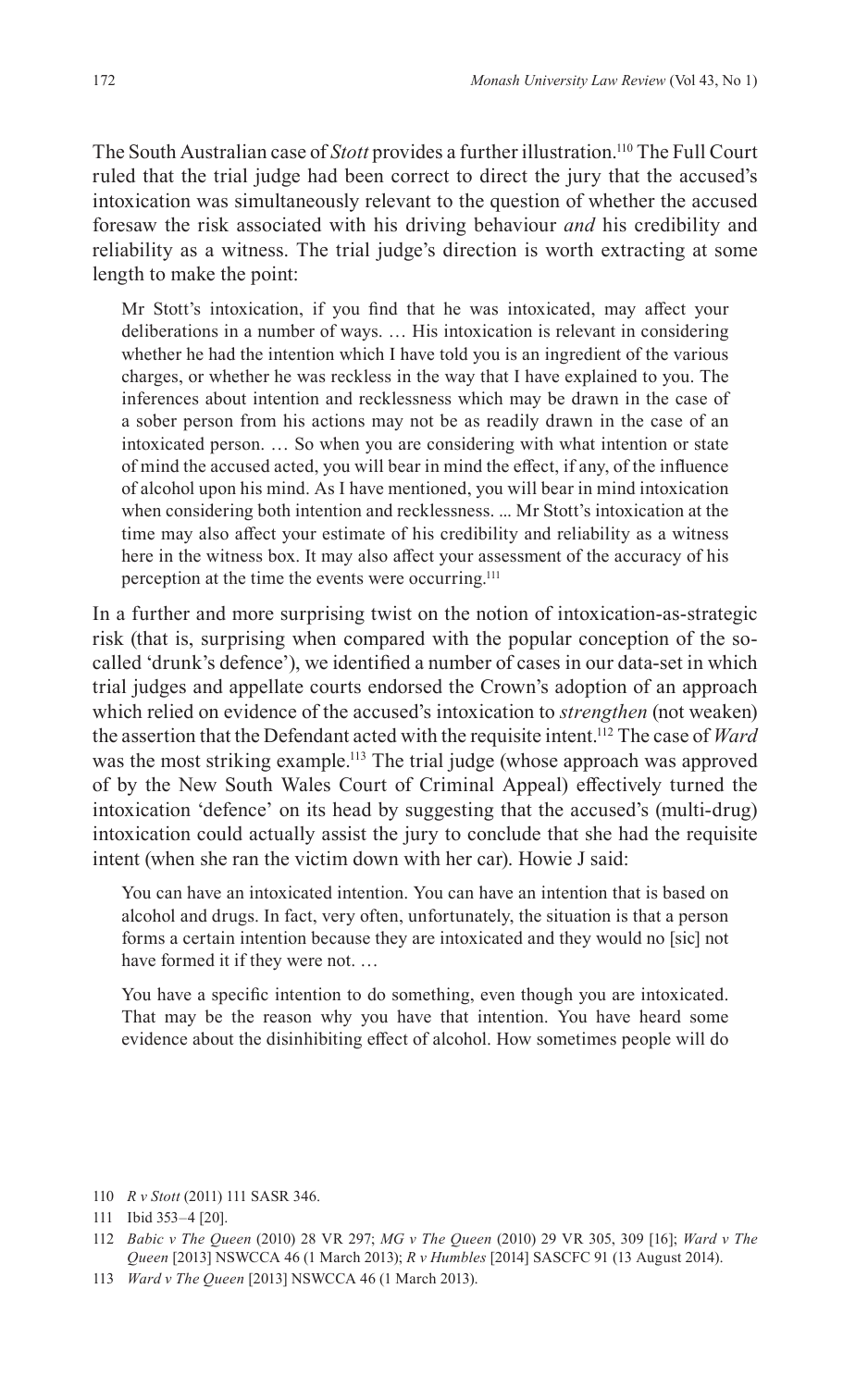The South Australian case of *Stott* provides a further illustration.[110] The Full Court ruled that the trial judge had been correct to direct the jury that the accused's intoxication was simultaneously relevant to the question of whether the accused foresaw the risk associated with his driving behaviour *and* his credibility and reliability as a witness. The trial judge's direction is worth extracting at some length to make the point:

> Mr Stott's intoxication, if you find that he was intoxicated, may affect your deliberations in a number of ways. … His intoxication is relevant in considering whether he had the intention which I have told you is an ingredient of the various charges, or whether he was reckless in the way that I have explained to you. The inferences about intention and recklessness which may be drawn in the case of a sober person from his actions may not be as readily drawn in the case of an intoxicated person. … So when you are considering with what intention or state of mind the accused acted, you will bear in mind the effect, if any, of the influence of alcohol upon his mind. As I have mentioned, you will bear in mind intoxication when considering both intention and recklessness. ... Mr Stott's intoxication at the time may also affect your estimate of his credibility and reliability as a witness here in the witness box. It may also affect your assessment of the accuracy of his perception at the time the events were occurring.[111]

In a further and more surprising twist on the notion of intoxication-as-strategic risk (that is, surprising when compared with the popular conception of the so-called 'drunk's defence'), we identified a number of cases in our data-set in which trial judges and appellate courts endorsed the Crown's adoption of an approach which relied on evidence of the accused's intoxication to *strengthen* (not weaken) the assertion that the Defendant acted with the requisite intent.[112] The case of *Ward* was the most striking example.[113] The trial judge (whose approach was approved of by the New South Wales Court of Criminal Appeal) effectively turned the intoxication 'defence' on its head by suggesting that the accused's (multi-drug) intoxication could actually assist the jury to conclude that she had the requisite intent (when she ran the victim down with her car). Howie J said:

> You can have an intoxicated intention. You can have an intention that is based on alcohol and drugs. In fact, very often, unfortunately, the situation is that a person forms a certain intention because they are intoxicated and they would no [sic] not have formed it if they were not. …
>
> You have a specific intention to do something, even though you are intoxicated. That may be the reason why you have that intention. You have heard some evidence about the disinhibiting effect of alcohol. How sometimes people will do

---

110 *R v Stott* (2011) 111 SASR 346.

111 Ibid 353–4 [20].

112 *Babic v The Queen* (2010) 28 VR 297; *MG v The Queen* (2010) 29 VR 305, 309 [16]; *Ward v The Queen* [2013] NSWCCA 46 (1 March 2013); *R v Humbles* [2014] SASCFC 91 (13 August 2014).

113 *Ward v The Queen* [2013] NSWCCA 46 (1 March 2013).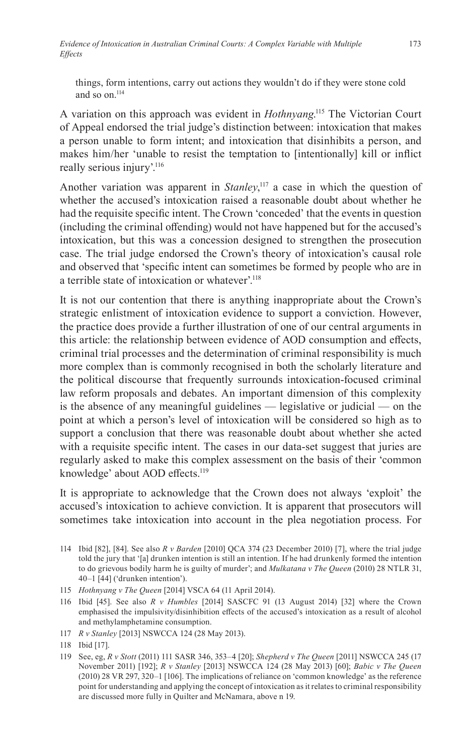things, form intentions, carry out actions they wouldn't do if they were stone cold and so on.[114]

A variation on this approach was evident in *Hothnyang*.[115] The Victorian Court of Appeal endorsed the trial judge's distinction between: intoxication that makes a person unable to form intent; and intoxication that disinhibits a person, and makes him/her 'unable to resist the temptation to [intentionally] kill or inflict really serious injury'.[116]

Another variation was apparent in *Stanley*,[117] a case in which the question of whether the accused's intoxication raised a reasonable doubt about whether he had the requisite specific intent. The Crown 'conceded' that the events in question (including the criminal offending) would not have happened but for the accused's intoxication, but this was a concession designed to strengthen the prosecution case. The trial judge endorsed the Crown's theory of intoxication's causal role and observed that 'specific intent can sometimes be formed by people who are in a terrible state of intoxication or whatever'.[118]

It is not our contention that there is anything inappropriate about the Crown's strategic enlistment of intoxication evidence to support a conviction. However, the practice does provide a further illustration of one of our central arguments in this article: the relationship between evidence of AOD consumption and effects, criminal trial processes and the determination of criminal responsibility is much more complex than is commonly recognised in both the scholarly literature and the political discourse that frequently surrounds intoxication-focused criminal law reform proposals and debates. An important dimension of this complexity is the absence of any meaningful guidelines — legislative or judicial — on the point at which a person's level of intoxication will be considered so high as to support a conclusion that there was reasonable doubt about whether she acted with a requisite specific intent. The cases in our data-set suggest that juries are regularly asked to make this complex assessment on the basis of their 'common knowledge' about AOD effects.[119]

It is appropriate to acknowledge that the Crown does not always 'exploit' the accused's intoxication to achieve conviction. It is apparent that prosecutors will sometimes take intoxication into account in the plea negotiation process. For

---

114 Ibid [82], [84]. See also *R v Barden* [2010] QCA 374 (23 December 2010) [7], where the trial judge told the jury that '[a] drunken intention is still an intention. If he had drunkenly formed the intention to do grievous bodily harm he is guilty of murder'; and *Mulkatana v The Queen* (2010) 28 NTLR 31, 40–1 [44] ('drunken intention').

115 *Hothnyang v The Queen* [2014] VSCA 64 (11 April 2014).

116 Ibid [45]. See also *R v Humbles* [2014] SASCFC 91 (13 August 2014) [32] where the Crown emphasised the impulsivity/disinhibition effects of the accused's intoxication as a result of alcohol and methylamphetamine consumption.

117 *R v Stanley* [2013] NSWCCA 124 (28 May 2013).

118 Ibid [17].

119 See, eg, *R v Stott* (2011) 111 SASR 346, 353–4 [20]; *Shepherd v The Queen* [2011] NSWCCA 245 (17 November 2011) [192]; *R v Stanley* [2013] NSWCCA 124 (28 May 2013) [60]; *Babic v The Queen* (2010) 28 VR 297, 320–1 [106]. The implications of reliance on 'common knowledge' as the reference point for understanding and applying the concept of intoxication as it relates to criminal responsibility are discussed more fully in Quilter and McNamara, above n 19.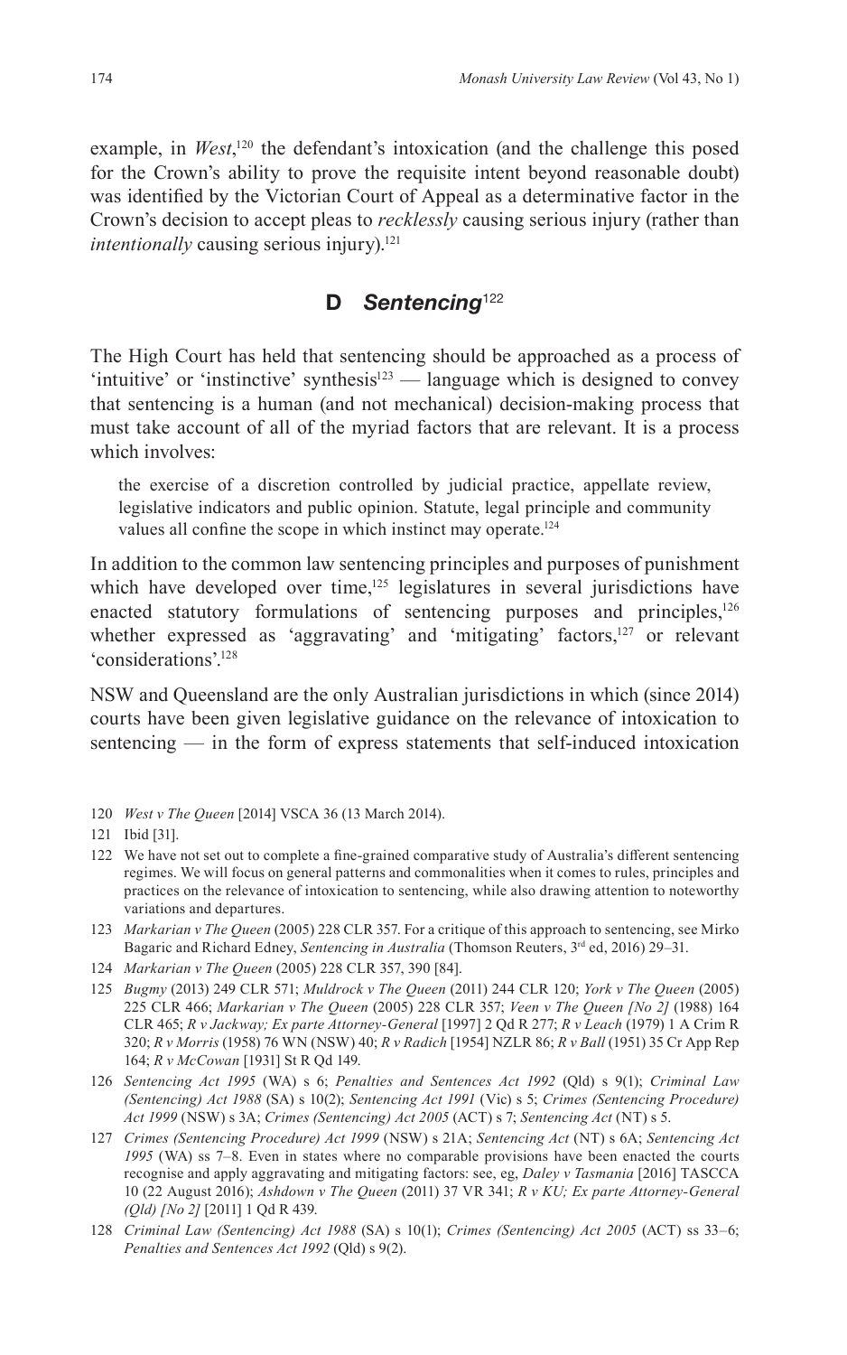example, in *West*,[120] the defendant's intoxication (and the challenge this posed for the Crown's ability to prove the requisite intent beyond reasonable doubt) was identified by the Victorian Court of Appeal as a determinative factor in the Crown's decision to accept pleas to *recklessly* causing serious injury (rather than *intentionally* causing serious injury).[121]

### D *Sentencing*[122]

The High Court has held that sentencing should be approached as a process of 'intuitive' or 'instinctive' synthesis[123] — language which is designed to convey that sentencing is a human (and not mechanical) decision-making process that must take account of all of the myriad factors that are relevant. It is a process which involves:

> the exercise of a discretion controlled by judicial practice, appellate review, legislative indicators and public opinion. Statute, legal principle and community values all confine the scope in which instinct may operate.[124]

In addition to the common law sentencing principles and purposes of punishment which have developed over time,[125] legislatures in several jurisdictions have enacted statutory formulations of sentencing purposes and principles,[126] whether expressed as 'aggravating' and 'mitigating' factors,[127] or relevant 'considerations'.[128]

NSW and Queensland are the only Australian jurisdictions in which (since 2014) courts have been given legislative guidance on the relevance of intoxication to sentencing — in the form of express statements that self-induced intoxication

---

120 *West v The Queen* [2014] VSCA 36 (13 March 2014).

121 Ibid [31].

122 We have not set out to complete a fine-grained comparative study of Australia's different sentencing regimes. We will focus on general patterns and commonalities when it comes to rules, principles and practices on the relevance of intoxication to sentencing, while also drawing attention to noteworthy variations and departures.

123 *Markarian v The Queen* (2005) 228 CLR 357. For a critique of this approach to sentencing, see Mirko Bagaric and Richard Edney, *Sentencing in Australia* (Thomson Reuters, 3rd ed, 2016) 29–31.

124 *Markarian v The Queen* (2005) 228 CLR 357, 390 [84].

125 *Bugmy* (2013) 249 CLR 571; *Muldrock v The Queen* (2011) 244 CLR 120; *York v The Queen* (2005) 225 CLR 466; *Markarian v The Queen* (2005) 228 CLR 357; *Veen v The Queen [No 2]* (1988) 164 CLR 465; *R v Jackway; Ex parte Attorney-General* [1997] 2 Qd R 277; *R v Leach* (1979) 1 A Crim R 320; *R v Morris* (1958) 76 WN (NSW) 40; *R v Radich* [1954] NZLR 86; *R v Ball* (1951) 35 Cr App Rep 164; *R v McCowan* [1931] St R Qd 149.

126 *Sentencing Act 1995* (WA) s 6; *Penalties and Sentences Act 1992* (Qld) s 9(1); *Criminal Law (Sentencing) Act 1988* (SA) s 10(2); *Sentencing Act 1991* (Vic) s 5; *Crimes (Sentencing Procedure) Act 1999* (NSW) s 3A; *Crimes (Sentencing) Act 2005* (ACT) s 7; *Sentencing Act* (NT) s 5.

127 *Crimes (Sentencing Procedure) Act 1999* (NSW) s 21A; *Sentencing Act* (NT) s 6A; *Sentencing Act 1995* (WA) ss 7–8. Even in states where no comparable provisions have been enacted the courts recognise and apply aggravating and mitigating factors: see, eg, *Daley v Tasmania* [2016] TASCCA 10 (22 August 2016); *Ashdown v The Queen* (2011) 37 VR 341; *R v KU; Ex parte Attorney-General (Qld) [No 2]* [2011] 1 Qd R 439.

128 *Criminal Law (Sentencing) Act 1988* (SA) s 10(1); *Crimes (Sentencing) Act 2005* (ACT) ss 33–6; *Penalties and Sentences Act 1992* (Qld) s 9(2).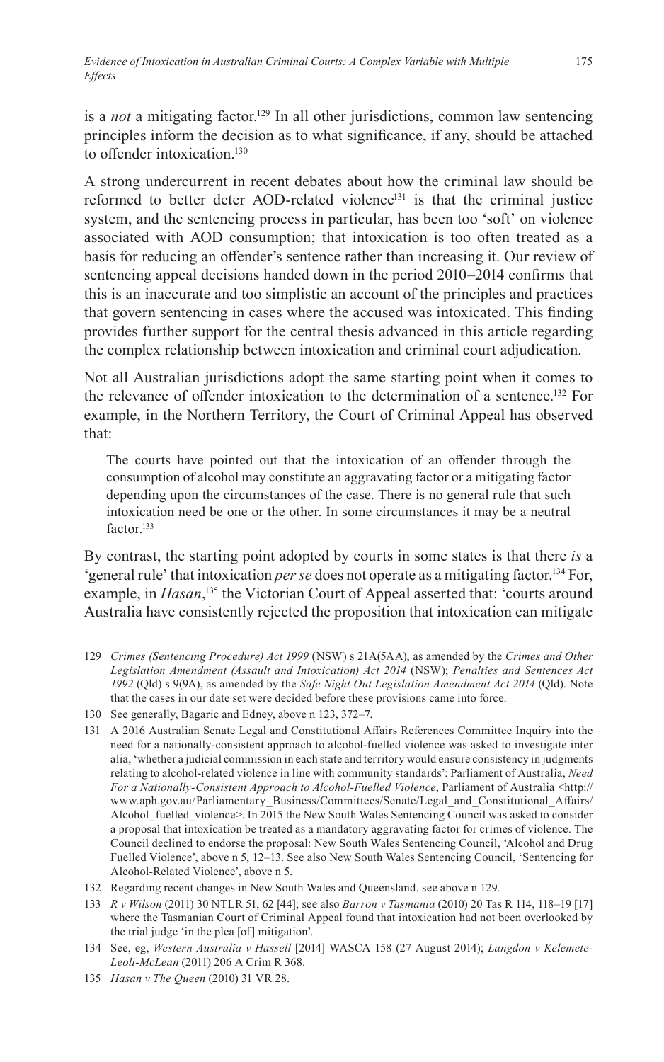is a *not* a mitigating factor.[129] In all other jurisdictions, common law sentencing principles inform the decision as to what significance, if any, should be attached to offender intoxication.[130]

A strong undercurrent in recent debates about how the criminal law should be reformed to better deter AOD-related violence[131] is that the criminal justice system, and the sentencing process in particular, has been too 'soft' on violence associated with AOD consumption; that intoxication is too often treated as a basis for reducing an offender's sentence rather than increasing it. Our review of sentencing appeal decisions handed down in the period 2010–2014 confirms that this is an inaccurate and too simplistic an account of the principles and practices that govern sentencing in cases where the accused was intoxicated. This finding provides further support for the central thesis advanced in this article regarding the complex relationship between intoxication and criminal court adjudication.

Not all Australian jurisdictions adopt the same starting point when it comes to the relevance of offender intoxication to the determination of a sentence.[132] For example, in the Northern Territory, the Court of Criminal Appeal has observed that:

> The courts have pointed out that the intoxication of an offender through the consumption of alcohol may constitute an aggravating factor or a mitigating factor depending upon the circumstances of the case. There is no general rule that such intoxication need be one or the other. In some circumstances it may be a neutral factor.[133]

By contrast, the starting point adopted by courts in some states is that there *is* a 'general rule' that intoxication *per se* does not operate as a mitigating factor.[134] For, example, in *Hasan*,[135] the Victorian Court of Appeal asserted that: 'courts around Australia have consistently rejected the proposition that intoxication can mitigate

---

129 *Crimes (Sentencing Procedure) Act 1999* (NSW) s 21A(5AA), as amended by the *Crimes and Other Legislation Amendment (Assault and Intoxication) Act 2014* (NSW); *Penalties and Sentences Act 1992* (Qld) s 9(9A), as amended by the *Safe Night Out Legislation Amendment Act 2014* (Qld). Note that the cases in our date set were decided before these provisions came into force.

130 See generally, Bagaric and Edney, above n 123, 372–7.

131 A 2016 Australian Senate Legal and Constitutional Affairs References Committee Inquiry into the need for a nationally-consistent approach to alcohol-fuelled violence was asked to investigate inter alia, 'whether a judicial commission in each state and territory would ensure consistency in judgments relating to alcohol-related violence in line with community standards': Parliament of Australia, *Need For a Nationally-Consistent Approach to Alcohol-Fuelled Violence*, Parliament of Australia <http://www.aph.gov.au/Parliamentary_Business/Committees/Senate/Legal_and_Constitutional_Affairs/Alcohol_fuelled_violence>. In 2015 the New South Wales Sentencing Council was asked to consider a proposal that intoxication be treated as a mandatory aggravating factor for crimes of violence. The Council declined to endorse the proposal: New South Wales Sentencing Council, 'Alcohol and Drug Fuelled Violence', above n 5, 12–13. See also New South Wales Sentencing Council, 'Sentencing for Alcohol-Related Violence', above n 5.

132 Regarding recent changes in New South Wales and Queensland, see above n 129.

133 *R v Wilson* (2011) 30 NTLR 51, 62 [44]; see also *Barron v Tasmania* (2010) 20 Tas R 114, 118–19 [17] where the Tasmanian Court of Criminal Appeal found that intoxication had not been overlooked by the trial judge 'in the plea [of] mitigation'.

134 See, eg, *Western Australia v Hassell* [2014] WASCA 158 (27 August 2014); *Langdon v Kelemete-Leoli-McLean* (2011) 206 A Crim R 368.

135 *Hasan v The Queen* (2010) 31 VR 28.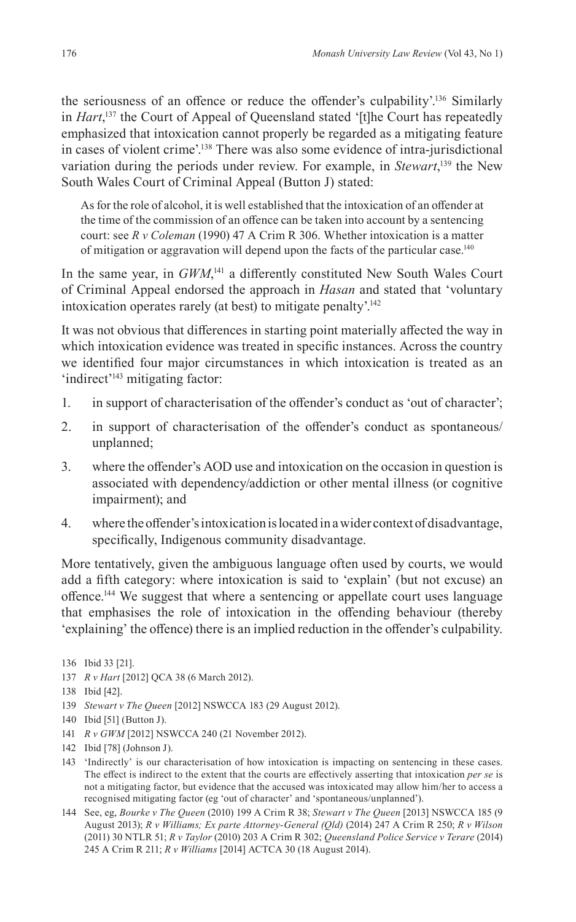the seriousness of an offence or reduce the offender's culpability'.[136] Similarly in *Hart*,[137] the Court of Appeal of Queensland stated '[t]he Court has repeatedly emphasized that intoxication cannot properly be regarded as a mitigating feature in cases of violent crime'.[138] There was also some evidence of intra-jurisdictional variation during the periods under review. For example, in *Stewart*,[139] the New South Wales Court of Criminal Appeal (Button J) stated:

> As for the role of alcohol, it is well established that the intoxication of an offender at the time of the commission of an offence can be taken into account by a sentencing court: see *R v Coleman* (1990) 47 A Crim R 306. Whether intoxication is a matter of mitigation or aggravation will depend upon the facts of the particular case.[140]

In the same year, in *GWM*,[141] a differently constituted New South Wales Court of Criminal Appeal endorsed the approach in *Hasan* and stated that 'voluntary intoxication operates rarely (at best) to mitigate penalty'.[142]

It was not obvious that differences in starting point materially affected the way in which intoxication evidence was treated in specific instances. Across the country we identified four major circumstances in which intoxication is treated as an 'indirect'[143] mitigating factor:

1. in support of characterisation of the offender's conduct as 'out of character';
2. in support of characterisation of the offender's conduct as spontaneous/unplanned;
3. where the offender's AOD use and intoxication on the occasion in question is associated with dependency/addiction or other mental illness (or cognitive impairment); and
4. where the offender's intoxication is located in a wider context of disadvantage, specifically, Indigenous community disadvantage.

More tentatively, given the ambiguous language often used by courts, we would add a fifth category: where intoxication is said to 'explain' (but not excuse) an offence.[144] We suggest that where a sentencing or appellate court uses language that emphasises the role of intoxication in the offending behaviour (thereby 'explaining' the offence) there is an implied reduction in the offender's culpability.

136 Ibid 33 [21].

137 *R v Hart* [2012] QCA 38 (6 March 2012).

138 Ibid [42].

139 *Stewart v The Queen* [2012] NSWCCA 183 (29 August 2012).

140 Ibid [51] (Button J).

141 *R v GWM* [2012] NSWCCA 240 (21 November 2012).

142 Ibid [78] (Johnson J).

143 'Indirectly' is our characterisation of how intoxication is impacting on sentencing in these cases. The effect is indirect to the extent that the courts are effectively asserting that intoxication *per se* is not a mitigating factor, but evidence that the accused was intoxicated may allow him/her to access a recognised mitigating factor (eg 'out of character' and 'spontaneous/unplanned').

144 See, eg, *Bourke v The Queen* (2010) 199 A Crim R 38; *Stewart v The Queen* [2013] NSWCCA 185 (9 August 2013); *R v Williams; Ex parte Attorney-General (Qld)* (2014) 247 A Crim R 250; *R v Wilson* (2011) 30 NTLR 51; *R v Taylor* (2010) 203 A Crim R 302; *Queensland Police Service v Terare* (2014) 245 A Crim R 211; *R v Williams* [2014] ACTCA 30 (18 August 2014).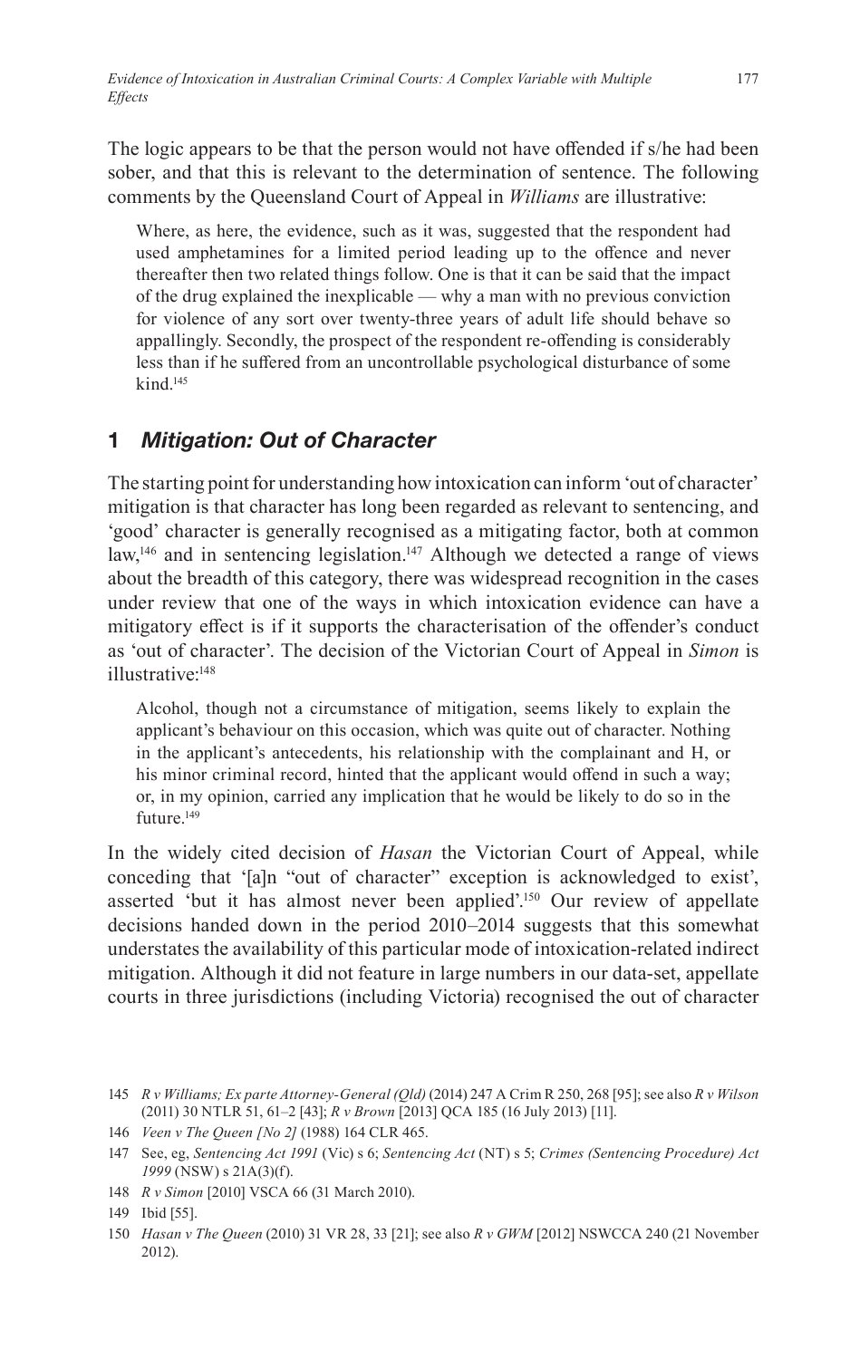The logic appears to be that the person would not have offended if s/he had been sober, and that this is relevant to the determination of sentence. The following comments by the Queensland Court of Appeal in *Williams* are illustrative:

> Where, as here, the evidence, such as it was, suggested that the respondent had used amphetamines for a limited period leading up to the offence and never thereafter then two related things follow. One is that it can be said that the impact of the drug explained the inexplicable — why a man with no previous conviction for violence of any sort over twenty-three years of adult life should behave so appallingly. Secondly, the prospect of the respondent re-offending is considerably less than if he suffered from an uncontrollable psychological disturbance of some kind.[145]

## 1 *Mitigation: Out of Character*

The starting point for understanding how intoxication can inform 'out of character' mitigation is that character has long been regarded as relevant to sentencing, and 'good' character is generally recognised as a mitigating factor, both at common law,[146] and in sentencing legislation.[147] Although we detected a range of views about the breadth of this category, there was widespread recognition in the cases under review that one of the ways in which intoxication evidence can have a mitigatory effect is if it supports the characterisation of the offender's conduct as 'out of character'. The decision of the Victorian Court of Appeal in *Simon* is illustrative:[148]

> Alcohol, though not a circumstance of mitigation, seems likely to explain the applicant's behaviour on this occasion, which was quite out of character. Nothing in the applicant's antecedents, his relationship with the complainant and H, or his minor criminal record, hinted that the applicant would offend in such a way; or, in my opinion, carried any implication that he would be likely to do so in the future.[149]

In the widely cited decision of *Hasan* the Victorian Court of Appeal, while conceding that '[a]n "out of character" exception is acknowledged to exist', asserted 'but it has almost never been applied'.[150] Our review of appellate decisions handed down in the period 2010–2014 suggests that this somewhat understates the availability of this particular mode of intoxication-related indirect mitigation. Although it did not feature in large numbers in our data-set, appellate courts in three jurisdictions (including Victoria) recognised the out of character

---

145 *R v Williams; Ex parte Attorney-General (Qld)* (2014) 247 A Crim R 250, 268 [95]; see also *R v Wilson* (2011) 30 NTLR 51, 61–2 [43]; *R v Brown* [2013] QCA 185 (16 July 2013) [11].

146 *Veen v The Queen [No 2]* (1988) 164 CLR 465.

147 See, eg, *Sentencing Act 1991* (Vic) s 6; *Sentencing Act* (NT) s 5; *Crimes (Sentencing Procedure) Act 1999* (NSW) s 21A(3)(f).

148 *R v Simon* [2010] VSCA 66 (31 March 2010).

149 Ibid [55].

150 *Hasan v The Queen* (2010) 31 VR 28, 33 [21]; see also *R v GWM* [2012] NSWCCA 240 (21 November 2012).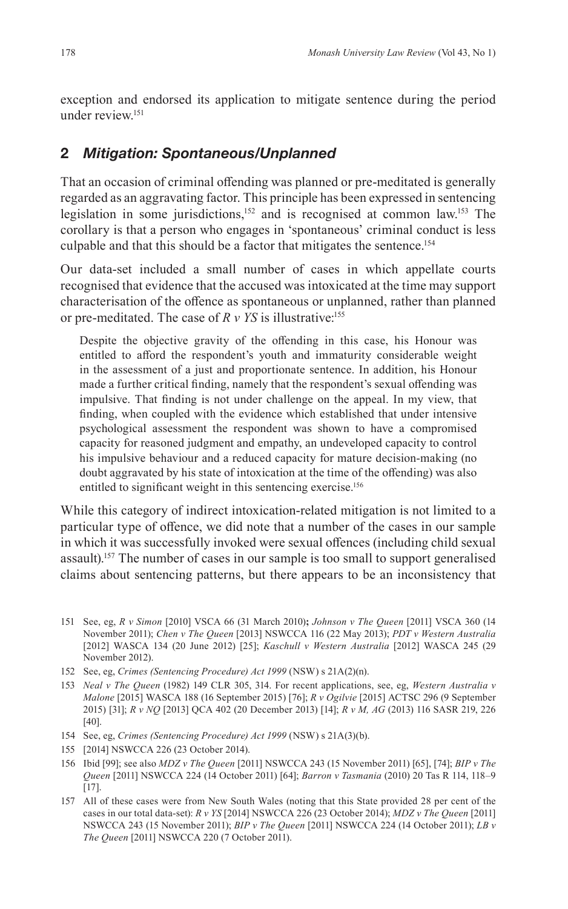exception and endorsed its application to mitigate sentence during the period under review.[151]

## 2 *Mitigation: Spontaneous/Unplanned*

That an occasion of criminal offending was planned or pre-meditated is generally regarded as an aggravating factor. This principle has been expressed in sentencing legislation in some jurisdictions,[152] and is recognised at common law.[153] The corollary is that a person who engages in 'spontaneous' criminal conduct is less culpable and that this should be a factor that mitigates the sentence.[154]

Our data-set included a small number of cases in which appellate courts recognised that evidence that the accused was intoxicated at the time may support characterisation of the offence as spontaneous or unplanned, rather than planned or pre-meditated. The case of *R v YS* is illustrative:[155]

> Despite the objective gravity of the offending in this case, his Honour was entitled to afford the respondent's youth and immaturity considerable weight in the assessment of a just and proportionate sentence. In addition, his Honour made a further critical finding, namely that the respondent's sexual offending was impulsive. That finding is not under challenge on the appeal. In my view, that finding, when coupled with the evidence which established that under intensive psychological assessment the respondent was shown to have a compromised capacity for reasoned judgment and empathy, an undeveloped capacity to control his impulsive behaviour and a reduced capacity for mature decision-making (no doubt aggravated by his state of intoxication at the time of the offending) was also entitled to significant weight in this sentencing exercise.[156]

While this category of indirect intoxication-related mitigation is not limited to a particular type of offence, we did note that a number of the cases in our sample in which it was successfully invoked were sexual offences (including child sexual assault).[157] The number of cases in our sample is too small to support generalised claims about sentencing patterns, but there appears to be an inconsistency that

---

151 See, eg, *R v Simon* [2010] VSCA 66 (31 March 2010)**;** *Johnson v The Queen* [2011] VSCA 360 (14 November 2011); *Chen v The Queen* [2013] NSWCCA 116 (22 May 2013); *PDT v Western Australia* [2012] WASCA 134 (20 June 2012) [25]; *Kaschull v Western Australia* [2012] WASCA 245 (29 November 2012).

152 See, eg, *Crimes (Sentencing Procedure) Act 1999* (NSW) s 21A(2)(n).

153 *Neal v The Queen* (1982) 149 CLR 305, 314. For recent applications, see, eg, *Western Australia v Malone* [2015] WASCA 188 (16 September 2015) [76]; *R v Ogilvie* [2015] ACTSC 296 (9 September 2015) [31]; *R v NQ* [2013] QCA 402 (20 December 2013) [14]; *R v M, AG* (2013) 116 SASR 219, 226 [40].

154 See, eg, *Crimes (Sentencing Procedure) Act 1999* (NSW) s 21A(3)(b).

155 [2014] NSWCCA 226 (23 October 2014).

156 Ibid [99]; see also *MDZ v The Queen* [2011] NSWCCA 243 (15 November 2011) [65], [74]; *BIP v The Queen* [2011] NSWCCA 224 (14 October 2011) [64]; *Barron v Tasmania* (2010) 20 Tas R 114, 118–9 [17].

157 All of these cases were from New South Wales (noting that this State provided 28 per cent of the cases in our total data-set): *R v YS* [2014] NSWCCA 226 (23 October 2014); *MDZ v The Queen* [2011] NSWCCA 243 (15 November 2011); *BIP v The Queen* [2011] NSWCCA 224 (14 October 2011); *LB v The Queen* [2011] NSWCCA 220 (7 October 2011).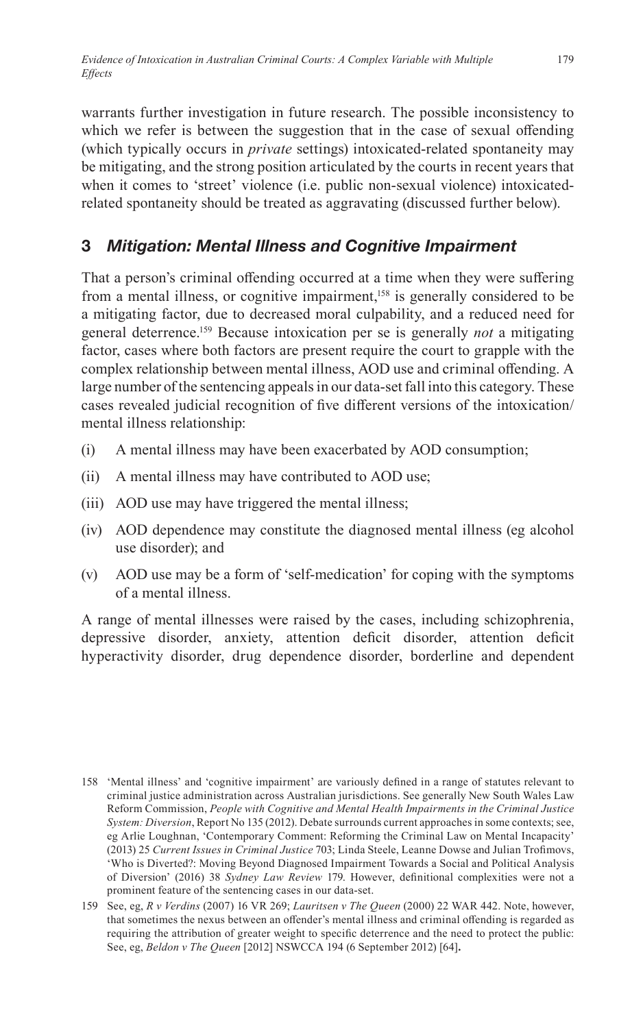warrants further investigation in future research. The possible inconsistency to which we refer is between the suggestion that in the case of sexual offending (which typically occurs in *private* settings) intoxicated-related spontaneity may be mitigating, and the strong position articulated by the courts in recent years that when it comes to 'street' violence (i.e. public non-sexual violence) intoxicated-related spontaneity should be treated as aggravating (discussed further below).

## 3 *Mitigation: Mental Illness and Cognitive Impairment*

That a person's criminal offending occurred at a time when they were suffering from a mental illness, or cognitive impairment,[158] is generally considered to be a mitigating factor, due to decreased moral culpability, and a reduced need for general deterrence.[159] Because intoxication per se is generally *not* a mitigating factor, cases where both factors are present require the court to grapple with the complex relationship between mental illness, AOD use and criminal offending. A large number of the sentencing appeals in our data-set fall into this category. These cases revealed judicial recognition of five different versions of the intoxication/mental illness relationship:

(i) A mental illness may have been exacerbated by AOD consumption;

(ii) A mental illness may have contributed to AOD use;

(iii) AOD use may have triggered the mental illness;

(iv) AOD dependence may constitute the diagnosed mental illness (eg alcohol use disorder); and

(v) AOD use may be a form of 'self-medication' for coping with the symptoms of a mental illness.

A range of mental illnesses were raised by the cases, including schizophrenia, depressive disorder, anxiety, attention deficit disorder, attention deficit hyperactivity disorder, drug dependence disorder, borderline and dependent

---

158 'Mental illness' and 'cognitive impairment' are variously defined in a range of statutes relevant to criminal justice administration across Australian jurisdictions. See generally New South Wales Law Reform Commission, *People with Cognitive and Mental Health Impairments in the Criminal Justice System: Diversion*, Report No 135 (2012). Debate surrounds current approaches in some contexts; see, eg Arlie Loughnan, 'Contemporary Comment: Reforming the Criminal Law on Mental Incapacity' (2013) 25 *Current Issues in Criminal Justice* 703; Linda Steele, Leanne Dowse and Julian Trofimovs, 'Who is Diverted?: Moving Beyond Diagnosed Impairment Towards a Social and Political Analysis of Diversion' (2016) 38 *Sydney Law Review* 179. However, definitional complexities were not a prominent feature of the sentencing cases in our data-set.

159 See, eg, *R v Verdins* (2007) 16 VR 269; *Lauritsen v The Queen* (2000) 22 WAR 442. Note, however, that sometimes the nexus between an offender's mental illness and criminal offending is regarded as requiring the attribution of greater weight to specific deterrence and the need to protect the public: See, eg, *Beldon v The Queen* [2012] NSWCCA 194 (6 September 2012) [64].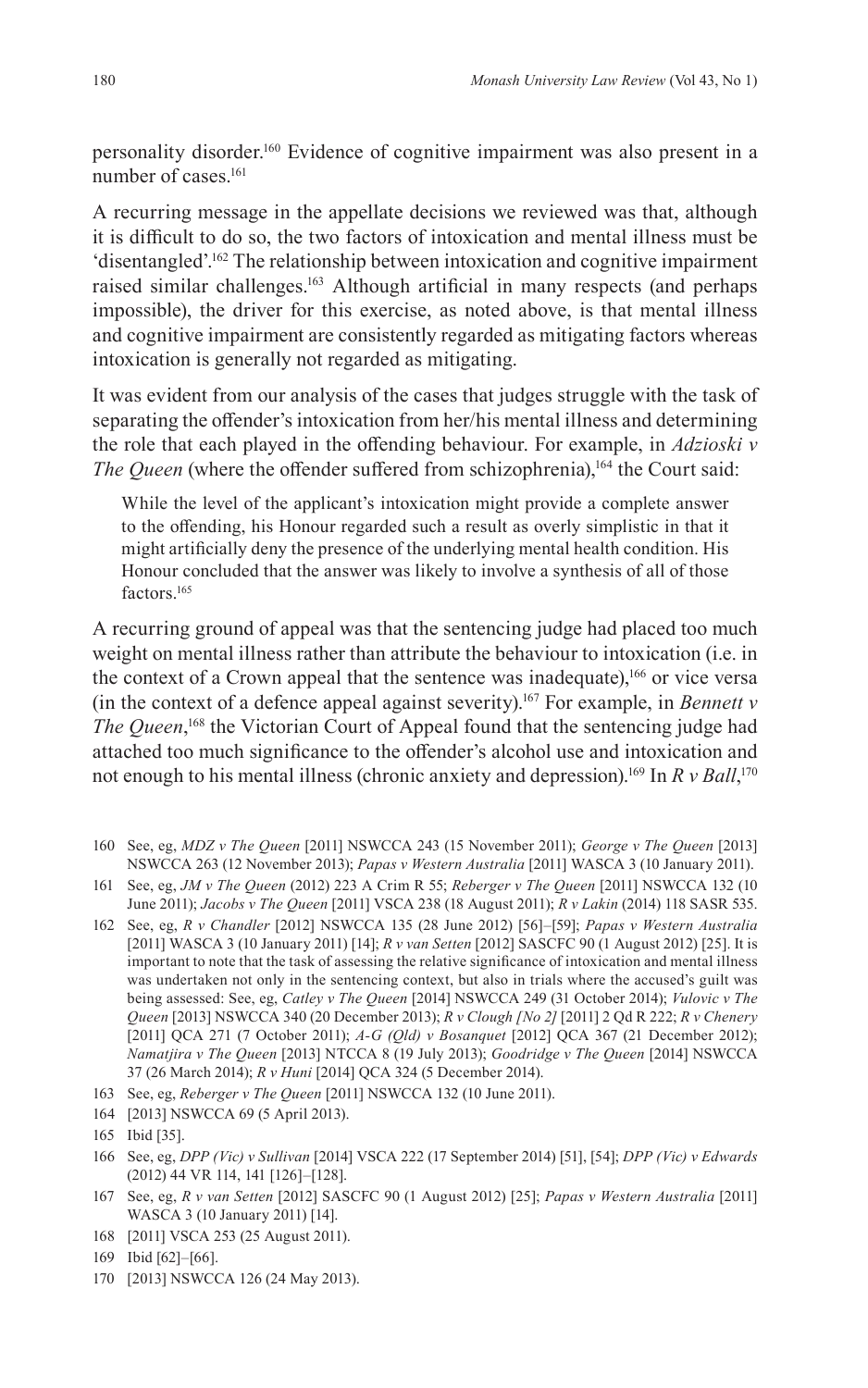personality disorder.[160] Evidence of cognitive impairment was also present in a number of cases.[161]

A recurring message in the appellate decisions we reviewed was that, although it is difficult to do so, the two factors of intoxication and mental illness must be 'disentangled'.[162] The relationship between intoxication and cognitive impairment raised similar challenges.[163] Although artificial in many respects (and perhaps impossible), the driver for this exercise, as noted above, is that mental illness and cognitive impairment are consistently regarded as mitigating factors whereas intoxication is generally not regarded as mitigating.

It was evident from our analysis of the cases that judges struggle with the task of separating the offender's intoxication from her/his mental illness and determining the role that each played in the offending behaviour. For example, in *Adzioski v The Queen* (where the offender suffered from schizophrenia),[164] the Court said:

> While the level of the applicant's intoxication might provide a complete answer to the offending, his Honour regarded such a result as overly simplistic in that it might artificially deny the presence of the underlying mental health condition. His Honour concluded that the answer was likely to involve a synthesis of all of those factors.[165]

A recurring ground of appeal was that the sentencing judge had placed too much weight on mental illness rather than attribute the behaviour to intoxication (i.e. in the context of a Crown appeal that the sentence was inadequate),[166] or vice versa (in the context of a defence appeal against severity).[167] For example, in *Bennett v The Queen*,[168] the Victorian Court of Appeal found that the sentencing judge had attached too much significance to the offender's alcohol use and intoxication and not enough to his mental illness (chronic anxiety and depression).[169] In *R v Ball*,[170]

---

160 See, eg, *MDZ v The Queen* [2011] NSWCCA 243 (15 November 2011); *George v The Queen* [2013] NSWCCA 263 (12 November 2013); *Papas v Western Australia* [2011] WASCA 3 (10 January 2011).

161 See, eg, *JM v The Queen* (2012) 223 A Crim R 55; *Reberger v The Queen* [2011] NSWCCA 132 (10 June 2011); *Jacobs v The Queen* [2011] VSCA 238 (18 August 2011); *R v Lakin* (2014) 118 SASR 535.

162 See, eg, *R v Chandler* [2012] NSWCCA 135 (28 June 2012) [56]–[59]; *Papas v Western Australia* [2011] WASCA 3 (10 January 2011) [14]; *R v van Setten* [2012] SASCFC 90 (1 August 2012) [25]. It is important to note that the task of assessing the relative significance of intoxication and mental illness was undertaken not only in the sentencing context, but also in trials where the accused's guilt was being assessed: See, eg, *Catley v The Queen* [2014] NSWCCA 249 (31 October 2014); *Vulovic v The Queen* [2013] NSWCCA 340 (20 December 2013); *R v Clough [No 2]* [2011] 2 Qd R 222; *R v Chenery* [2011] QCA 271 (7 October 2011); *A-G (Qld) v Bosanquet* [2012] QCA 367 (21 December 2012); *Namatjira v The Queen* [2013] NTCCA 8 (19 July 2013); *Goodridge v The Queen* [2014] NSWCCA 37 (26 March 2014); *R v Huni* [2014] QCA 324 (5 December 2014).

163 See, eg, *Reberger v The Queen* [2011] NSWCCA 132 (10 June 2011).

164 [2013] NSWCCA 69 (5 April 2013).

165 Ibid [35].

166 See, eg, *DPP (Vic) v Sullivan* [2014] VSCA 222 (17 September 2014) [51], [54]; *DPP (Vic) v Edwards* (2012) 44 VR 114, 141 [126]–[128].

167 See, eg, *R v van Setten* [2012] SASCFC 90 (1 August 2012) [25]; *Papas v Western Australia* [2011] WASCA 3 (10 January 2011) [14].

168 [2011] VSCA 253 (25 August 2011).

169 Ibid [62]–[66].

170 [2013] NSWCCA 126 (24 May 2013).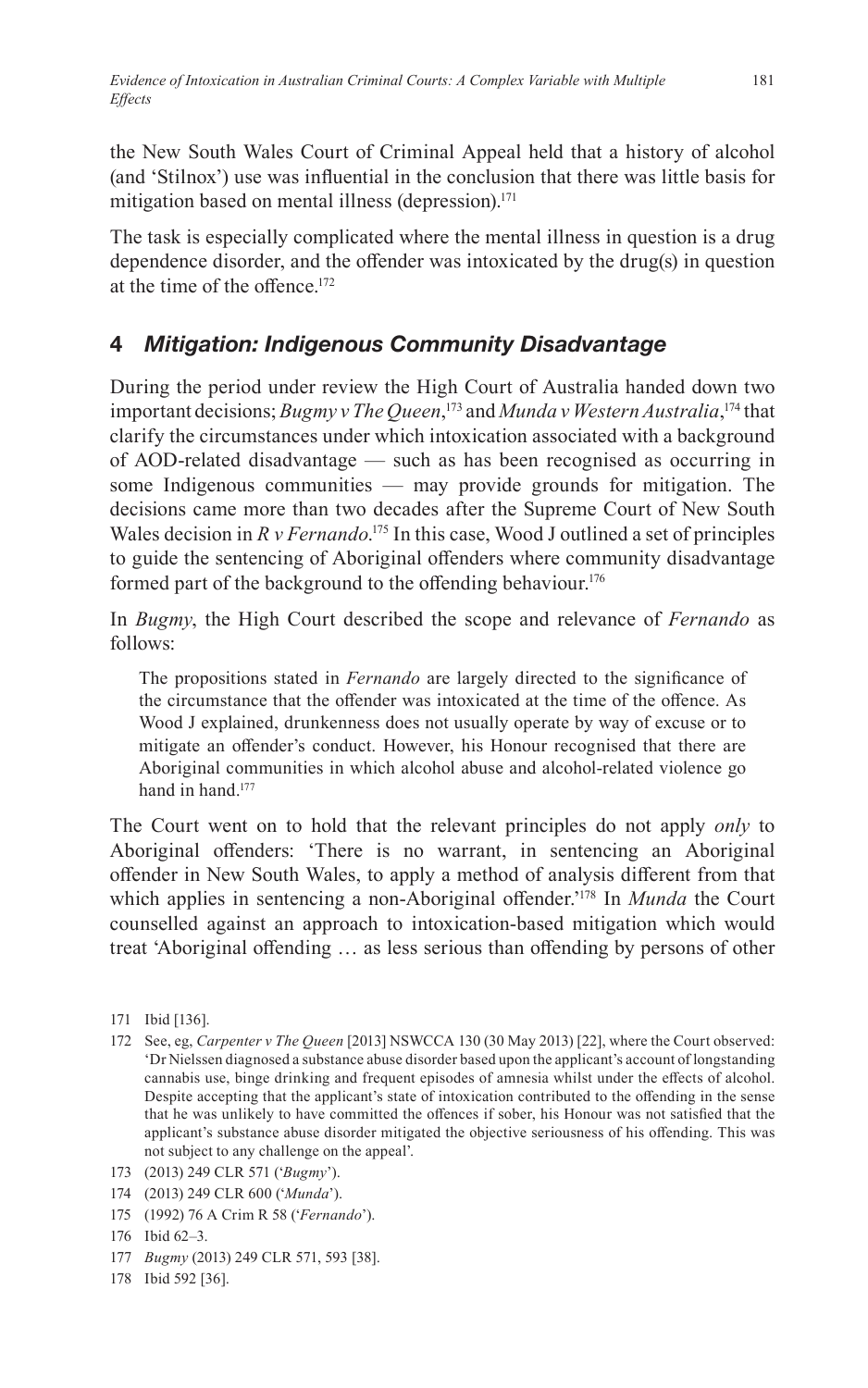the New South Wales Court of Criminal Appeal held that a history of alcohol (and 'Stilnox') use was influential in the conclusion that there was little basis for mitigation based on mental illness (depression).[171]

The task is especially complicated where the mental illness in question is a drug dependence disorder, and the offender was intoxicated by the drug(s) in question at the time of the offence.[172]

## 4 *Mitigation: Indigenous Community Disadvantage*

During the period under review the High Court of Australia handed down two important decisions; *Bugmy v The Queen*,[173] and *Munda v Western Australia*,[174] that clarify the circumstances under which intoxication associated with a background of AOD-related disadvantage — such as has been recognised as occurring in some Indigenous communities — may provide grounds for mitigation. The decisions came more than two decades after the Supreme Court of New South Wales decision in *R v Fernando*.[175] In this case, Wood J outlined a set of principles to guide the sentencing of Aboriginal offenders where community disadvantage formed part of the background to the offending behaviour.[176]

In *Bugmy*, the High Court described the scope and relevance of *Fernando* as follows:

> The propositions stated in *Fernando* are largely directed to the significance of the circumstance that the offender was intoxicated at the time of the offence. As Wood J explained, drunkenness does not usually operate by way of excuse or to mitigate an offender's conduct. However, his Honour recognised that there are Aboriginal communities in which alcohol abuse and alcohol-related violence go hand in hand.[177]

The Court went on to hold that the relevant principles do not apply *only* to Aboriginal offenders: 'There is no warrant, in sentencing an Aboriginal offender in New South Wales, to apply a method of analysis different from that which applies in sentencing a non-Aboriginal offender.'[178] In *Munda* the Court counselled against an approach to intoxication-based mitigation which would treat 'Aboriginal offending … as less serious than offending by persons of other

---

171 Ibid [136].

172 See, eg, *Carpenter v The Queen* [2013] NSWCCA 130 (30 May 2013) [22], where the Court observed: 'Dr Nielssen diagnosed a substance abuse disorder based upon the applicant's account of longstanding cannabis use, binge drinking and frequent episodes of amnesia whilst under the effects of alcohol. Despite accepting that the applicant's state of intoxication contributed to the offending in the sense that he was unlikely to have committed the offences if sober, his Honour was not satisfied that the applicant's substance abuse disorder mitigated the objective seriousness of his offending. This was not subject to any challenge on the appeal'.

173 (2013) 249 CLR 571 ('*Bugmy*').

174 (2013) 249 CLR 600 ('*Munda*').

175 (1992) 76 A Crim R 58 ('*Fernando*').

176 Ibid 62–3.

177 *Bugmy* (2013) 249 CLR 571, 593 [38].

178 Ibid 592 [36].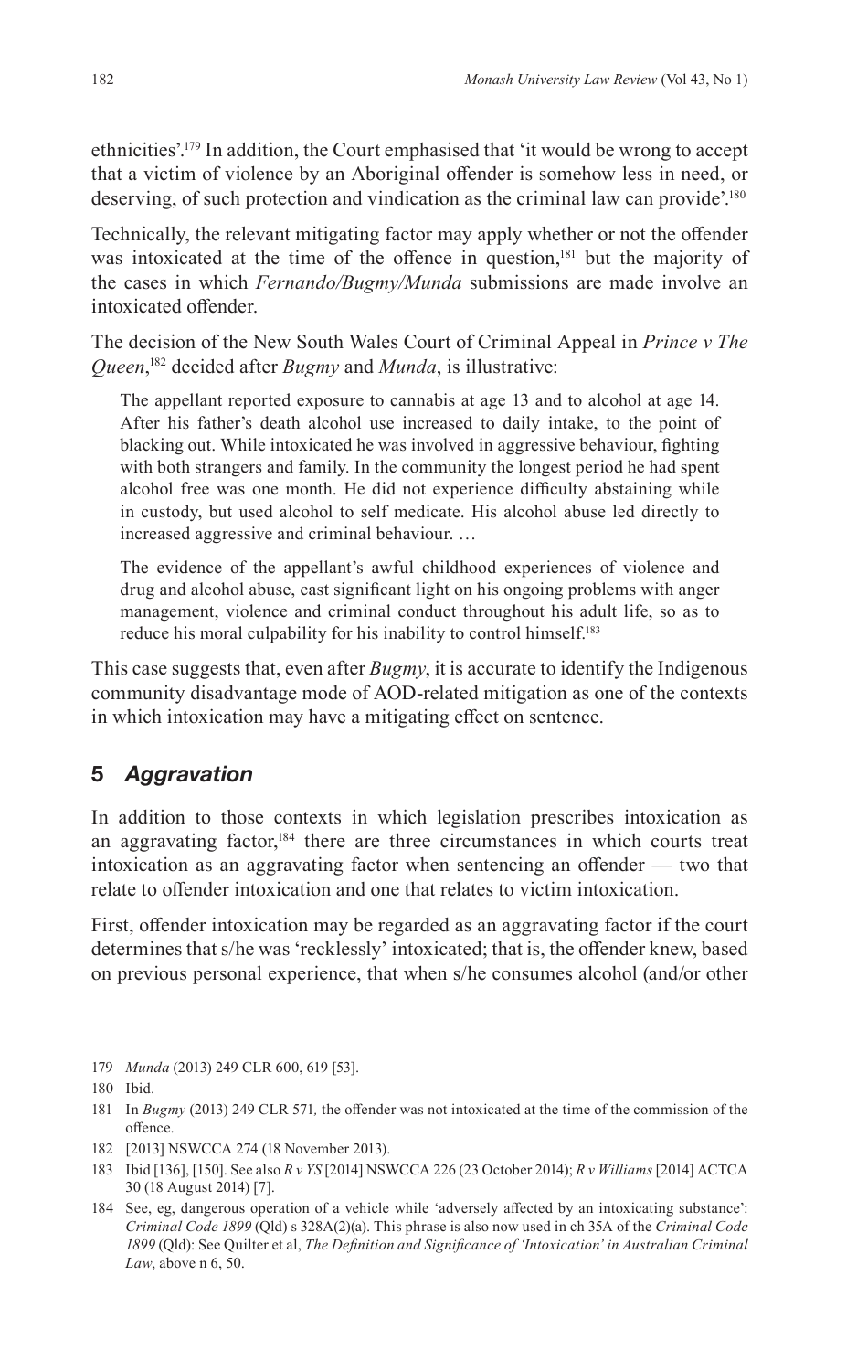ethnicities'.[179] In addition, the Court emphasised that 'it would be wrong to accept that a victim of violence by an Aboriginal offender is somehow less in need, or deserving, of such protection and vindication as the criminal law can provide'.[180]

Technically, the relevant mitigating factor may apply whether or not the offender was intoxicated at the time of the offence in question,[181] but the majority of the cases in which *Fernando/Bugmy/Munda* submissions are made involve an intoxicated offender.

The decision of the New South Wales Court of Criminal Appeal in *Prince v The Queen*,[182] decided after *Bugmy* and *Munda*, is illustrative:

> The appellant reported exposure to cannabis at age 13 and to alcohol at age 14. After his father's death alcohol use increased to daily intake, to the point of blacking out. While intoxicated he was involved in aggressive behaviour, fighting with both strangers and family. In the community the longest period he had spent alcohol free was one month. He did not experience difficulty abstaining while in custody, but used alcohol to self medicate. His alcohol abuse led directly to increased aggressive and criminal behaviour. …
>
> The evidence of the appellant's awful childhood experiences of violence and drug and alcohol abuse, cast significant light on his ongoing problems with anger management, violence and criminal conduct throughout his adult life, so as to reduce his moral culpability for his inability to control himself.[183]

This case suggests that, even after *Bugmy*, it is accurate to identify the Indigenous community disadvantage mode of AOD-related mitigation as one of the contexts in which intoxication may have a mitigating effect on sentence.

## 5 *Aggravation*

In addition to those contexts in which legislation prescribes intoxication as an aggravating factor,[184] there are three circumstances in which courts treat intoxication as an aggravating factor when sentencing an offender — two that relate to offender intoxication and one that relates to victim intoxication.

First, offender intoxication may be regarded as an aggravating factor if the court determines that s/he was 'recklessly' intoxicated; that is, the offender knew, based on previous personal experience, that when s/he consumes alcohol (and/or other

---

179 *Munda* (2013) 249 CLR 600, 619 [53].

180 Ibid.

181 In *Bugmy* (2013) 249 CLR 571*,* the offender was not intoxicated at the time of the commission of the offence.

182 [2013] NSWCCA 274 (18 November 2013).

183 Ibid [136], [150]. See also *R v YS* [2014] NSWCCA 226 (23 October 2014); *R v Williams* [2014] ACTCA 30 (18 August 2014) [7].

184 See, eg, dangerous operation of a vehicle while 'adversely affected by an intoxicating substance': *Criminal Code 1899* (Qld) s 328A(2)(a). This phrase is also now used in ch 35A of the *Criminal Code 1899* (Qld): See Quilter et al, *The Definition and Significance of 'Intoxication' in Australian Criminal Law*, above n 6, 50.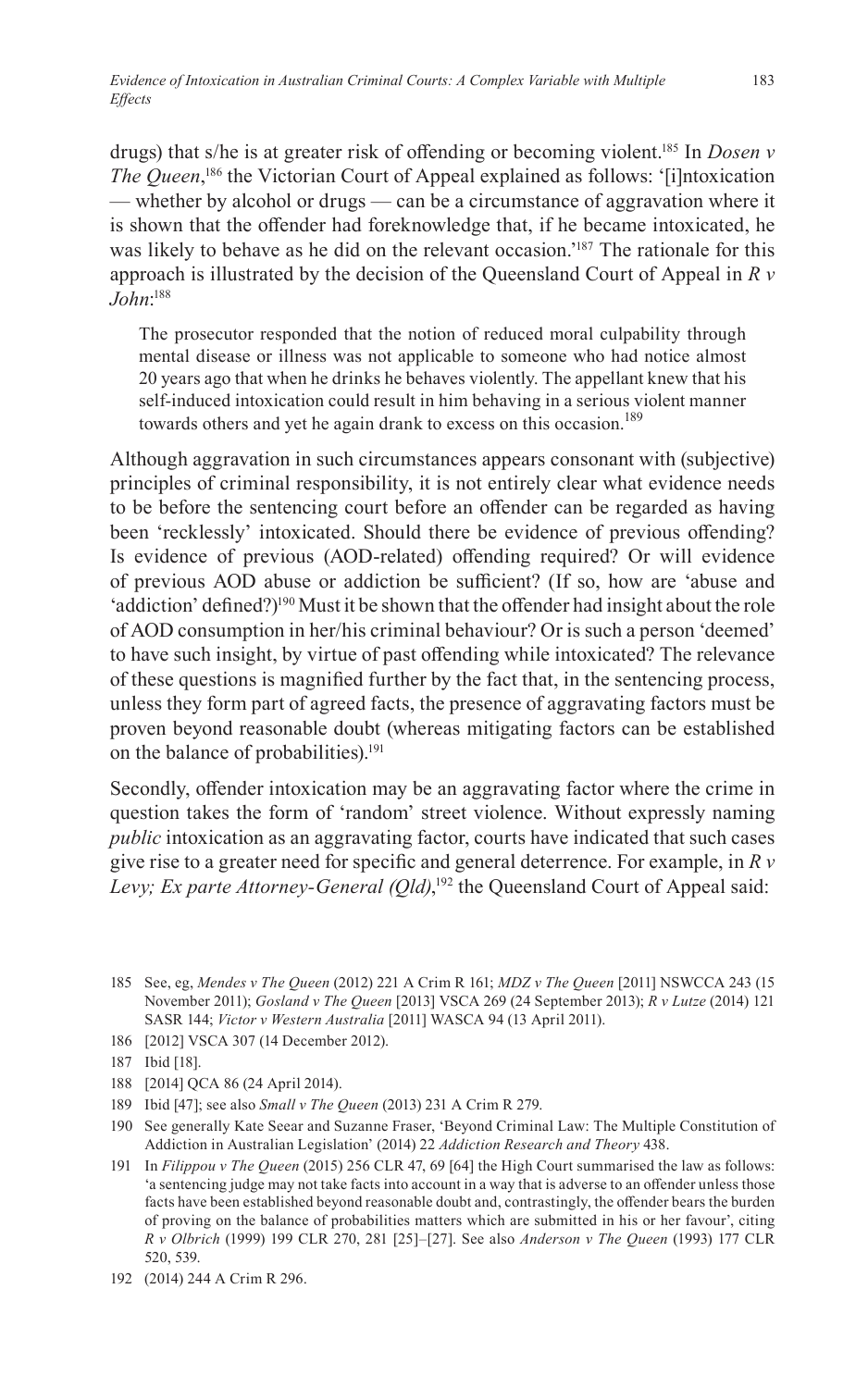drugs) that s/he is at greater risk of offending or becoming violent.[185] In *Dosen v The Queen*,[186] the Victorian Court of Appeal explained as follows: '[i]ntoxication — whether by alcohol or drugs — can be a circumstance of aggravation where it is shown that the offender had foreknowledge that, if he became intoxicated, he was likely to behave as he did on the relevant occasion.'[187] The rationale for this approach is illustrated by the decision of the Queensland Court of Appeal in *R v John*:[188]

> The prosecutor responded that the notion of reduced moral culpability through mental disease or illness was not applicable to someone who had notice almost 20 years ago that when he drinks he behaves violently. The appellant knew that his self-induced intoxication could result in him behaving in a serious violent manner towards others and yet he again drank to excess on this occasion.[189]

Although aggravation in such circumstances appears consonant with (subjective) principles of criminal responsibility, it is not entirely clear what evidence needs to be before the sentencing court before an offender can be regarded as having been 'recklessly' intoxicated. Should there be evidence of previous offending? Is evidence of previous (AOD-related) offending required? Or will evidence of previous AOD abuse or addiction be sufficient? (If so, how are 'abuse and 'addiction' defined?)[190] Must it be shown that the offender had insight about the role of AOD consumption in her/his criminal behaviour? Or is such a person 'deemed' to have such insight, by virtue of past offending while intoxicated? The relevance of these questions is magnified further by the fact that, in the sentencing process, unless they form part of agreed facts, the presence of aggravating factors must be proven beyond reasonable doubt (whereas mitigating factors can be established on the balance of probabilities).[191]

Secondly, offender intoxication may be an aggravating factor where the crime in question takes the form of 'random' street violence. Without expressly naming *public* intoxication as an aggravating factor, courts have indicated that such cases give rise to a greater need for specific and general deterrence. For example, in *R v Levy; Ex parte Attorney-General (Qld)*,[192] the Queensland Court of Appeal said:

---

185 See, eg, *Mendes v The Queen* (2012) 221 A Crim R 161; *MDZ v The Queen* [2011] NSWCCA 243 (15 November 2011); *Gosland v The Queen* [2013] VSCA 269 (24 September 2013); *R v Lutze* (2014) 121 SASR 144; *Victor v Western Australia* [2011] WASCA 94 (13 April 2011).

186 [2012] VSCA 307 (14 December 2012).

187 Ibid [18].

188 [2014] QCA 86 (24 April 2014).

189 Ibid [47]; see also *Small v The Queen* (2013) 231 A Crim R 279.

190 See generally Kate Seear and Suzanne Fraser, 'Beyond Criminal Law: The Multiple Constitution of Addiction in Australian Legislation' (2014) 22 *Addiction Research and Theory* 438.

191 In *Filippou v The Queen* (2015) 256 CLR 47, 69 [64] the High Court summarised the law as follows: 'a sentencing judge may not take facts into account in a way that is adverse to an offender unless those facts have been established beyond reasonable doubt and, contrastingly, the offender bears the burden of proving on the balance of probabilities matters which are submitted in his or her favour', citing *R v Olbrich* (1999) 199 CLR 270, 281 [25]–[27]. See also *Anderson v The Queen* (1993) 177 CLR 520, 539.

192 (2014) 244 A Crim R 296.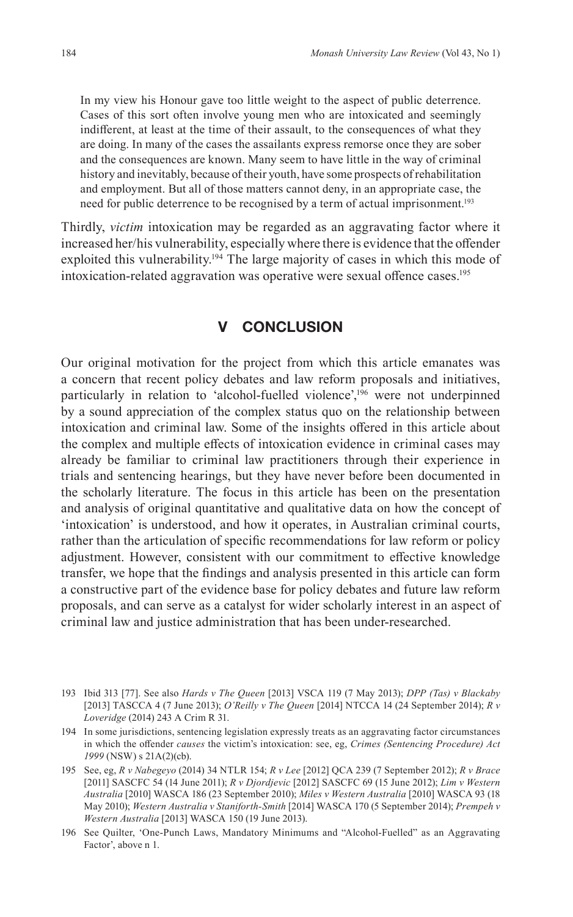> In my view his Honour gave too little weight to the aspect of public deterrence. Cases of this sort often involve young men who are intoxicated and seemingly indifferent, at least at the time of their assault, to the consequences of what they are doing. In many of the cases the assailants express remorse once they are sober and the consequences are known. Many seem to have little in the way of criminal history and inevitably, because of their youth, have some prospects of rehabilitation and employment. But all of those matters cannot deny, in an appropriate case, the need for public deterrence to be recognised by a term of actual imprisonment.[193]

Thirdly, *victim* intoxication may be regarded as an aggravating factor where it increased her/his vulnerability, especially where there is evidence that the offender exploited this vulnerability.[194] The large majority of cases in which this mode of intoxication-related aggravation was operative were sexual offence cases.[195]

## V CONCLUSION

Our original motivation for the project from which this article emanates was a concern that recent policy debates and law reform proposals and initiatives, particularly in relation to 'alcohol-fuelled violence',[196] were not underpinned by a sound appreciation of the complex status quo on the relationship between intoxication and criminal law. Some of the insights offered in this article about the complex and multiple effects of intoxication evidence in criminal cases may already be familiar to criminal law practitioners through their experience in trials and sentencing hearings, but they have never before been documented in the scholarly literature. The focus in this article has been on the presentation and analysis of original quantitative and qualitative data on how the concept of 'intoxication' is understood, and how it operates, in Australian criminal courts, rather than the articulation of specific recommendations for law reform or policy adjustment. However, consistent with our commitment to effective knowledge transfer, we hope that the findings and analysis presented in this article can form a constructive part of the evidence base for policy debates and future law reform proposals, and can serve as a catalyst for wider scholarly interest in an aspect of criminal law and justice administration that has been under-researched.

---

193 Ibid 313 [77]. See also *Hards v The Queen* [2013] VSCA 119 (7 May 2013); *DPP (Tas) v Blackaby* [2013] TASCCA 4 (7 June 2013); *O'Reilly v The Queen* [2014] NTCCA 14 (24 September 2014); *R v Loveridge* (2014) 243 A Crim R 31.

194 In some jurisdictions, sentencing legislation expressly treats as an aggravating factor circumstances in which the offender *causes* the victim's intoxication: see, eg, *Crimes (Sentencing Procedure) Act 1999* (NSW) s 21A(2)(cb).

195 See, eg, *R v Nabegeyo* (2014) 34 NTLR 154; *R v Lee* [2012] QCA 239 (7 September 2012); *R v Brace* [2011] SASCFC 54 (14 June 2011); *R v Djordjevic* [2012] SASCFC 69 (15 June 2012); *Lim v Western Australia* [2010] WASCA 186 (23 September 2010); *Miles v Western Australia* [2010] WASCA 93 (18 May 2010); *Western Australia v Staniforth-Smith* [2014] WASCA 170 (5 September 2014); *Prempeh v Western Australia* [2013] WASCA 150 (19 June 2013).

196 See Quilter, 'One-Punch Laws, Mandatory Minimums and "Alcohol-Fuelled" as an Aggravating Factor', above n 1.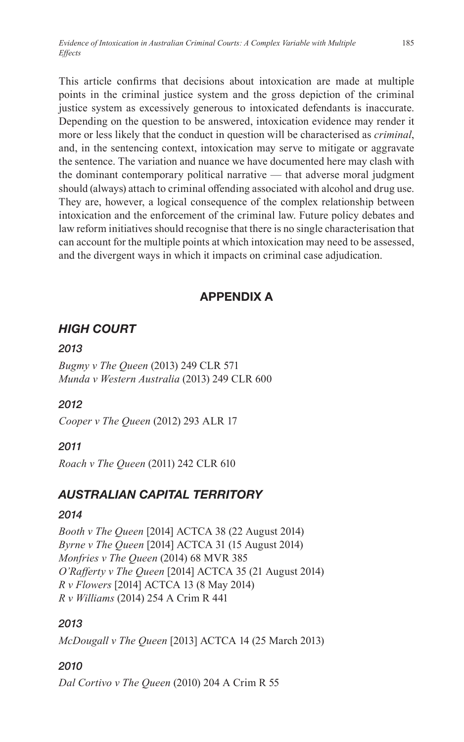This article confirms that decisions about intoxication are made at multiple points in the criminal justice system and the gross depiction of the criminal justice system as excessively generous to intoxicated defendants is inaccurate. Depending on the question to be answered, intoxication evidence may render it more or less likely that the conduct in question will be characterised as *criminal*, and, in the sentencing context, intoxication may serve to mitigate or aggravate the sentence. The variation and nuance we have documented here may clash with the dominant contemporary political narrative — that adverse moral judgment should (always) attach to criminal offending associated with alcohol and drug use. They are, however, a logical consequence of the complex relationship between intoxication and the enforcement of the criminal law. Future policy debates and law reform initiatives should recognise that there is no single characterisation that can account for the multiple points at which intoxication may need to be assessed, and the divergent ways in which it impacts on criminal case adjudication.

## APPENDIX A

### *HIGH COURT*

#### *2013*

*Bugmy v The Queen* (2013) 249 CLR 571
*Munda v Western Australia* (2013) 249 CLR 600

#### *2012*

*Cooper v The Queen* (2012) 293 ALR 17

#### *2011*

*Roach v The Queen* (2011) 242 CLR 610

### *AUSTRALIAN CAPITAL TERRITORY*

#### *2014*

*Booth v The Queen* [2014] ACTCA 38 (22 August 2014)
*Byrne v The Queen* [2014] ACTCA 31 (15 August 2014)
*Monfries v The Queen* (2014) 68 MVR 385
*O'Rafferty v The Queen* [2014] ACTCA 35 (21 August 2014)
*R v Flowers* [2014] ACTCA 13 (8 May 2014)
*R v Williams* (2014) 254 A Crim R 441

#### *2013*

*McDougall v The Queen* [2013] ACTCA 14 (25 March 2013)

#### *2010*

*Dal Cortivo v The Queen* (2010) 204 A Crim R 55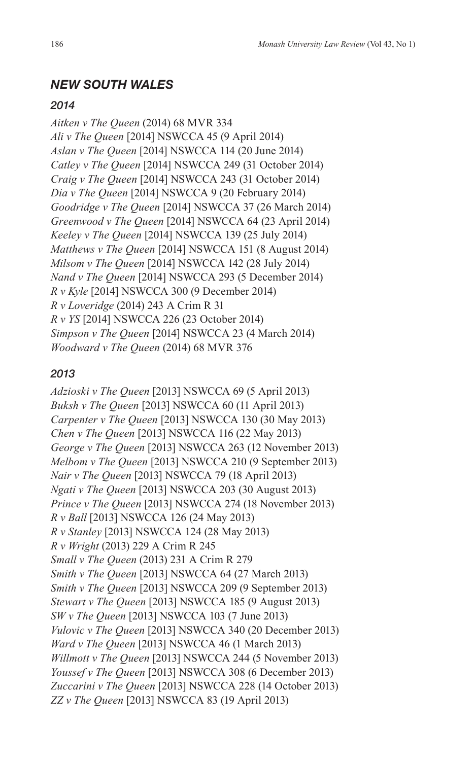## *NEW SOUTH WALES*

### *2014*

*Aitken v The Queen* (2014) 68 MVR 334
*Ali v The Queen* [2014] NSWCCA 45 (9 April 2014)
*Aslan v The Queen* [2014] NSWCCA 114 (20 June 2014)
*Catley v The Queen* [2014] NSWCCA 249 (31 October 2014)
*Craig v The Queen* [2014] NSWCCA 243 (31 October 2014)
*Dia v The Queen* [2014] NSWCCA 9 (20 February 2014)
*Goodridge v The Queen* [2014] NSWCCA 37 (26 March 2014)
*Greenwood v The Queen* [2014] NSWCCA 64 (23 April 2014)
*Keeley v The Queen* [2014] NSWCCA 139 (25 July 2014)
*Matthews v The Queen* [2014] NSWCCA 151 (8 August 2014)
*Milsom v The Queen* [2014] NSWCCA 142 (28 July 2014)
*Nand v The Queen* [2014] NSWCCA 293 (5 December 2014)
*R v Kyle* [2014] NSWCCA 300 (9 December 2014)
*R v Loveridge* (2014) 243 A Crim R 31
*R v YS* [2014] NSWCCA 226 (23 October 2014)
*Simpson v The Queen* [2014] NSWCCA 23 (4 March 2014)
*Woodward v The Queen* (2014) 68 MVR 376

### *2013*

*Adzioski v The Queen* [2013] NSWCCA 69 (5 April 2013)
*Buksh v The Queen* [2013] NSWCCA 60 (11 April 2013)
*Carpenter v The Queen* [2013] NSWCCA 130 (30 May 2013)
*Chen v The Queen* [2013] NSWCCA 116 (22 May 2013)
*George v The Queen* [2013] NSWCCA 263 (12 November 2013)
*Melbom v The Queen* [2013] NSWCCA 210 (9 September 2013)
*Nair v The Queen* [2013] NSWCCA 79 (18 April 2013)
*Ngati v The Queen* [2013] NSWCCA 203 (30 August 2013)
*Prince v The Queen* [2013] NSWCCA 274 (18 November 2013)
*R v Ball* [2013] NSWCCA 126 (24 May 2013)
*R v Stanley* [2013] NSWCCA 124 (28 May 2013)
*R v Wright* (2013) 229 A Crim R 245
*Small v The Queen* (2013) 231 A Crim R 279
*Smith v The Queen* [2013] NSWCCA 64 (27 March 2013)
*Smith v The Queen* [2013] NSWCCA 209 (9 September 2013)
*Stewart v The Queen* [2013] NSWCCA 185 (9 August 2013)
*SW v The Queen* [2013] NSWCCA 103 (7 June 2013)
*Vulovic v The Queen* [2013] NSWCCA 340 (20 December 2013)
*Ward v The Queen* [2013] NSWCCA 46 (1 March 2013)
*Willmott v The Queen* [2013] NSWCCA 244 (5 November 2013)
*Youssef v The Queen* [2013] NSWCCA 308 (6 December 2013)
*Zuccarini v The Queen* [2013] NSWCCA 228 (14 October 2013)
*ZZ v The Queen* [2013] NSWCCA 83 (19 April 2013)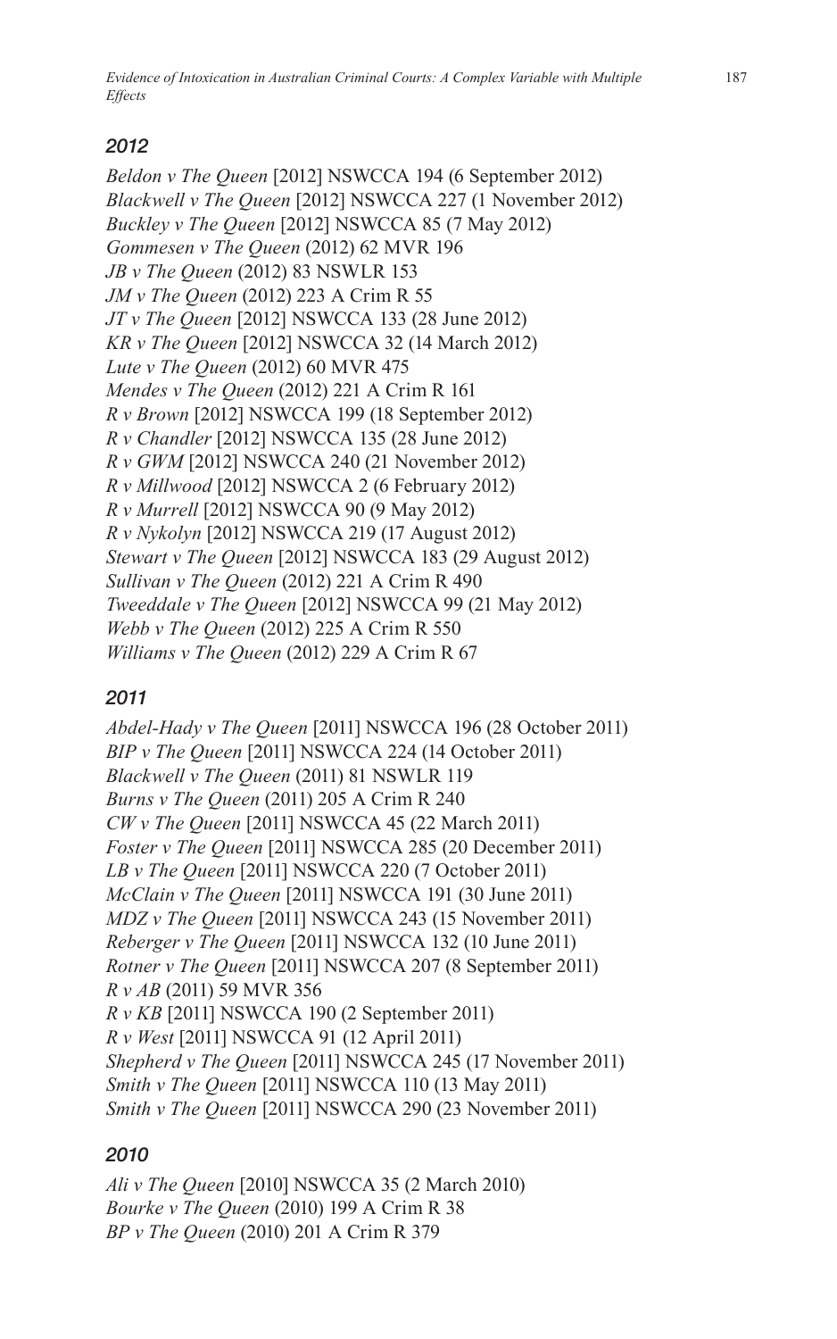### *2012*

*Beldon v The Queen* [2012] NSWCCA 194 (6 September 2012)
*Blackwell v The Queen* [2012] NSWCCA 227 (1 November 2012)
*Buckley v The Queen* [2012] NSWCCA 85 (7 May 2012)
*Gommesen v The Queen* (2012) 62 MVR 196
*JB v The Queen* (2012) 83 NSWLR 153
*JM v The Queen* (2012) 223 A Crim R 55
*JT v The Queen* [2012] NSWCCA 133 (28 June 2012)
*KR v The Queen* [2012] NSWCCA 32 (14 March 2012)
*Lute v The Queen* (2012) 60 MVR 475
*Mendes v The Queen* (2012) 221 A Crim R 161
*R v Brown* [2012] NSWCCA 199 (18 September 2012)
*R v Chandler* [2012] NSWCCA 135 (28 June 2012)
*R v GWM* [2012] NSWCCA 240 (21 November 2012)
*R v Millwood* [2012] NSWCCA 2 (6 February 2012)
*R v Murrell* [2012] NSWCCA 90 (9 May 2012)
*R v Nykolyn* [2012] NSWCCA 219 (17 August 2012)
*Stewart v The Queen* [2012] NSWCCA 183 (29 August 2012)
*Sullivan v The Queen* (2012) 221 A Crim R 490
*Tweeddale v The Queen* [2012] NSWCCA 99 (21 May 2012)
*Webb v The Queen* (2012) 225 A Crim R 550
*Williams v The Queen* (2012) 229 A Crim R 67

### *2011*

*Abdel-Hady v The Queen* [2011] NSWCCA 196 (28 October 2011)
*BIP v The Queen* [2011] NSWCCA 224 (14 October 2011)
*Blackwell v The Queen* (2011) 81 NSWLR 119
*Burns v The Queen* (2011) 205 A Crim R 240
*CW v The Queen* [2011] NSWCCA 45 (22 March 2011)
*Foster v The Queen* [2011] NSWCCA 285 (20 December 2011)
*LB v The Queen* [2011] NSWCCA 220 (7 October 2011)
*McClain v The Queen* [2011] NSWCCA 191 (30 June 2011)
*MDZ v The Queen* [2011] NSWCCA 243 (15 November 2011)
*Reberger v The Queen* [2011] NSWCCA 132 (10 June 2011)
*Rotner v The Queen* [2011] NSWCCA 207 (8 September 2011)
*R v AB* (2011) 59 MVR 356
*R v KB* [2011] NSWCCA 190 (2 September 2011)
*R v West* [2011] NSWCCA 91 (12 April 2011)
*Shepherd v The Queen* [2011] NSWCCA 245 (17 November 2011)
*Smith v The Queen* [2011] NSWCCA 110 (13 May 2011)
*Smith v The Queen* [2011] NSWCCA 290 (23 November 2011)

### *2010*

*Ali v The Queen* [2010] NSWCCA 35 (2 March 2010)
*Bourke v The Queen* (2010) 199 A Crim R 38
*BP v The Queen* (2010) 201 A Crim R 379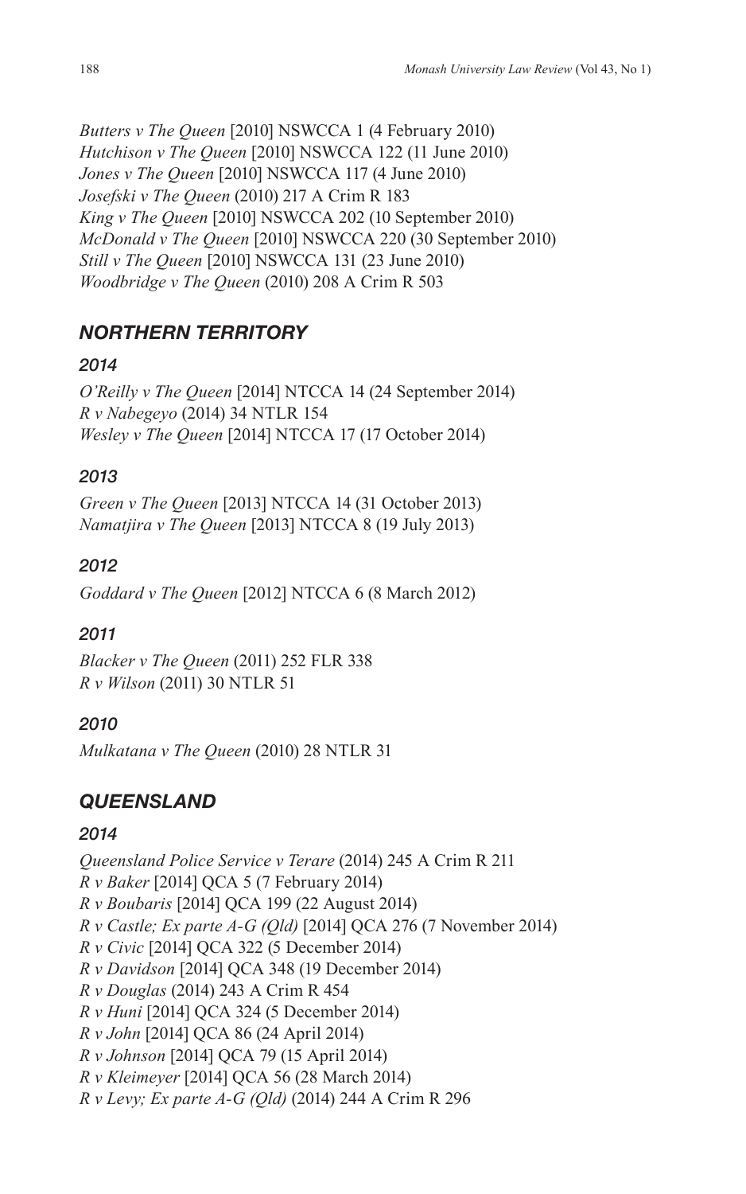*Butters v The Queen* [2010] NSWCCA 1 (4 February 2010)
*Hutchison v The Queen* [2010] NSWCCA 122 (11 June 2010)
*Jones v The Queen* [2010] NSWCCA 117 (4 June 2010)
*Josefski v The Queen* (2010) 217 A Crim R 183
*King v The Queen* [2010] NSWCCA 202 (10 September 2010)
*McDonald v The Queen* [2010] NSWCCA 220 (30 September 2010)
*Still v The Queen* [2010] NSWCCA 131 (23 June 2010)
*Woodbridge v The Queen* (2010) 208 A Crim R 503

## *NORTHERN TERRITORY*

### *2014*

*O'Reilly v The Queen* [2014] NTCCA 14 (24 September 2014)
*R v Nabegeyo* (2014) 34 NTLR 154
*Wesley v The Queen* [2014] NTCCA 17 (17 October 2014)

### *2013*

*Green v The Queen* [2013] NTCCA 14 (31 October 2013)
*Namatjira v The Queen* [2013] NTCCA 8 (19 July 2013)

### *2012*

*Goddard v The Queen* [2012] NTCCA 6 (8 March 2012)

### *2011*

*Blacker v The Queen* (2011) 252 FLR 338
*R v Wilson* (2011) 30 NTLR 51

### *2010*

*Mulkatana v The Queen* (2010) 28 NTLR 31

## *QUEENSLAND*

### *2014*

*Queensland Police Service v Terare* (2014) 245 A Crim R 211
*R v Baker* [2014] QCA 5 (7 February 2014)
*R v Boubaris* [2014] QCA 199 (22 August 2014)
*R v Castle; Ex parte A-G (Qld)* [2014] QCA 276 (7 November 2014)
*R v Civic* [2014] QCA 322 (5 December 2014)
*R v Davidson* [2014] QCA 348 (19 December 2014)
*R v Douglas* (2014) 243 A Crim R 454
*R v Huni* [2014] QCA 324 (5 December 2014)
*R v John* [2014] QCA 86 (24 April 2014)
*R v Johnson* [2014] QCA 79 (15 April 2014)
*R v Kleimeyer* [2014] QCA 56 (28 March 2014)
*R v Levy; Ex parte A-G (Qld)* (2014) 244 A Crim R 296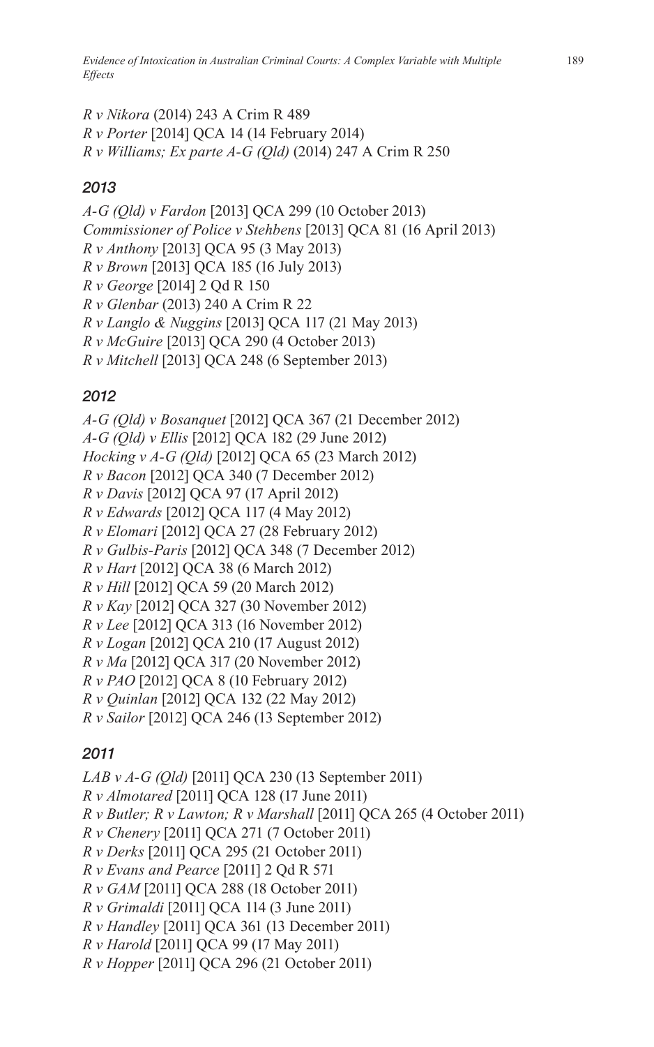*R v Nikora* (2014) 243 A Crim R 489
*R v Porter* [2014] QCA 14 (14 February 2014)
*R v Williams; Ex parte A-G (Qld)* (2014) 247 A Crim R 250

### *2013*

*A-G (Qld) v Fardon* [2013] QCA 299 (10 October 2013)
*Commissioner of Police v Stehbens* [2013] QCA 81 (16 April 2013)
*R v Anthony* [2013] QCA 95 (3 May 2013)
*R v Brown* [2013] QCA 185 (16 July 2013)
*R v George* [2014] 2 Qd R 150
*R v Glenbar* (2013) 240 A Crim R 22
*R v Langlo & Nuggins* [2013] QCA 117 (21 May 2013)
*R v McGuire* [2013] QCA 290 (4 October 2013)
*R v Mitchell* [2013] QCA 248 (6 September 2013)

### *2012*

*A-G (Qld) v Bosanquet* [2012] QCA 367 (21 December 2012)
*A-G (Qld) v Ellis* [2012] QCA 182 (29 June 2012)
*Hocking v A-G (Qld)* [2012] QCA 65 (23 March 2012)
*R v Bacon* [2012] QCA 340 (7 December 2012)
*R v Davis* [2012] QCA 97 (17 April 2012)
*R v Edwards* [2012] QCA 117 (4 May 2012)
*R v Elomari* [2012] QCA 27 (28 February 2012)
*R v Gulbis-Paris* [2012] QCA 348 (7 December 2012)
*R v Hart* [2012] QCA 38 (6 March 2012)
*R v Hill* [2012] QCA 59 (20 March 2012)
*R v Kay* [2012] QCA 327 (30 November 2012)
*R v Lee* [2012] QCA 313 (16 November 2012)
*R v Logan* [2012] QCA 210 (17 August 2012)
*R v Ma* [2012] QCA 317 (20 November 2012)
*R v PAO* [2012] QCA 8 (10 February 2012)
*R v Quinlan* [2012] QCA 132 (22 May 2012)
*R v Sailor* [2012] QCA 246 (13 September 2012)

### *2011*

*LAB v A-G (Qld)* [2011] QCA 230 (13 September 2011)
*R v Almotared* [2011] QCA 128 (17 June 2011)
*R v Butler; R v Lawton; R v Marshall* [2011] QCA 265 (4 October 2011)
*R v Chenery* [2011] QCA 271 (7 October 2011)
*R v Derks* [2011] QCA 295 (21 October 2011)
*R v Evans and Pearce* [2011] 2 Qd R 571
*R v GAM* [2011] QCA 288 (18 October 2011)
*R v Grimaldi* [2011] QCA 114 (3 June 2011)
*R v Handley* [2011] QCA 361 (13 December 2011)
*R v Harold* [2011] QCA 99 (17 May 2011)
*R v Hopper* [2011] QCA 296 (21 October 2011)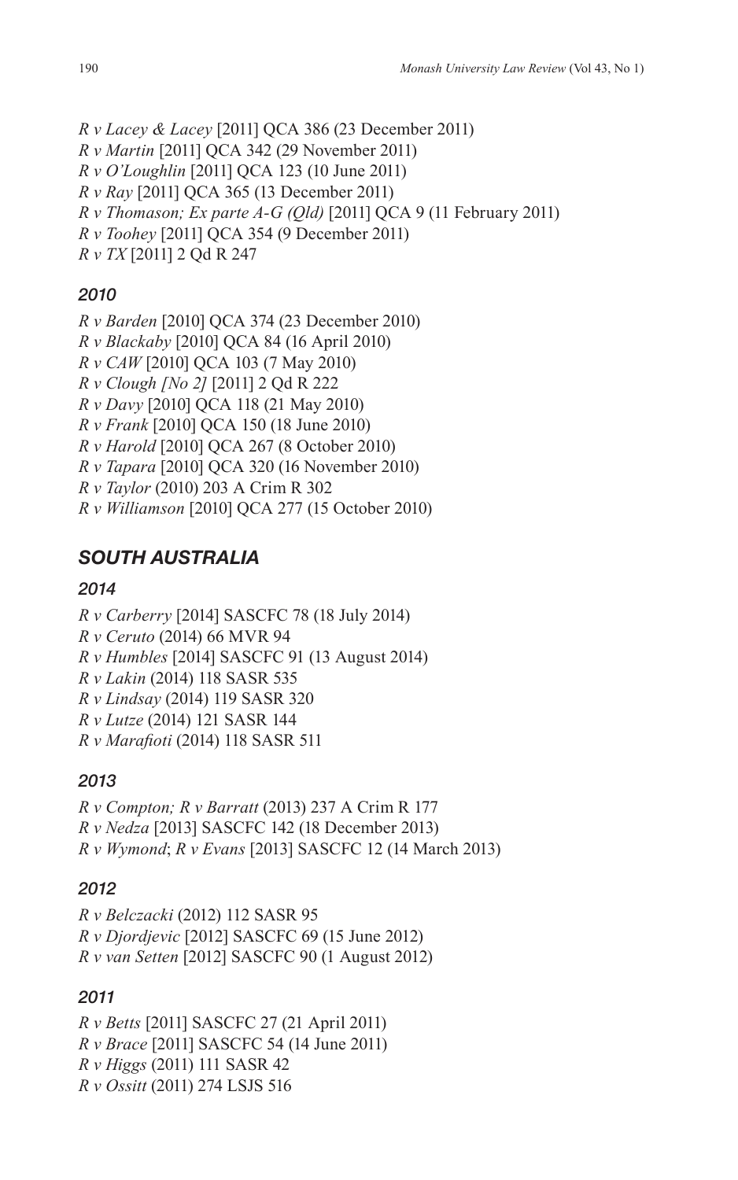*R v Lacey & Lacey* [2011] QCA 386 (23 December 2011)
*R v Martin* [2011] QCA 342 (29 November 2011)
*R v O'Loughlin* [2011] QCA 123 (10 June 2011)
*R v Ray* [2011] QCA 365 (13 December 2011)
*R v Thomason; Ex parte A-G (Qld)* [2011] QCA 9 (11 February 2011)
*R v Toohey* [2011] QCA 354 (9 December 2011)
*R v TX* [2011] 2 Qd R 247

#### *2010*

*R v Barden* [2010] QCA 374 (23 December 2010)
*R v Blackaby* [2010] QCA 84 (16 April 2010)
*R v CAW* [2010] QCA 103 (7 May 2010)
*R v Clough [No 2]* [2011] 2 Qd R 222
*R v Davy* [2010] QCA 118 (21 May 2010)
*R v Frank* [2010] QCA 150 (18 June 2010)
*R v Harold* [2010] QCA 267 (8 October 2010)
*R v Tapara* [2010] QCA 320 (16 November 2010)
*R v Taylor* (2010) 203 A Crim R 302
*R v Williamson* [2010] QCA 277 (15 October 2010)

### *SOUTH AUSTRALIA*

#### *2014*

*R v Carberry* [2014] SASCFC 78 (18 July 2014)
*R v Ceruto* (2014) 66 MVR 94
*R v Humbles* [2014] SASCFC 91 (13 August 2014)
*R v Lakin* (2014) 118 SASR 535
*R v Lindsay* (2014) 119 SASR 320
*R v Lutze* (2014) 121 SASR 144
*R v Marafioti* (2014) 118 SASR 511

#### *2013*

*R v Compton; R v Barratt* (2013) 237 A Crim R 177
*R v Nedza* [2013] SASCFC 142 (18 December 2013)
*R v Wymond*; *R v Evans* [2013] SASCFC 12 (14 March 2013)

#### *2012*

*R v Belczacki* (2012) 112 SASR 95
*R v Djordjevic* [2012] SASCFC 69 (15 June 2012)
*R v van Setten* [2012] SASCFC 90 (1 August 2012)

#### *2011*

*R v Betts* [2011] SASCFC 27 (21 April 2011)
*R v Brace* [2011] SASCFC 54 (14 June 2011)
*R v Higgs* (2011) 111 SASR 42
*R v Ossitt* (2011) 274 LSJS 516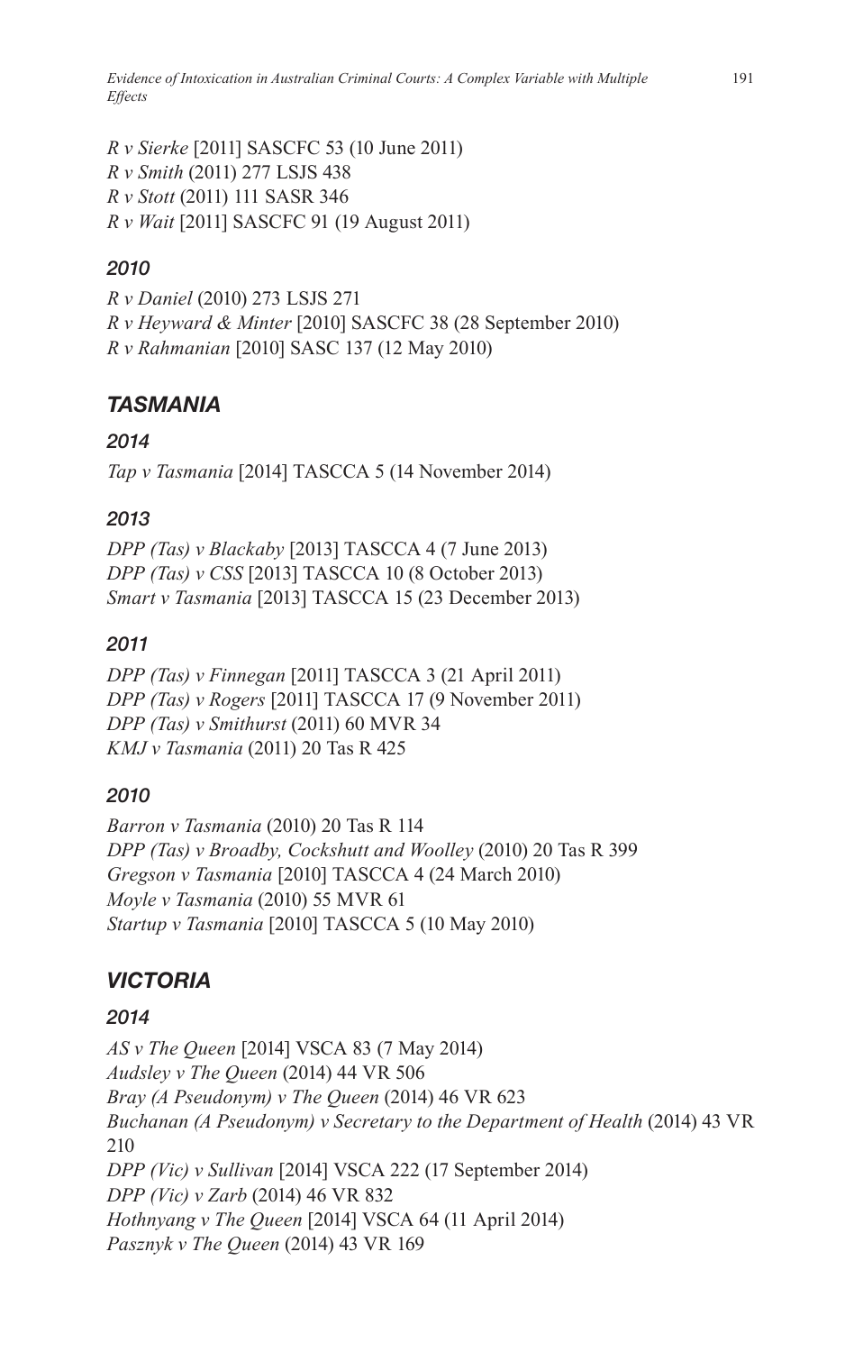*R v Sierke* [2011] SASCFC 53 (10 June 2011)
*R v Smith* (2011) 277 LSJS 438
*R v Stott* (2011) 111 SASR 346
*R v Wait* [2011] SASCFC 91 (19 August 2011)

### *2010*

*R v Daniel* (2010) 273 LSJS 271
*R v Heyward & Minter* [2010] SASCFC 38 (28 September 2010)
*R v Rahmanian* [2010] SASC 137 (12 May 2010)

## *TASMANIA*

### *2014*

*Tap v Tasmania* [2014] TASCCA 5 (14 November 2014)

### *2013*

*DPP (Tas) v Blackaby* [2013] TASCCA 4 (7 June 2013)
*DPP (Tas) v CSS* [2013] TASCCA 10 (8 October 2013)
*Smart v Tasmania* [2013] TASCCA 15 (23 December 2013)

### *2011*

*DPP (Tas) v Finnegan* [2011] TASCCA 3 (21 April 2011)
*DPP (Tas) v Rogers* [2011] TASCCA 17 (9 November 2011)
*DPP (Tas) v Smithurst* (2011) 60 MVR 34
*KMJ v Tasmania* (2011) 20 Tas R 425

### *2010*

*Barron v Tasmania* (2010) 20 Tas R 114
*DPP (Tas) v Broadby, Cockshutt and Woolley* (2010) 20 Tas R 399
*Gregson v Tasmania* [2010] TASCCA 4 (24 March 2010)
*Moyle v Tasmania* (2010) 55 MVR 61
*Startup v Tasmania* [2010] TASCCA 5 (10 May 2010)

## *VICTORIA*

### *2014*

*AS v The Queen* [2014] VSCA 83 (7 May 2014)
*Audsley v The Queen* (2014) 44 VR 506
*Bray (A Pseudonym) v The Queen* (2014) 46 VR 623
*Buchanan (A Pseudonym) v Secretary to the Department of Health* (2014) 43 VR 210
*DPP (Vic) v Sullivan* [2014] VSCA 222 (17 September 2014)
*DPP (Vic) v Zarb* (2014) 46 VR 832
*Hothnyang v The Queen* [2014] VSCA 64 (11 April 2014)
*Pasznyk v The Queen* (2014) 43 VR 169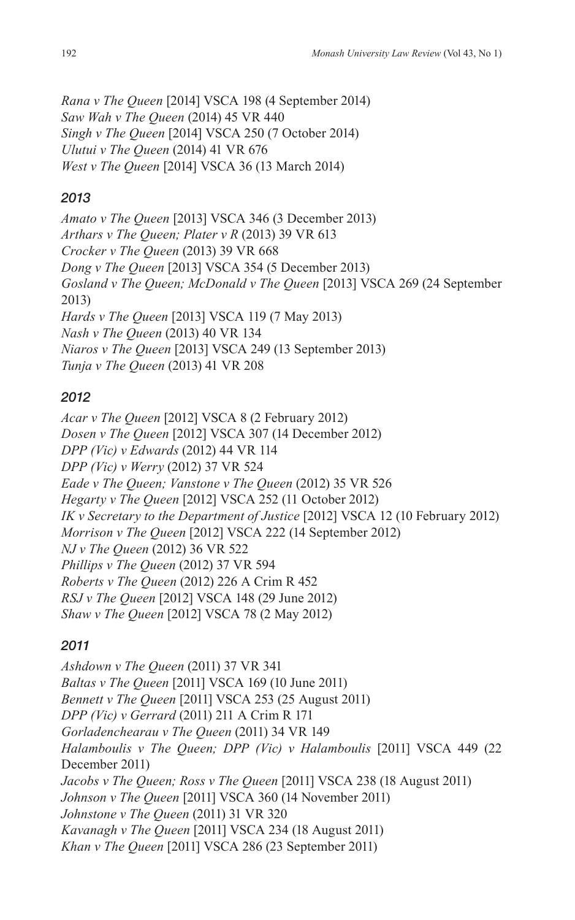*Rana v The Queen* [2014] VSCA 198 (4 September 2014)
*Saw Wah v The Queen* (2014) 45 VR 440
*Singh v The Queen* [2014] VSCA 250 (7 October 2014)
*Ulutui v The Queen* (2014) 41 VR 676
*West v The Queen* [2014] VSCA 36 (13 March 2014)

### *2013*

*Amato v The Queen* [2013] VSCA 346 (3 December 2013)
*Arthars v The Queen; Plater v R* (2013) 39 VR 613
*Crocker v The Queen* (2013) 39 VR 668
*Dong v The Queen* [2013] VSCA 354 (5 December 2013)
*Gosland v The Queen; McDonald v The Queen* [2013] VSCA 269 (24 September 2013)
*Hards v The Queen* [2013] VSCA 119 (7 May 2013)
*Nash v The Queen* (2013) 40 VR 134
*Niaros v The Queen* [2013] VSCA 249 (13 September 2013)
*Tunja v The Queen* (2013) 41 VR 208

### *2012*

*Acar v The Queen* [2012] VSCA 8 (2 February 2012)
*Dosen v The Queen* [2012] VSCA 307 (14 December 2012)
*DPP (Vic) v Edwards* (2012) 44 VR 114
*DPP (Vic) v Werry* (2012) 37 VR 524
*Eade v The Queen; Vanstone v The Queen* (2012) 35 VR 526
*Hegarty v The Queen* [2012] VSCA 252 (11 October 2012)
*IK v Secretary to the Department of Justice* [2012] VSCA 12 (10 February 2012)
*Morrison v The Queen* [2012] VSCA 222 (14 September 2012)
*NJ v The Queen* (2012) 36 VR 522
*Phillips v The Queen* (2012) 37 VR 594
*Roberts v The Queen* (2012) 226 A Crim R 452
*RSJ v The Queen* [2012] VSCA 148 (29 June 2012)
*Shaw v The Queen* [2012] VSCA 78 (2 May 2012)

### *2011*

*Ashdown v The Queen* (2011) 37 VR 341
*Baltas v The Queen* [2011] VSCA 169 (10 June 2011)
*Bennett v The Queen* [2011] VSCA 253 (25 August 2011)
*DPP (Vic) v Gerrard* (2011) 211 A Crim R 171
*Gorladenchearau v The Queen* (2011) 34 VR 149
*Halamboulis v The Queen; DPP (Vic) v Halamboulis* [2011] VSCA 449 (22 December 2011)
*Jacobs v The Queen; Ross v The Queen* [2011] VSCA 238 (18 August 2011)
*Johnson v The Queen* [2011] VSCA 360 (14 November 2011)
*Johnstone v The Queen* (2011) 31 VR 320
*Kavanagh v The Queen* [2011] VSCA 234 (18 August 2011)
*Khan v The Queen* [2011] VSCA 286 (23 September 2011)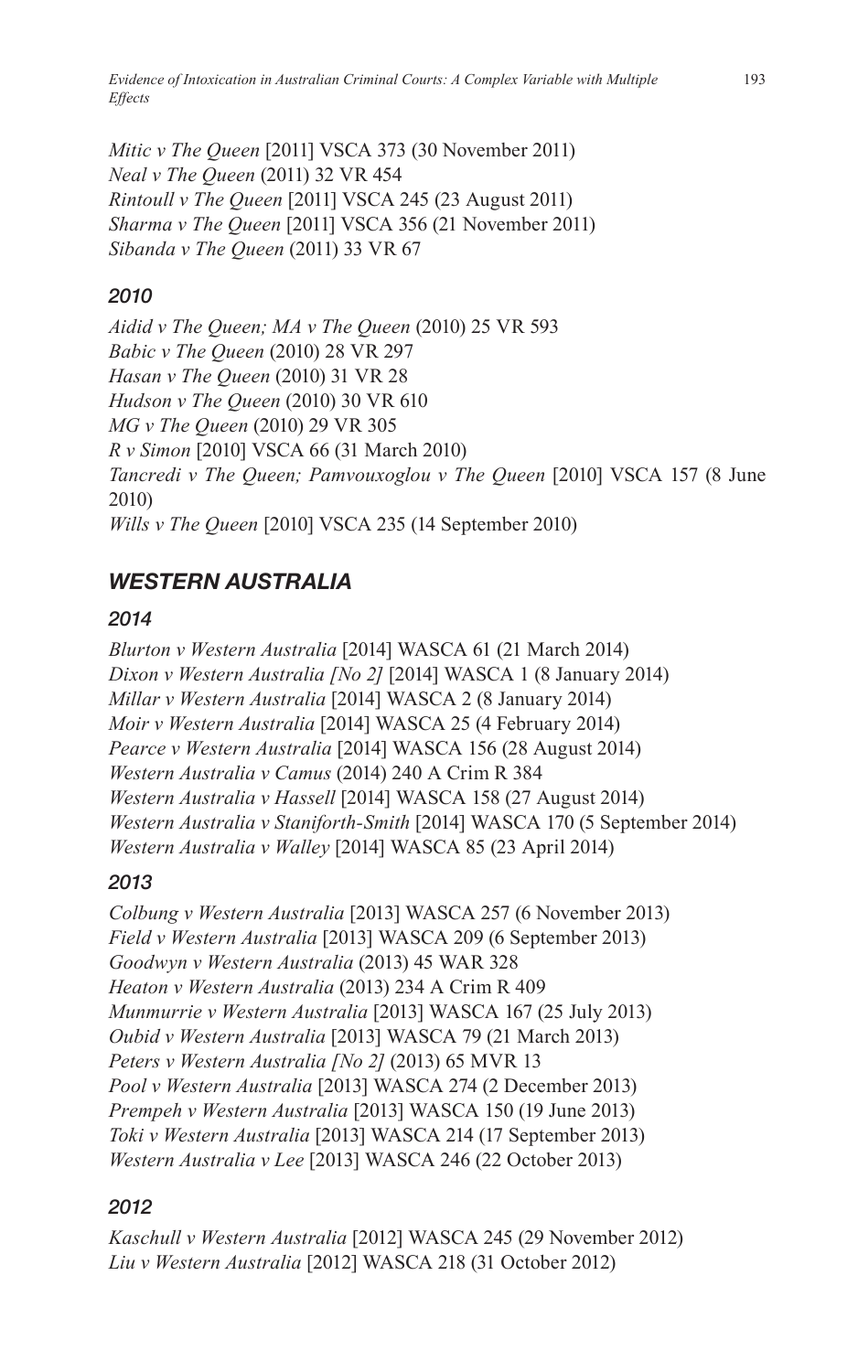*Mitic v The Queen* [2011] VSCA 373 (30 November 2011)
*Neal v The Queen* (2011) 32 VR 454
*Rintoull v The Queen* [2011] VSCA 245 (23 August 2011)
*Sharma v The Queen* [2011] VSCA 356 (21 November 2011)
*Sibanda v The Queen* (2011) 33 VR 67

### 2010

*Aidid v The Queen; MA v The Queen* (2010) 25 VR 593
*Babic v The Queen* (2010) 28 VR 297
*Hasan v The Queen* (2010) 31 VR 28
*Hudson v The Queen* (2010) 30 VR 610
*MG v The Queen* (2010) 29 VR 305
*R v Simon* [2010] VSCA 66 (31 March 2010)
*Tancredi v The Queen; Pamvouxoglou v The Queen* [2010] VSCA 157 (8 June 2010)
*Wills v The Queen* [2010] VSCA 235 (14 September 2010)

## WESTERN AUSTRALIA

### 2014

*Blurton v Western Australia* [2014] WASCA 61 (21 March 2014)
*Dixon v Western Australia [No 2]* [2014] WASCA 1 (8 January 2014)
*Millar v Western Australia* [2014] WASCA 2 (8 January 2014)
*Moir v Western Australia* [2014] WASCA 25 (4 February 2014)
*Pearce v Western Australia* [2014] WASCA 156 (28 August 2014)
*Western Australia v Camus* (2014) 240 A Crim R 384
*Western Australia v Hassell* [2014] WASCA 158 (27 August 2014)
*Western Australia v Staniforth-Smith* [2014] WASCA 170 (5 September 2014)
*Western Australia v Walley* [2014] WASCA 85 (23 April 2014)

### 2013

*Colbung v Western Australia* [2013] WASCA 257 (6 November 2013)
*Field v Western Australia* [2013] WASCA 209 (6 September 2013)
*Goodwyn v Western Australia* (2013) 45 WAR 328
*Heaton v Western Australia* (2013) 234 A Crim R 409
*Munmurrie v Western Australia* [2013] WASCA 167 (25 July 2013)
*Oubid v Western Australia* [2013] WASCA 79 (21 March 2013)
*Peters v Western Australia [No 2]* (2013) 65 MVR 13
*Pool v Western Australia* [2013] WASCA 274 (2 December 2013)
*Prempeh v Western Australia* [2013] WASCA 150 (19 June 2013)
*Toki v Western Australia* [2013] WASCA 214 (17 September 2013)
*Western Australia v Lee* [2013] WASCA 246 (22 October 2013)

### 2012

*Kaschull v Western Australia* [2012] WASCA 245 (29 November 2012)
*Liu v Western Australia* [2012] WASCA 218 (31 October 2012)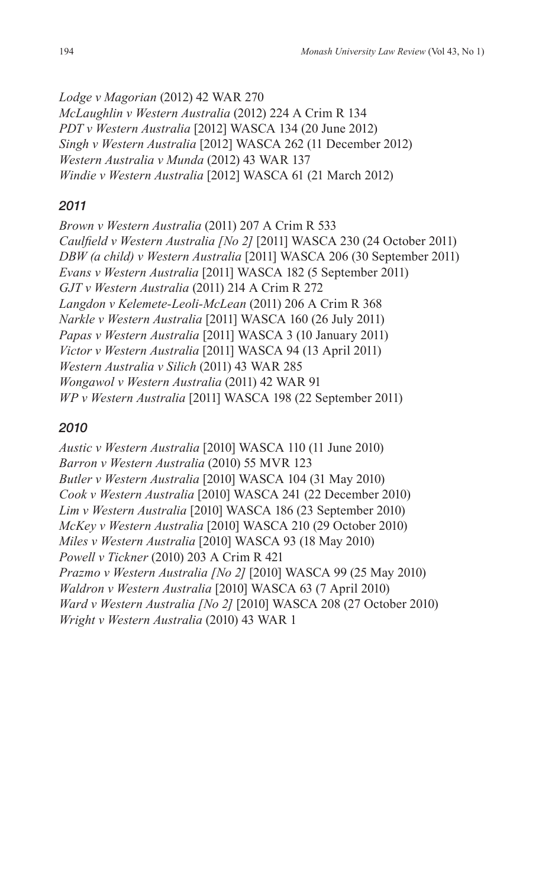*Lodge v Magorian* (2012) 42 WAR 270
*McLaughlin v Western Australia* (2012) 224 A Crim R 134
*PDT v Western Australia* [2012] WASCA 134 (20 June 2012)
*Singh v Western Australia* [2012] WASCA 262 (11 December 2012)
*Western Australia v Munda* (2012) 43 WAR 137
*Windie v Western Australia* [2012] WASCA 61 (21 March 2012)

### *2011*

*Brown v Western Australia* (2011) 207 A Crim R 533
*Caulfield v Western Australia [No 2]* [2011] WASCA 230 (24 October 2011)
*DBW (a child) v Western Australia* [2011] WASCA 206 (30 September 2011)
*Evans v Western Australia* [2011] WASCA 182 (5 September 2011)
*GJT v Western Australia* (2011) 214 A Crim R 272
*Langdon v Kelemete-Leoli-McLean* (2011) 206 A Crim R 368
*Narkle v Western Australia* [2011] WASCA 160 (26 July 2011)
*Papas v Western Australia* [2011] WASCA 3 (10 January 2011)
*Victor v Western Australia* [2011] WASCA 94 (13 April 2011)
*Western Australia v Silich* (2011) 43 WAR 285
*Wongawol v Western Australia* (2011) 42 WAR 91
*WP v Western Australia* [2011] WASCA 198 (22 September 2011)

### *2010*

*Austic v Western Australia* [2010] WASCA 110 (11 June 2010)
*Barron v Western Australia* (2010) 55 MVR 123
*Butler v Western Australia* [2010] WASCA 104 (31 May 2010)
*Cook v Western Australia* [2010] WASCA 241 (22 December 2010)
*Lim v Western Australia* [2010] WASCA 186 (23 September 2010)
*McKey v Western Australia* [2010] WASCA 210 (29 October 2010)
*Miles v Western Australia* [2010] WASCA 93 (18 May 2010)
*Powell v Tickner* (2010) 203 A Crim R 421
*Prazmo v Western Australia [No 2]* [2010] WASCA 99 (25 May 2010)
*Waldron v Western Australia* [2010] WASCA 63 (7 April 2010)
*Ward v Western Australia [No 2]* [2010] WASCA 208 (27 October 2010)
*Wright v Western Australia* (2010) 43 WAR 1